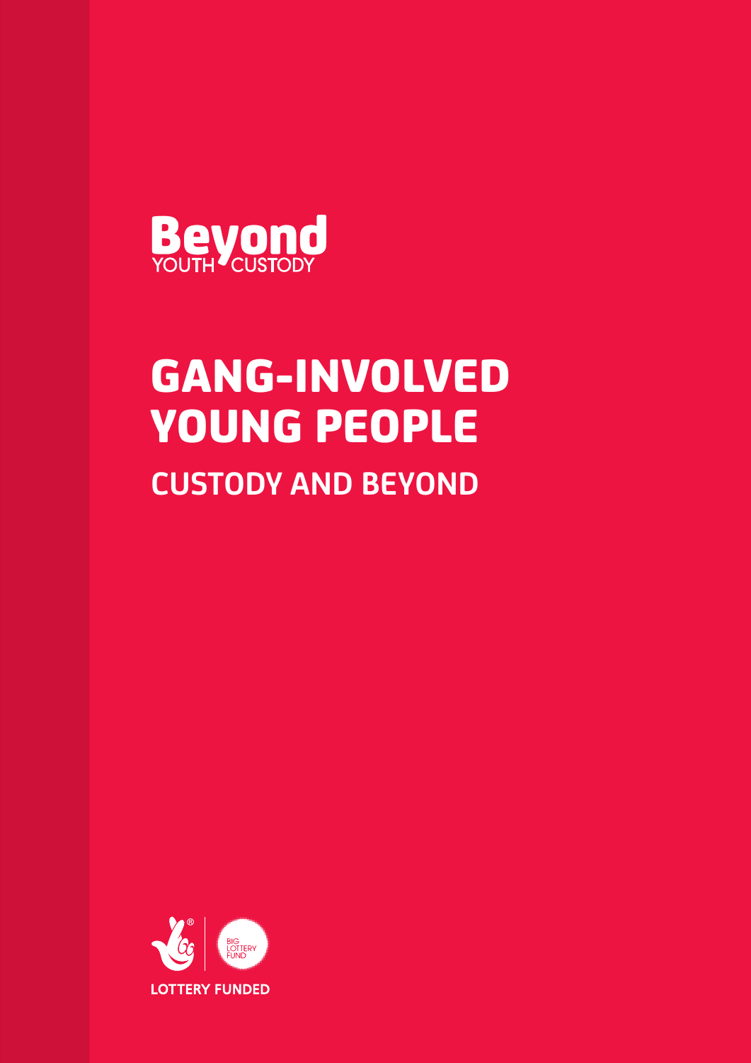Beyond
YOUTH CUSTODY

# GANG-INVOLVED YOUNG PEOPLE

## CUSTODY AND BEYOND

BIG LOTTERY FUND

LOTTERY FUNDED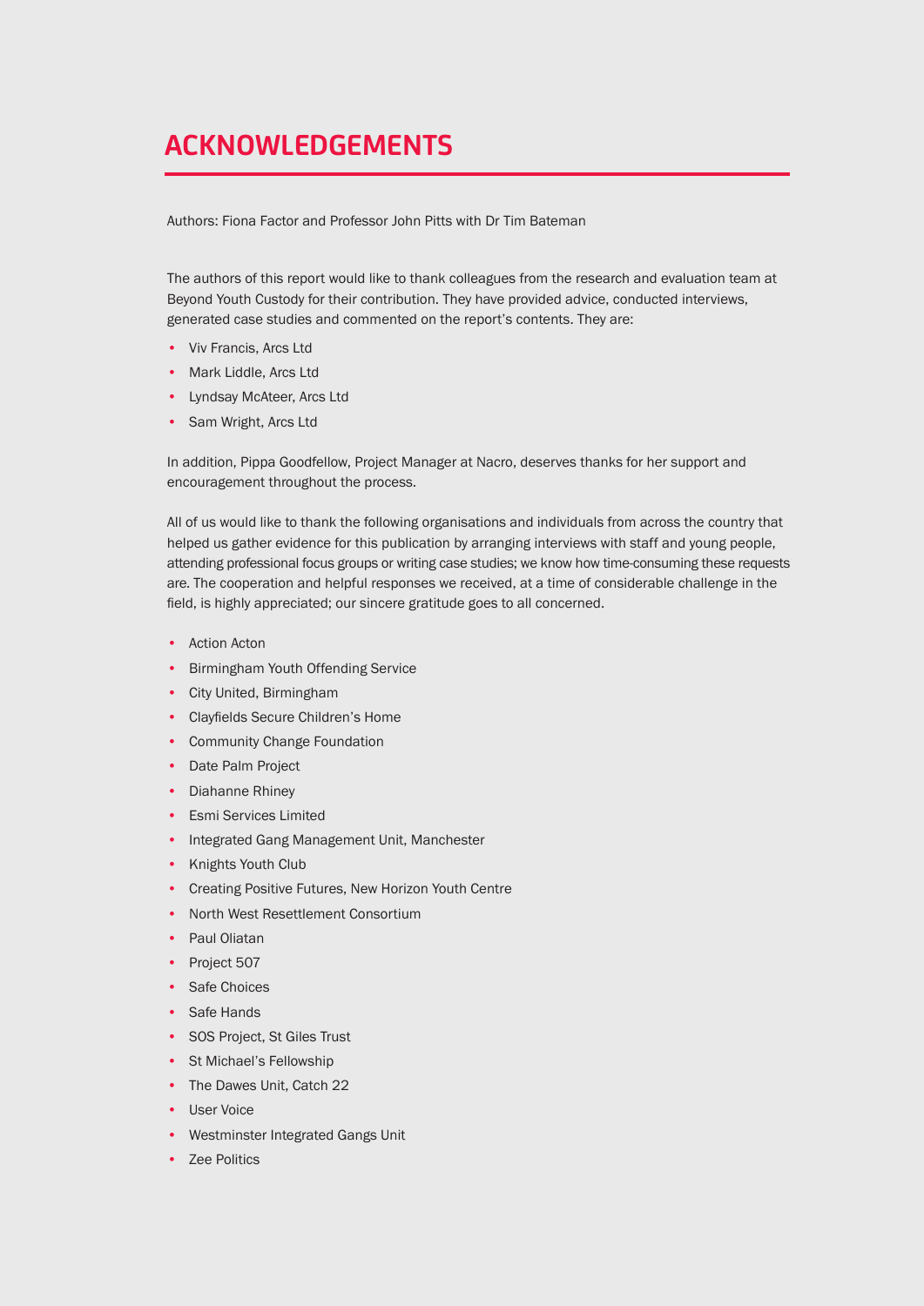# ACKNOWLEDGEMENTS

Authors: Fiona Factor and Professor John Pitts with Dr Tim Bateman

The authors of this report would like to thank colleagues from the research and evaluation team at Beyond Youth Custody for their contribution. They have provided advice, conducted interviews, generated case studies and commented on the report's contents. They are:

- Viv Francis, Arcs Ltd
- Mark Liddle, Arcs Ltd
- Lyndsay McAteer, Arcs Ltd
- Sam Wright, Arcs Ltd

In addition, Pippa Goodfellow, Project Manager at Nacro, deserves thanks for her support and encouragement throughout the process.

All of us would like to thank the following organisations and individuals from across the country that helped us gather evidence for this publication by arranging interviews with staff and young people, attending professional focus groups or writing case studies; we know how time-consuming these requests are. The cooperation and helpful responses we received, at a time of considerable challenge in the field, is highly appreciated; our sincere gratitude goes to all concerned.

- Action Acton
- Birmingham Youth Offending Service
- City United, Birmingham
- Clayfields Secure Children's Home
- Community Change Foundation
- Date Palm Project
- Diahanne Rhiney
- Esmi Services Limited
- Integrated Gang Management Unit, Manchester
- Knights Youth Club
- Creating Positive Futures, New Horizon Youth Centre
- North West Resettlement Consortium
- Paul Oliatan
- Project 507
- Safe Choices
- Safe Hands
- SOS Project, St Giles Trust
- St Michael's Fellowship
- The Dawes Unit, Catch 22
- User Voice
- Westminster Integrated Gangs Unit
- Zee Politics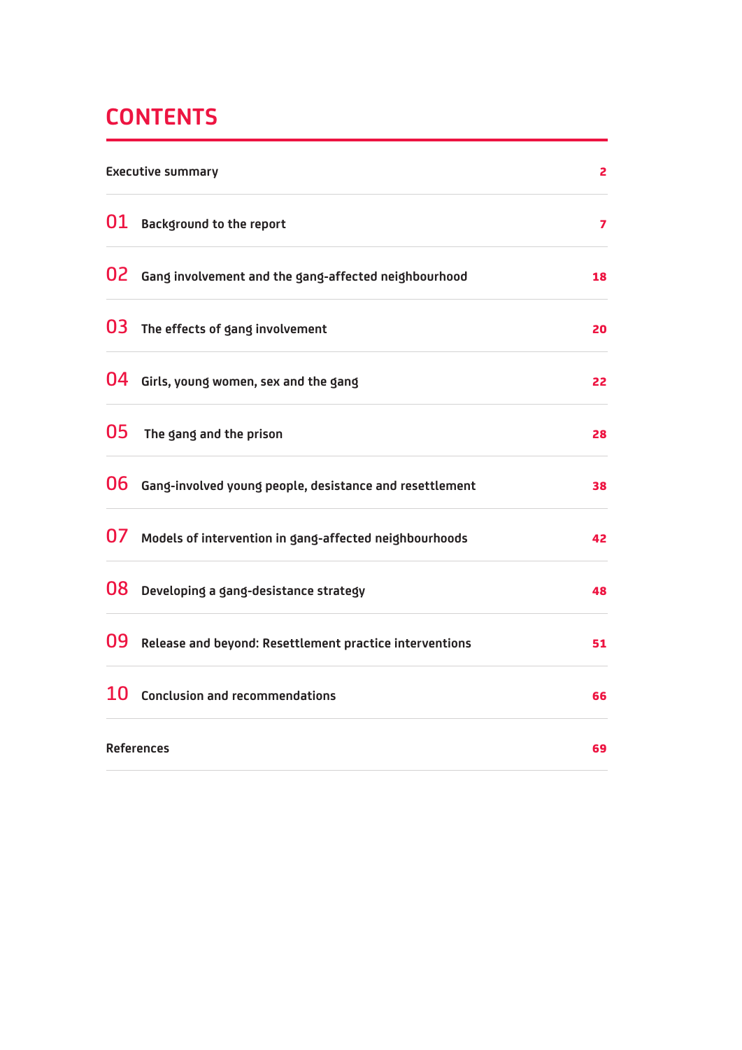# CONTENTS

| | | |
|---|---|---|
| | Executive summary | 2 |
| 01 | Background to the report | 7 |
| 02 | Gang involvement and the gang-affected neighbourhood | 18 |
| 03 | The effects of gang involvement | 20 |
| 04 | Girls, young women, sex and the gang | 22 |
| 05 | The gang and the prison | 28 |
| 06 | Gang-involved young people, desistance and resettlement | 38 |
| 07 | Models of intervention in gang-affected neighbourhoods | 42 |
| 08 | Developing a gang-desistance strategy | 48 |
| 09 | Release and beyond: Resettlement practice interventions | 51 |
| 10 | Conclusion and recommendations | 66 |
| | References | 69 |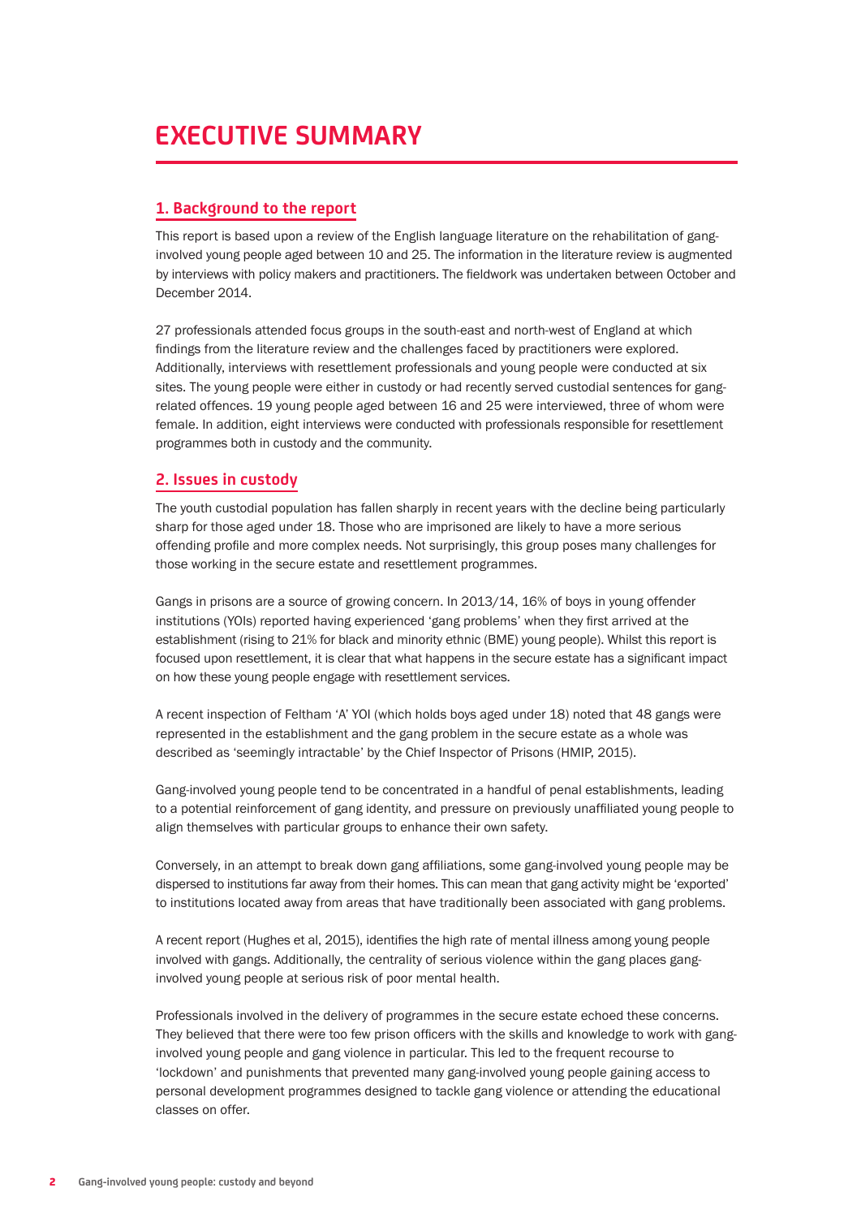# EXECUTIVE SUMMARY

## 1. Background to the report

This report is based upon a review of the English language literature on the rehabilitation of gang-involved young people aged between 10 and 25. The information in the literature review is augmented by interviews with policy makers and practitioners. The fieldwork was undertaken between October and December 2014.

27 professionals attended focus groups in the south-east and north-west of England at which findings from the literature review and the challenges faced by practitioners were explored. Additionally, interviews with resettlement professionals and young people were conducted at six sites. The young people were either in custody or had recently served custodial sentences for gang-related offences. 19 young people aged between 16 and 25 were interviewed, three of whom were female. In addition, eight interviews were conducted with professionals responsible for resettlement programmes both in custody and the community.

## 2. Issues in custody

The youth custodial population has fallen sharply in recent years with the decline being particularly sharp for those aged under 18. Those who are imprisoned are likely to have a more serious offending profile and more complex needs. Not surprisingly, this group poses many challenges for those working in the secure estate and resettlement programmes.

Gangs in prisons are a source of growing concern. In 2013/14, 16% of boys in young offender institutions (YOIs) reported having experienced 'gang problems' when they first arrived at the establishment (rising to 21% for black and minority ethnic (BME) young people). Whilst this report is focused upon resettlement, it is clear that what happens in the secure estate has a significant impact on how these young people engage with resettlement services.

A recent inspection of Feltham 'A' YOI (which holds boys aged under 18) noted that 48 gangs were represented in the establishment and the gang problem in the secure estate as a whole was described as 'seemingly intractable' by the Chief Inspector of Prisons (HMIP, 2015).

Gang-involved young people tend to be concentrated in a handful of penal establishments, leading to a potential reinforcement of gang identity, and pressure on previously unaffiliated young people to align themselves with particular groups to enhance their own safety.

Conversely, in an attempt to break down gang affiliations, some gang-involved young people may be dispersed to institutions far away from their homes. This can mean that gang activity might be 'exported' to institutions located away from areas that have traditionally been associated with gang problems.

A recent report (Hughes et al, 2015), identifies the high rate of mental illness among young people involved with gangs. Additionally, the centrality of serious violence within the gang places gang-involved young people at serious risk of poor mental health.

Professionals involved in the delivery of programmes in the secure estate echoed these concerns. They believed that there were too few prison officers with the skills and knowledge to work with gang-involved young people and gang violence in particular. This led to the frequent recourse to 'lockdown' and punishments that prevented many gang-involved young people gaining access to personal development programmes designed to tackle gang violence or attending the educational classes on offer.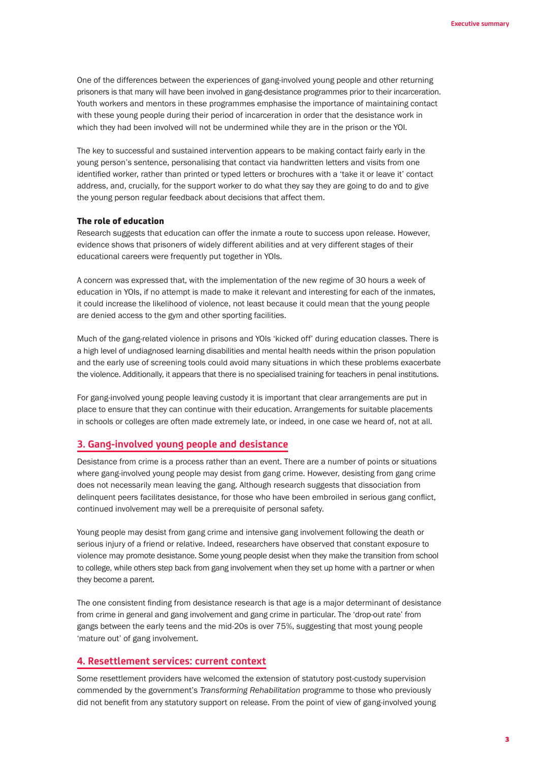One of the differences between the experiences of gang-involved young people and other returning prisoners is that many will have been involved in gang-desistance programmes prior to their incarceration. Youth workers and mentors in these programmes emphasise the importance of maintaining contact with these young people during their period of incarceration in order that the desistance work in which they had been involved will not be undermined while they are in the prison or the YOI.

The key to successful and sustained intervention appears to be making contact fairly early in the young person's sentence, personalising that contact via handwritten letters and visits from one identified worker, rather than printed or typed letters or brochures with a 'take it or leave it' contact address, and, crucially, for the support worker to do what they say they are going to do and to give the young person regular feedback about decisions that affect them.

#### The role of education

Research suggests that education can offer the inmate a route to success upon release. However, evidence shows that prisoners of widely different abilities and at very different stages of their educational careers were frequently put together in YOIs.

A concern was expressed that, with the implementation of the new regime of 30 hours a week of education in YOIs, if no attempt is made to make it relevant and interesting for each of the inmates, it could increase the likelihood of violence, not least because it could mean that the young people are denied access to the gym and other sporting facilities.

Much of the gang-related violence in prisons and YOIs 'kicked off' during education classes. There is a high level of undiagnosed learning disabilities and mental health needs within the prison population and the early use of screening tools could avoid many situations in which these problems exacerbate the violence. Additionally, it appears that there is no specialised training for teachers in penal institutions.

For gang-involved young people leaving custody it is important that clear arrangements are put in place to ensure that they can continue with their education. Arrangements for suitable placements in schools or colleges are often made extremely late, or indeed, in one case we heard of, not at all.

### 3. Gang-involved young people and desistance

Desistance from crime is a process rather than an event. There are a number of points or situations where gang-involved young people may desist from gang crime. However, desisting from gang crime does not necessarily mean leaving the gang. Although research suggests that dissociation from delinquent peers facilitates desistance, for those who have been embroiled in serious gang conflict, continued involvement may well be a prerequisite of personal safety.

Young people may desist from gang crime and intensive gang involvement following the death or serious injury of a friend or relative. Indeed, researchers have observed that constant exposure to violence may promote desistance. Some young people desist when they make the transition from school to college, while others step back from gang involvement when they set up home with a partner or when they become a parent.

The one consistent finding from desistance research is that age is a major determinant of desistance from crime in general and gang involvement and gang crime in particular. The 'drop-out rate' from gangs between the early teens and the mid-20s is over 75%, suggesting that most young people 'mature out' of gang involvement.

### 4. Resettlement services: current context

Some resettlement providers have welcomed the extension of statutory post-custody supervision commended by the government's *Transforming Rehabilitation* programme to those who previously did not benefit from any statutory support on release. From the point of view of gang-involved young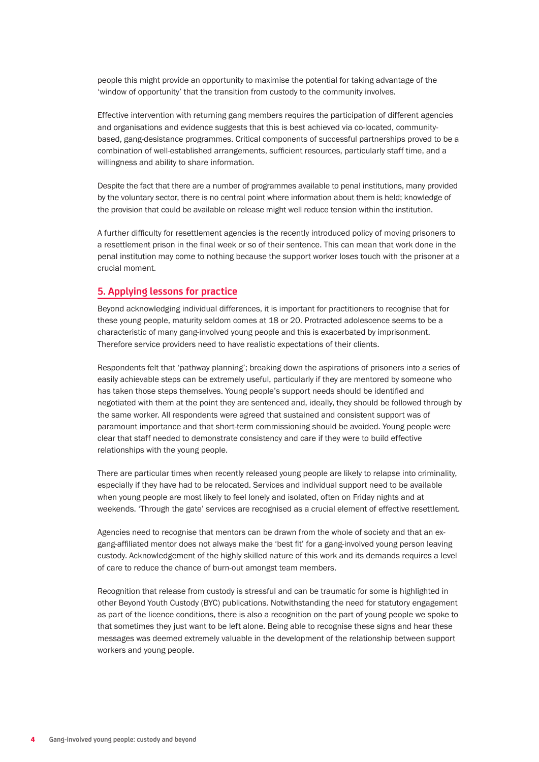people this might provide an opportunity to maximise the potential for taking advantage of the 'window of opportunity' that the transition from custody to the community involves.

Effective intervention with returning gang members requires the participation of different agencies and organisations and evidence suggests that this is best achieved via co-located, community-based, gang-desistance programmes. Critical components of successful partnerships proved to be a combination of well-established arrangements, sufficient resources, particularly staff time, and a willingness and ability to share information.

Despite the fact that there are a number of programmes available to penal institutions, many provided by the voluntary sector, there is no central point where information about them is held; knowledge of the provision that could be available on release might well reduce tension within the institution.

A further difficulty for resettlement agencies is the recently introduced policy of moving prisoners to a resettlement prison in the final week or so of their sentence. This can mean that work done in the penal institution may come to nothing because the support worker loses touch with the prisoner at a crucial moment.

## 5. Applying lessons for practice

Beyond acknowledging individual differences, it is important for practitioners to recognise that for these young people, maturity seldom comes at 18 or 20. Protracted adolescence seems to be a characteristic of many gang-involved young people and this is exacerbated by imprisonment. Therefore service providers need to have realistic expectations of their clients.

Respondents felt that 'pathway planning'; breaking down the aspirations of prisoners into a series of easily achievable steps can be extremely useful, particularly if they are mentored by someone who has taken those steps themselves. Young people's support needs should be identified and negotiated with them at the point they are sentenced and, ideally, they should be followed through by the same worker. All respondents were agreed that sustained and consistent support was of paramount importance and that short-term commissioning should be avoided. Young people were clear that staff needed to demonstrate consistency and care if they were to build effective relationships with the young people.

There are particular times when recently released young people are likely to relapse into criminality, especially if they have had to be relocated. Services and individual support need to be available when young people are most likely to feel lonely and isolated, often on Friday nights and at weekends. 'Through the gate' services are recognised as a crucial element of effective resettlement.

Agencies need to recognise that mentors can be drawn from the whole of society and that an ex-gang-affiliated mentor does not always make the 'best fit' for a gang-involved young person leaving custody. Acknowledgement of the highly skilled nature of this work and its demands requires a level of care to reduce the chance of burn-out amongst team members.

Recognition that release from custody is stressful and can be traumatic for some is highlighted in other Beyond Youth Custody (BYC) publications. Notwithstanding the need for statutory engagement as part of the licence conditions, there is also a recognition on the part of young people we spoke to that sometimes they just want to be left alone. Being able to recognise these signs and hear these messages was deemed extremely valuable in the development of the relationship between support workers and young people.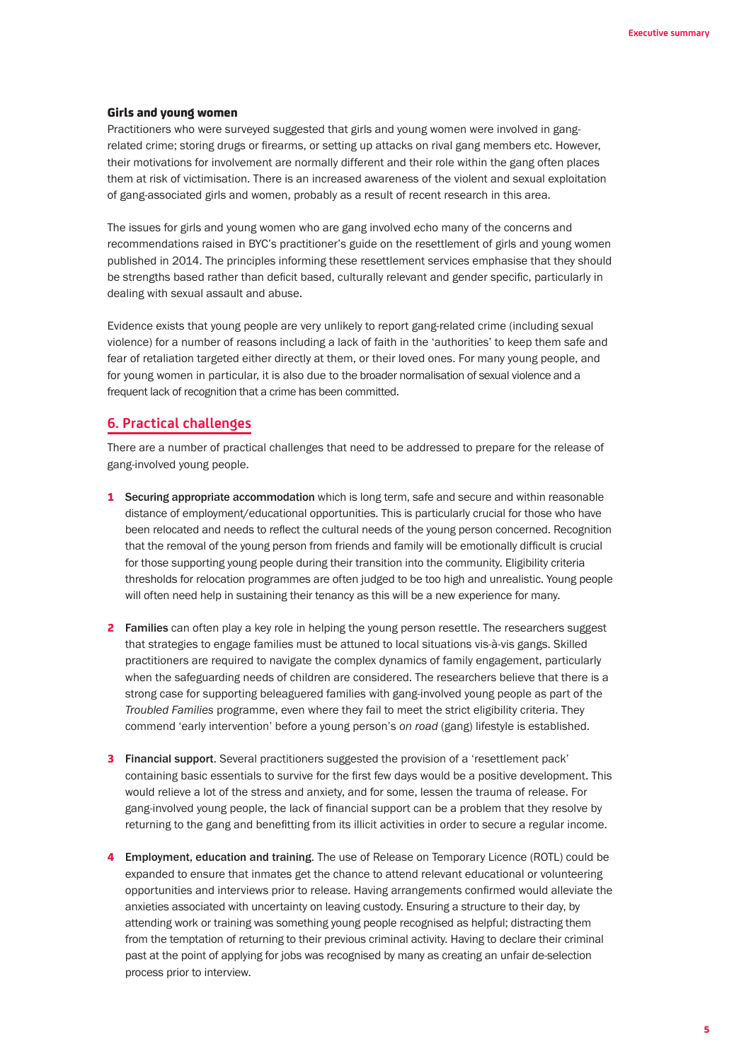### Girls and young women

Practitioners who were surveyed suggested that girls and young women were involved in gang-related crime; storing drugs or firearms, or setting up attacks on rival gang members etc. However, their motivations for involvement are normally different and their role within the gang often places them at risk of victimisation. There is an increased awareness of the violent and sexual exploitation of gang-associated girls and women, probably as a result of recent research in this area.

The issues for girls and young women who are gang involved echo many of the concerns and recommendations raised in BYC's practitioner's guide on the resettlement of girls and young women published in 2014. The principles informing these resettlement services emphasise that they should be strengths based rather than deficit based, culturally relevant and gender specific, particularly in dealing with sexual assault and abuse.

Evidence exists that young people are very unlikely to report gang-related crime (including sexual violence) for a number of reasons including a lack of faith in the 'authorities' to keep them safe and fear of retaliation targeted either directly at them, or their loved ones. For many young people, and for young women in particular, it is also due to the broader normalisation of sexual violence and a frequent lack of recognition that a crime has been committed.

## 6. Practical challenges

There are a number of practical challenges that need to be addressed to prepare for the release of gang-involved young people.

1. **Securing appropriate accommodation** which is long term, safe and secure and within reasonable distance of employment/educational opportunities. This is particularly crucial for those who have been relocated and needs to reflect the cultural needs of the young person concerned. Recognition that the removal of the young person from friends and family will be emotionally difficult is crucial for those supporting young people during their transition into the community. Eligibility criteria thresholds for relocation programmes are often judged to be too high and unrealistic. Young people will often need help in sustaining their tenancy as this will be a new experience for many.

2. **Families** can often play a key role in helping the young person resettle. The researchers suggest that strategies to engage families must be attuned to local situations vis-à-vis gangs. Skilled practitioners are required to navigate the complex dynamics of family engagement, particularly when the safeguarding needs of children are considered. The researchers believe that there is a strong case for supporting beleaguered families with gang-involved young people as part of the *Troubled Families* programme, even where they fail to meet the strict eligibility criteria. They commend 'early intervention' before a young person's *on road* (gang) lifestyle is established.

3. **Financial support**. Several practitioners suggested the provision of a 'resettlement pack' containing basic essentials to survive for the first few days would be a positive development. This would relieve a lot of the stress and anxiety, and for some, lessen the trauma of release. For gang-involved young people, the lack of financial support can be a problem that they resolve by returning to the gang and benefitting from its illicit activities in order to secure a regular income.

4. **Employment, education and training**. The use of Release on Temporary Licence (ROTL) could be expanded to ensure that inmates get the chance to attend relevant educational or volunteering opportunities and interviews prior to release. Having arrangements confirmed would alleviate the anxieties associated with uncertainty on leaving custody. Ensuring a structure to their day, by attending work or training was something young people recognised as helpful; distracting them from the temptation of returning to their previous criminal activity. Having to declare their criminal past at the point of applying for jobs was recognised by many as creating an unfair de-selection process prior to interview.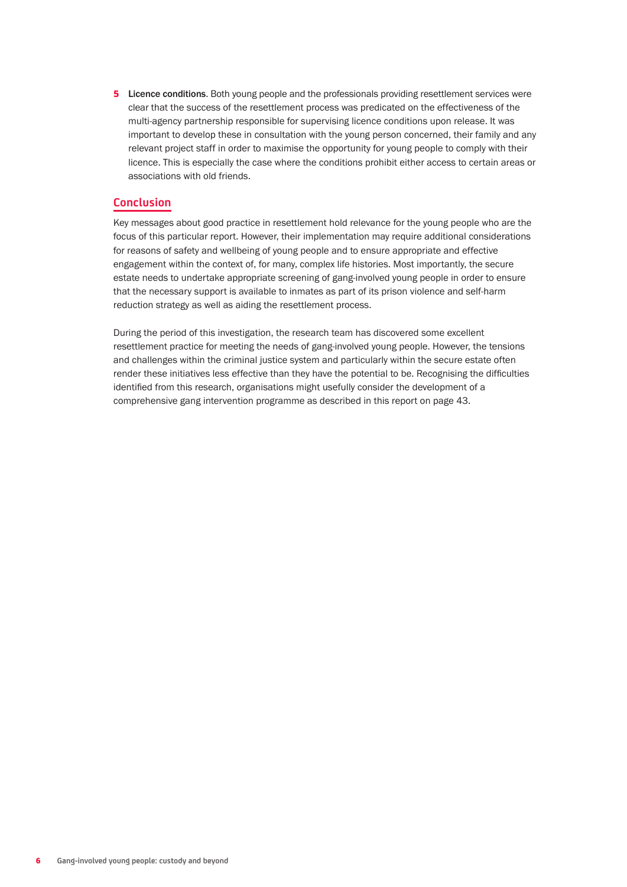5. **Licence conditions**. Both young people and the professionals providing resettlement services were clear that the success of the resettlement process was predicated on the effectiveness of the multi-agency partnership responsible for supervising licence conditions upon release. It was important to develop these in consultation with the young person concerned, their family and any relevant project staff in order to maximise the opportunity for young people to comply with their licence. This is especially the case where the conditions prohibit either access to certain areas or associations with old friends.

## Conclusion

Key messages about good practice in resettlement hold relevance for the young people who are the focus of this particular report. However, their implementation may require additional considerations for reasons of safety and wellbeing of young people and to ensure appropriate and effective engagement within the context of, for many, complex life histories. Most importantly, the secure estate needs to undertake appropriate screening of gang-involved young people in order to ensure that the necessary support is available to inmates as part of its prison violence and self-harm reduction strategy as well as aiding the resettlement process.

During the period of this investigation, the research team has discovered some excellent resettlement practice for meeting the needs of gang-involved young people. However, the tensions and challenges within the criminal justice system and particularly within the secure estate often render these initiatives less effective than they have the potential to be. Recognising the difficulties identified from this research, organisations might usefully consider the development of a comprehensive gang intervention programme as described in this report on page 43.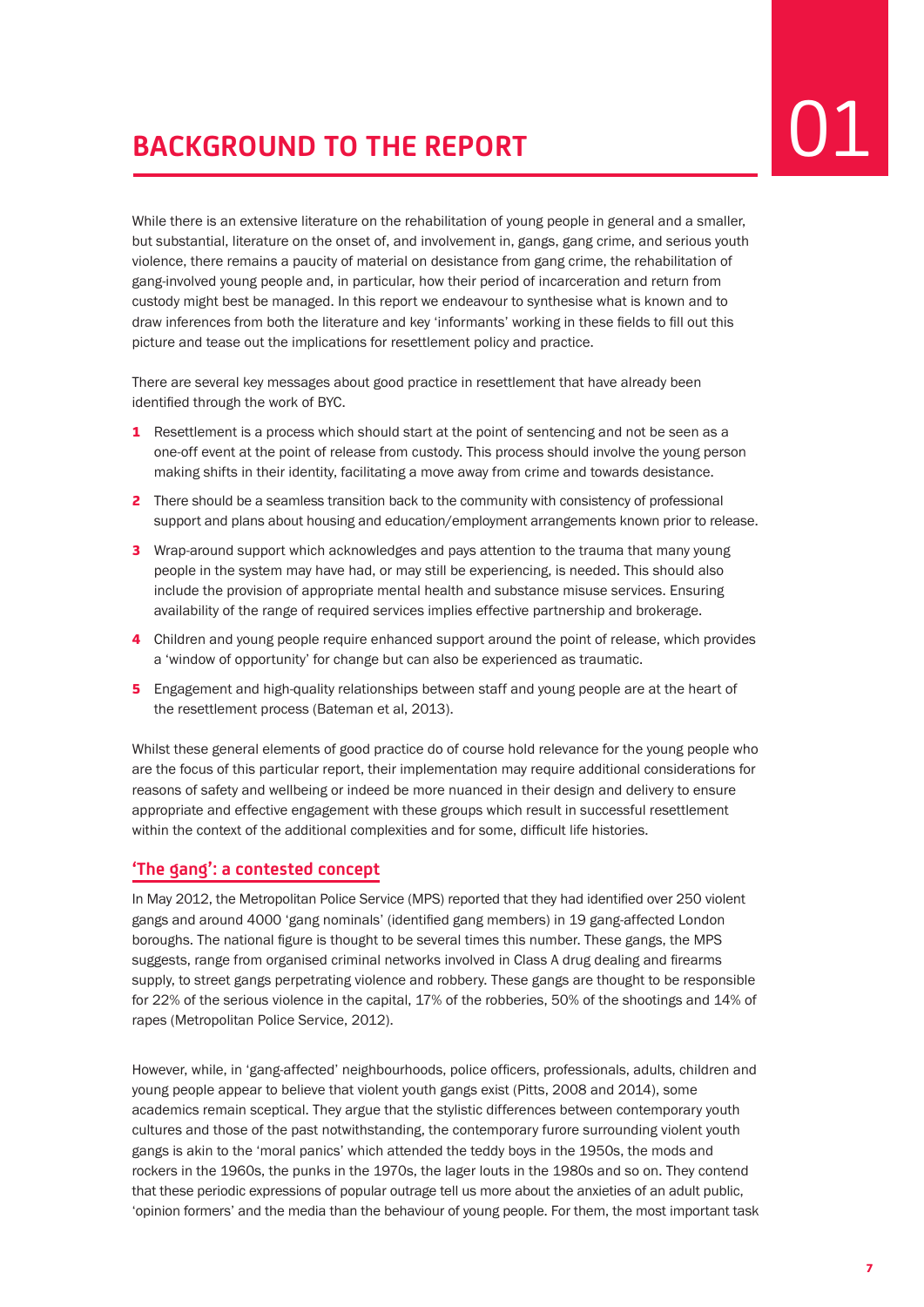# 01 BACKGROUND TO THE REPORT

While there is an extensive literature on the rehabilitation of young people in general and a smaller, but substantial, literature on the onset of, and involvement in, gangs, gang crime, and serious youth violence, there remains a paucity of material on desistance from gang crime, the rehabilitation of gang-involved young people and, in particular, how their period of incarceration and return from custody might best be managed. In this report we endeavour to synthesise what is known and to draw inferences from both the literature and key 'informants' working in these fields to fill out this picture and tease out the implications for resettlement policy and practice.

There are several key messages about good practice in resettlement that have already been identified through the work of BYC.

1. Resettlement is a process which should start at the point of sentencing and not be seen as a one-off event at the point of release from custody. This process should involve the young person making shifts in their identity, facilitating a move away from crime and towards desistance.
2. There should be a seamless transition back to the community with consistency of professional support and plans about housing and education/employment arrangements known prior to release.
3. Wrap-around support which acknowledges and pays attention to the trauma that many young people in the system may have had, or may still be experiencing, is needed. This should also include the provision of appropriate mental health and substance misuse services. Ensuring availability of the range of required services implies effective partnership and brokerage.
4. Children and young people require enhanced support around the point of release, which provides a 'window of opportunity' for change but can also be experienced as traumatic.
5. Engagement and high-quality relationships between staff and young people are at the heart of the resettlement process (Bateman et al, 2013).

Whilst these general elements of good practice do of course hold relevance for the young people who are the focus of this particular report, their implementation may require additional considerations for reasons of safety and wellbeing or indeed be more nuanced in their design and delivery to ensure appropriate and effective engagement with these groups which result in successful resettlement within the context of the additional complexities and for some, difficult life histories.

## 'The gang': a contested concept

In May 2012, the Metropolitan Police Service (MPS) reported that they had identified over 250 violent gangs and around 4000 'gang nominals' (identified gang members) in 19 gang-affected London boroughs. The national figure is thought to be several times this number. These gangs, the MPS suggests, range from organised criminal networks involved in Class A drug dealing and firearms supply, to street gangs perpetrating violence and robbery. These gangs are thought to be responsible for 22% of the serious violence in the capital, 17% of the robberies, 50% of the shootings and 14% of rapes (Metropolitan Police Service, 2012).

However, while, in 'gang-affected' neighbourhoods, police officers, professionals, adults, children and young people appear to believe that violent youth gangs exist (Pitts, 2008 and 2014), some academics remain sceptical. They argue that the stylistic differences between contemporary youth cultures and those of the past notwithstanding, the contemporary furore surrounding violent youth gangs is akin to the 'moral panics' which attended the teddy boys in the 1950s, the mods and rockers in the 1960s, the punks in the 1970s, the lager louts in the 1980s and so on. They contend that these periodic expressions of popular outrage tell us more about the anxieties of an adult public, 'opinion formers' and the media than the behaviour of young people. For them, the most important task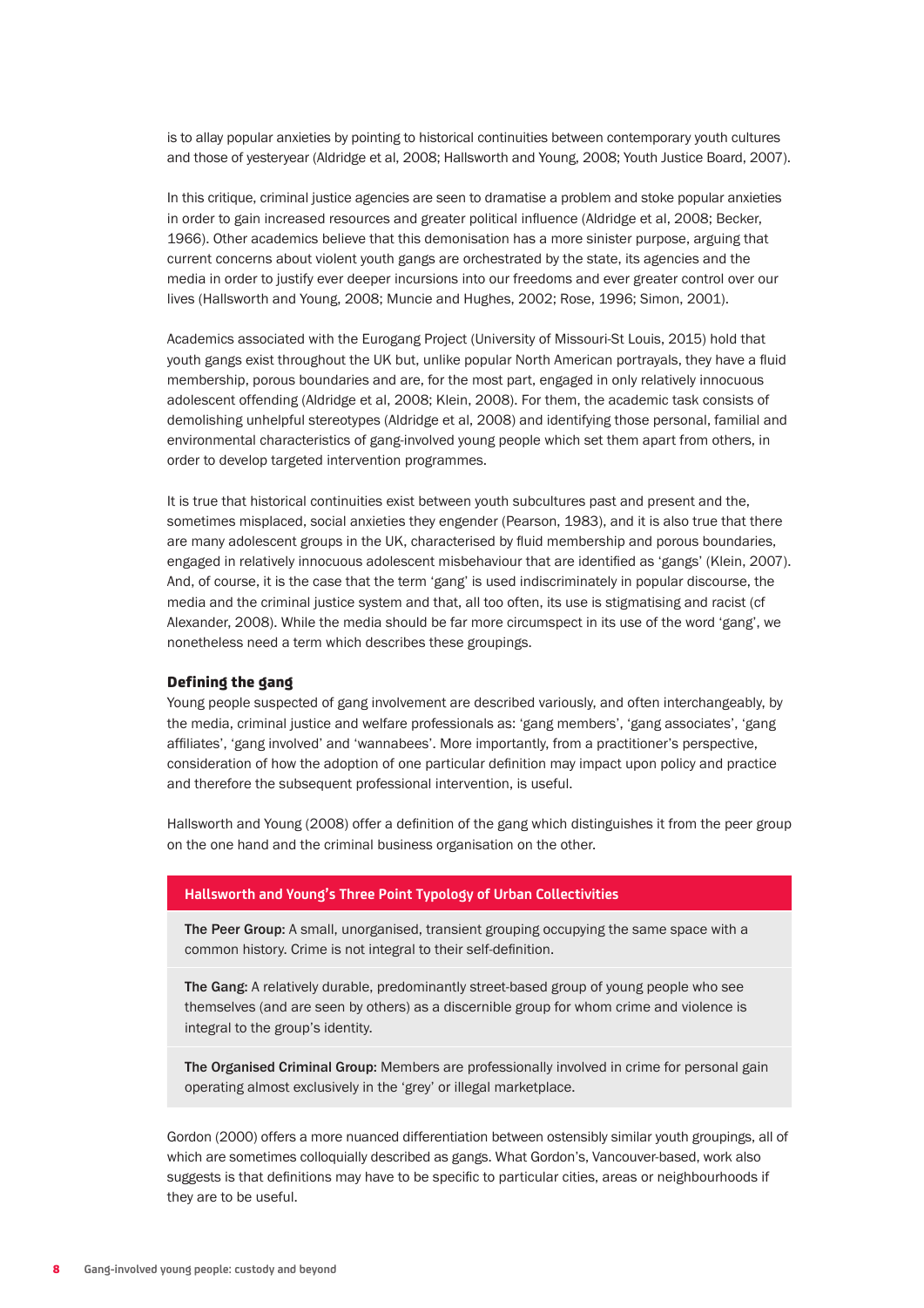is to allay popular anxieties by pointing to historical continuities between contemporary youth cultures and those of yesteryear (Aldridge et al, 2008; Hallsworth and Young, 2008; Youth Justice Board, 2007).

In this critique, criminal justice agencies are seen to dramatise a problem and stoke popular anxieties in order to gain increased resources and greater political influence (Aldridge et al, 2008; Becker, 1966). Other academics believe that this demonisation has a more sinister purpose, arguing that current concerns about violent youth gangs are orchestrated by the state, its agencies and the media in order to justify ever deeper incursions into our freedoms and ever greater control over our lives (Hallsworth and Young, 2008; Muncie and Hughes, 2002; Rose, 1996; Simon, 2001).

Academics associated with the Eurogang Project (University of Missouri-St Louis, 2015) hold that youth gangs exist throughout the UK but, unlike popular North American portrayals, they have a fluid membership, porous boundaries and are, for the most part, engaged in only relatively innocuous adolescent offending (Aldridge et al, 2008; Klein, 2008). For them, the academic task consists of demolishing unhelpful stereotypes (Aldridge et al, 2008) and identifying those personal, familial and environmental characteristics of gang-involved young people which set them apart from others, in order to develop targeted intervention programmes.

It is true that historical continuities exist between youth subcultures past and present and the, sometimes misplaced, social anxieties they engender (Pearson, 1983), and it is also true that there are many adolescent groups in the UK, characterised by fluid membership and porous boundaries, engaged in relatively innocuous adolescent misbehaviour that are identified as 'gangs' (Klein, 2007). And, of course, it is the case that the term 'gang' is used indiscriminately in popular discourse, the media and the criminal justice system and that, all too often, its use is stigmatising and racist (cf Alexander, 2008). While the media should be far more circumspect in its use of the word 'gang', we nonetheless need a term which describes these groupings.

### Defining the gang

Young people suspected of gang involvement are described variously, and often interchangeably, by the media, criminal justice and welfare professionals as: 'gang members', 'gang associates', 'gang affiliates', 'gang involved' and 'wannabees'. More importantly, from a practitioner's perspective, consideration of how the adoption of one particular definition may impact upon policy and practice and therefore the subsequent professional intervention, is useful.

Hallsworth and Young (2008) offer a definition of the gang which distinguishes it from the peer group on the one hand and the criminal business organisation on the other.

| Hallsworth and Young's Three Point Typology of Urban Collectivities |
| --- |
| **The Peer Group:** A small, unorganised, transient grouping occupying the same space with a common history. Crime is not integral to their self-definition. |
| **The Gang:** A relatively durable, predominantly street-based group of young people who see themselves (and are seen by others) as a discernible group for whom crime and violence is integral to the group's identity. |
| **The Organised Criminal Group:** Members are professionally involved in crime for personal gain operating almost exclusively in the 'grey' or illegal marketplace. |

Gordon (2000) offers a more nuanced differentiation between ostensibly similar youth groupings, all of which are sometimes colloquially described as gangs. What Gordon's, Vancouver-based, work also suggests is that definitions may have to be specific to particular cities, areas or neighbourhoods if they are to be useful.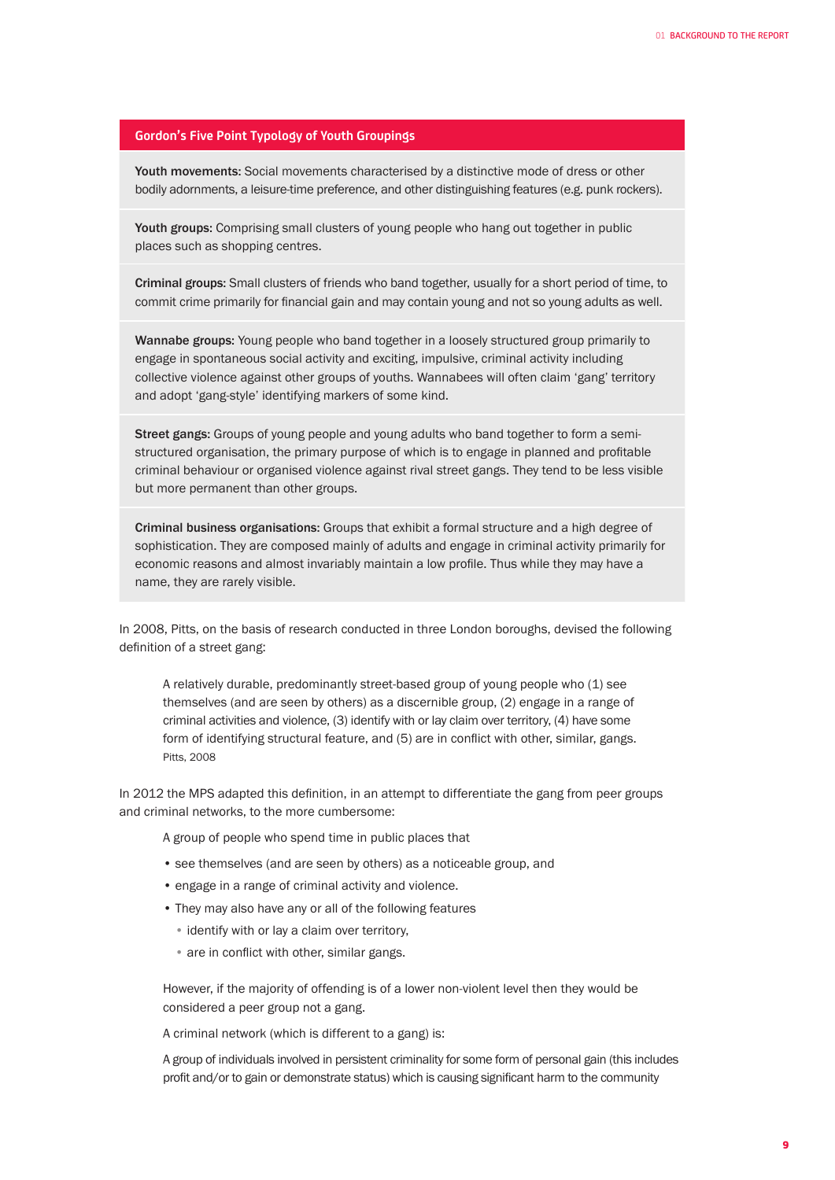### Gordon's Five Point Typology of Youth Groupings

**Youth movements:** Social movements characterised by a distinctive mode of dress or other bodily adornments, a leisure-time preference, and other distinguishing features (e.g. punk rockers).

**Youth groups:** Comprising small clusters of young people who hang out together in public places such as shopping centres.

**Criminal groups:** Small clusters of friends who band together, usually for a short period of time, to commit crime primarily for financial gain and may contain young and not so young adults as well.

**Wannabe groups:** Young people who band together in a loosely structured group primarily to engage in spontaneous social activity and exciting, impulsive, criminal activity including collective violence against other groups of youths. Wannabees will often claim 'gang' territory and adopt 'gang-style' identifying markers of some kind.

**Street gangs:** Groups of young people and young adults who band together to form a semi-structured organisation, the primary purpose of which is to engage in planned and profitable criminal behaviour or organised violence against rival street gangs. They tend to be less visible but more permanent than other groups.

**Criminal business organisations:** Groups that exhibit a formal structure and a high degree of sophistication. They are composed mainly of adults and engage in criminal activity primarily for economic reasons and almost invariably maintain a low profile. Thus while they may have a name, they are rarely visible.

In 2008, Pitts, on the basis of research conducted in three London boroughs, devised the following definition of a street gang:

> A relatively durable, predominantly street-based group of young people who (1) see themselves (and are seen by others) as a discernible group, (2) engage in a range of criminal activities and violence, (3) identify with or lay claim over territory, (4) have some form of identifying structural feature, and (5) are in conflict with other, similar, gangs.
> Pitts, 2008

In 2012 the MPS adapted this definition, in an attempt to differentiate the gang from peer groups and criminal networks, to the more cumbersome:

> A group of people who spend time in public places that
>
> - see themselves (and are seen by others) as a noticeable group, and
> - engage in a range of criminal activity and violence.
> - They may also have any or all of the following features
>   - identify with or lay a claim over territory,
>   - are in conflict with other, similar gangs.
>
> However, if the majority of offending is of a lower non-violent level then they would be considered a peer group not a gang.
>
> A criminal network (which is different to a gang) is:
>
> A group of individuals involved in persistent criminality for some form of personal gain (this includes profit and/or to gain or demonstrate status) which is causing significant harm to the community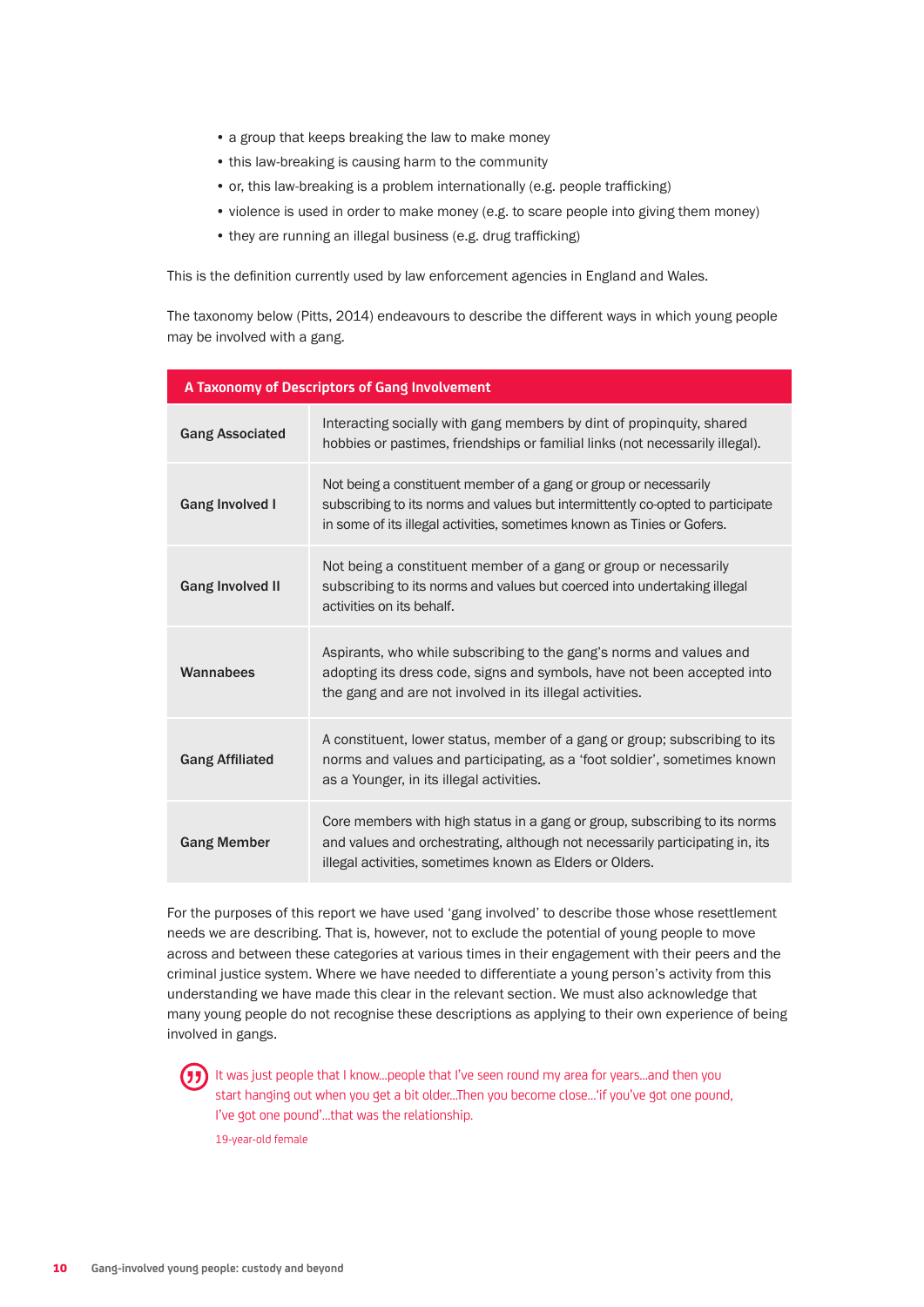- a group that keeps breaking the law to make money
- this law-breaking is causing harm to the community
- or, this law-breaking is a problem internationally (e.g. people trafficking)
- violence is used in order to make money (e.g. to scare people into giving them money)
- they are running an illegal business (e.g. drug trafficking)

This is the definition currently used by law enforcement agencies in England and Wales.

The taxonomy below (Pitts, 2014) endeavours to describe the different ways in which young people may be involved with a gang.

| A Taxonomy of Descriptors of Gang Involvement | |
|---|---|
| **Gang Associated** | Interacting socially with gang members by dint of propinquity, shared hobbies or pastimes, friendships or familial links (not necessarily illegal). |
| **Gang Involved I** | Not being a constituent member of a gang or group or necessarily subscribing to its norms and values but intermittently co-opted to participate in some of its illegal activities, sometimes known as Tinies or Gofers. |
| **Gang Involved II** | Not being a constituent member of a gang or group or necessarily subscribing to its norms and values but coerced into undertaking illegal activities on its behalf. |
| **Wannabees** | Aspirants, who while subscribing to the gang's norms and values and adopting its dress code, signs and symbols, have not been accepted into the gang and are not involved in its illegal activities. |
| **Gang Affiliated** | A constituent, lower status, member of a gang or group; subscribing to its norms and values and participating, as a 'foot soldier', sometimes known as a Younger, in its illegal activities. |
| **Gang Member** | Core members with high status in a gang or group, subscribing to its norms and values and orchestrating, although not necessarily participating in, its illegal activities, sometimes known as Elders or Olders. |

For the purposes of this report we have used 'gang involved' to describe those whose resettlement needs we are describing. That is, however, not to exclude the potential of young people to move across and between these categories at various times in their engagement with their peers and the criminal justice system. Where we have needed to differentiate a young person's activity from this understanding we have made this clear in the relevant section. We must also acknowledge that many young people do not recognise these descriptions as applying to their own experience of being involved in gangs.

> It was just people that I know...people that I've seen round my area for years...and then you start hanging out when you get a bit older...Then you become close...'if you've got one pound, I've got one pound'...that was the relationship.
>
> 19-year-old female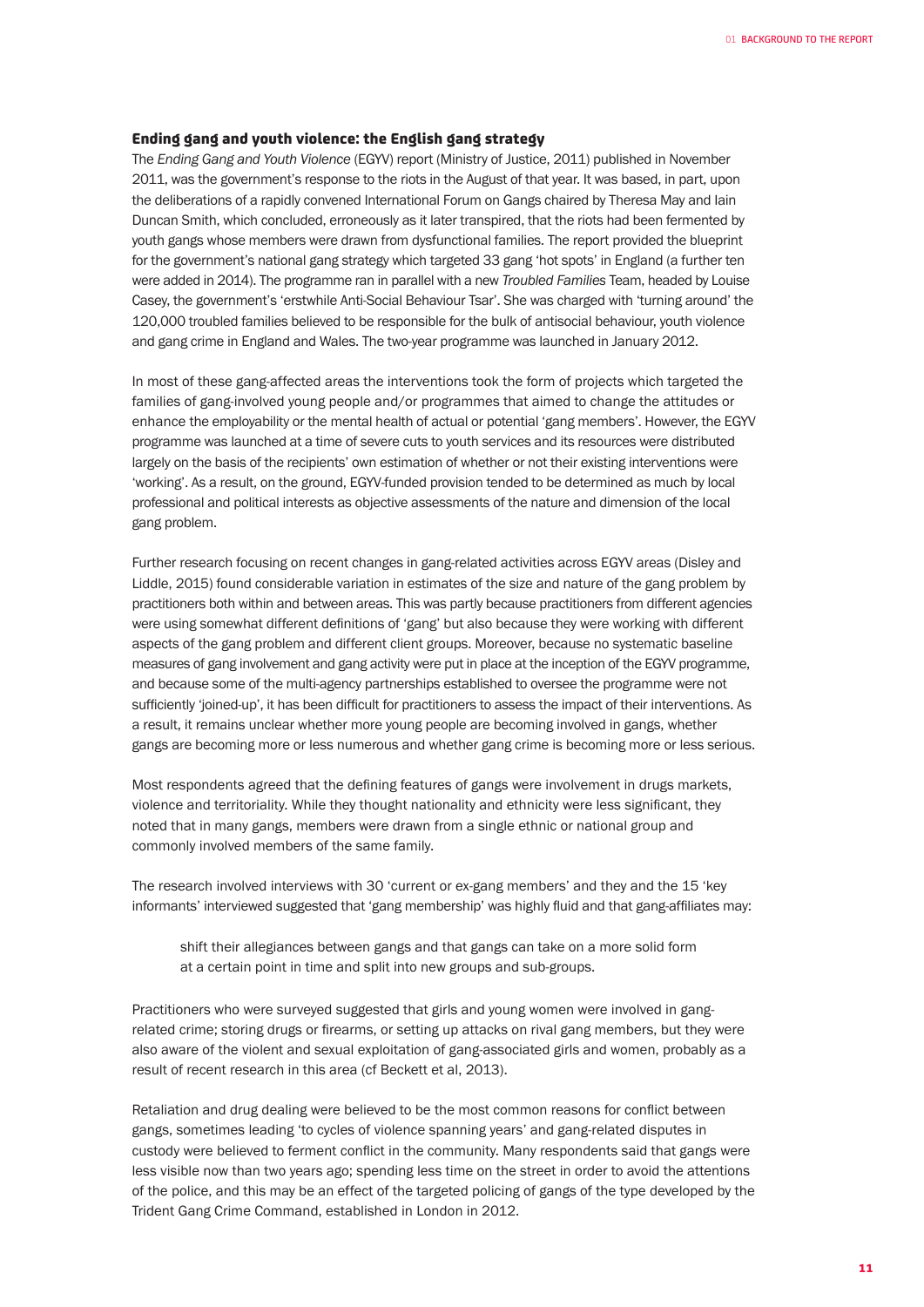### Ending gang and youth violence: the English gang strategy

The *Ending Gang and Youth Violence* (EGYV) report (Ministry of Justice, 2011) published in November 2011, was the government's response to the riots in the August of that year. It was based, in part, upon the deliberations of a rapidly convened International Forum on Gangs chaired by Theresa May and Iain Duncan Smith, which concluded, erroneously as it later transpired, that the riots had been fermented by youth gangs whose members were drawn from dysfunctional families. The report provided the blueprint for the government's national gang strategy which targeted 33 gang 'hot spots' in England (a further ten were added in 2014). The programme ran in parallel with a new *Troubled Families* Team, headed by Louise Casey, the government's 'erstwhile Anti-Social Behaviour Tsar'. She was charged with 'turning around' the 120,000 troubled families believed to be responsible for the bulk of antisocial behaviour, youth violence and gang crime in England and Wales. The two-year programme was launched in January 2012.

In most of these gang-affected areas the interventions took the form of projects which targeted the families of gang-involved young people and/or programmes that aimed to change the attitudes or enhance the employability or the mental health of actual or potential 'gang members'. However, the EGYV programme was launched at a time of severe cuts to youth services and its resources were distributed largely on the basis of the recipients' own estimation of whether or not their existing interventions were 'working'. As a result, on the ground, EGYV-funded provision tended to be determined as much by local professional and political interests as objective assessments of the nature and dimension of the local gang problem.

Further research focusing on recent changes in gang-related activities across EGYV areas (Disley and Liddle, 2015) found considerable variation in estimates of the size and nature of the gang problem by practitioners both within and between areas. This was partly because practitioners from different agencies were using somewhat different definitions of 'gang' but also because they were working with different aspects of the gang problem and different client groups. Moreover, because no systematic baseline measures of gang involvement and gang activity were put in place at the inception of the EGYV programme, and because some of the multi-agency partnerships established to oversee the programme were not sufficiently 'joined-up', it has been difficult for practitioners to assess the impact of their interventions. As a result, it remains unclear whether more young people are becoming involved in gangs, whether gangs are becoming more or less numerous and whether gang crime is becoming more or less serious.

Most respondents agreed that the defining features of gangs were involvement in drugs markets, violence and territoriality. While they thought nationality and ethnicity were less significant, they noted that in many gangs, members were drawn from a single ethnic or national group and commonly involved members of the same family.

The research involved interviews with 30 'current or ex-gang members' and they and the 15 'key informants' interviewed suggested that 'gang membership' was highly fluid and that gang-affiliates may:

> shift their allegiances between gangs and that gangs can take on a more solid form at a certain point in time and split into new groups and sub-groups.

Practitioners who were surveyed suggested that girls and young women were involved in gang-related crime; storing drugs or firearms, or setting up attacks on rival gang members, but they were also aware of the violent and sexual exploitation of gang-associated girls and women, probably as a result of recent research in this area (cf Beckett et al, 2013).

Retaliation and drug dealing were believed to be the most common reasons for conflict between gangs, sometimes leading 'to cycles of violence spanning years' and gang-related disputes in custody were believed to ferment conflict in the community. Many respondents said that gangs were less visible now than two years ago; spending less time on the street in order to avoid the attentions of the police, and this may be an effect of the targeted policing of gangs of the type developed by the Trident Gang Crime Command, established in London in 2012.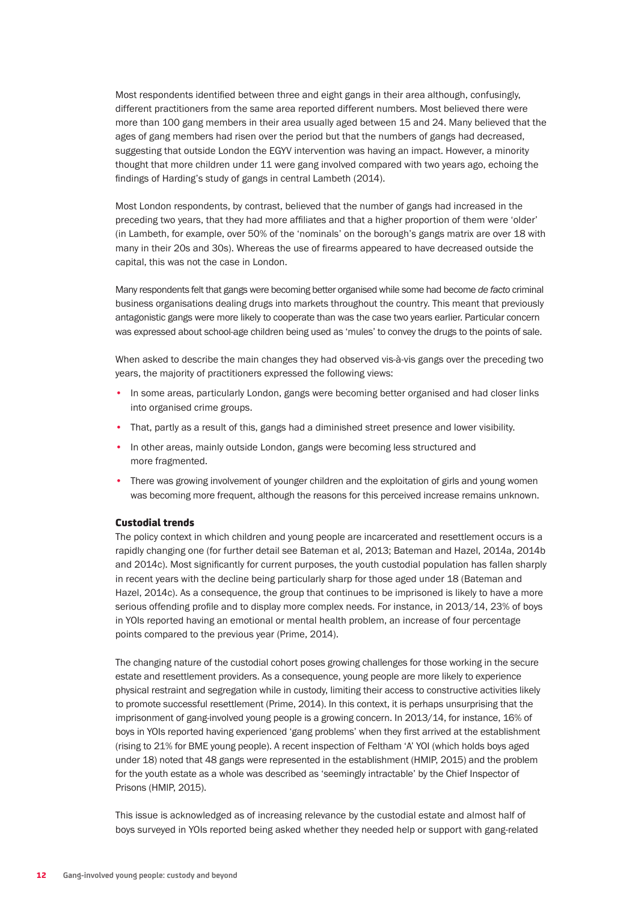Most respondents identified between three and eight gangs in their area although, confusingly, different practitioners from the same area reported different numbers. Most believed there were more than 100 gang members in their area usually aged between 15 and 24. Many believed that the ages of gang members had risen over the period but that the numbers of gangs had decreased, suggesting that outside London the EGYV intervention was having an impact. However, a minority thought that more children under 11 were gang involved compared with two years ago, echoing the findings of Harding's study of gangs in central Lambeth (2014).

Most London respondents, by contrast, believed that the number of gangs had increased in the preceding two years, that they had more affiliates and that a higher proportion of them were 'older' (in Lambeth, for example, over 50% of the 'nominals' on the borough's gangs matrix are over 18 with many in their 20s and 30s). Whereas the use of firearms appeared to have decreased outside the capital, this was not the case in London.

Many respondents felt that gangs were becoming better organised while some had become *de facto* criminal business organisations dealing drugs into markets throughout the country. This meant that previously antagonistic gangs were more likely to cooperate than was the case two years earlier. Particular concern was expressed about school-age children being used as 'mules' to convey the drugs to the points of sale.

When asked to describe the main changes they had observed vis-à-vis gangs over the preceding two years, the majority of practitioners expressed the following views:

- In some areas, particularly London, gangs were becoming better organised and had closer links into organised crime groups.
- That, partly as a result of this, gangs had a diminished street presence and lower visibility.
- In other areas, mainly outside London, gangs were becoming less structured and more fragmented.
- There was growing involvement of younger children and the exploitation of girls and young women was becoming more frequent, although the reasons for this perceived increase remains unknown.

### Custodial trends

The policy context in which children and young people are incarcerated and resettlement occurs is a rapidly changing one (for further detail see Bateman et al, 2013; Bateman and Hazel, 2014a, 2014b and 2014c). Most significantly for current purposes, the youth custodial population has fallen sharply in recent years with the decline being particularly sharp for those aged under 18 (Bateman and Hazel, 2014c). As a consequence, the group that continues to be imprisoned is likely to have a more serious offending profile and to display more complex needs. For instance, in 2013/14, 23% of boys in YOIs reported having an emotional or mental health problem, an increase of four percentage points compared to the previous year (Prime, 2014).

The changing nature of the custodial cohort poses growing challenges for those working in the secure estate and resettlement providers. As a consequence, young people are more likely to experience physical restraint and segregation while in custody, limiting their access to constructive activities likely to promote successful resettlement (Prime, 2014). In this context, it is perhaps unsurprising that the imprisonment of gang-involved young people is a growing concern. In 2013/14, for instance, 16% of boys in YOIs reported having experienced 'gang problems' when they first arrived at the establishment (rising to 21% for BME young people). A recent inspection of Feltham 'A' YOI (which holds boys aged under 18) noted that 48 gangs were represented in the establishment (HMIP, 2015) and the problem for the youth estate as a whole was described as 'seemingly intractable' by the Chief Inspector of Prisons (HMIP, 2015).

This issue is acknowledged as of increasing relevance by the custodial estate and almost half of boys surveyed in YOIs reported being asked whether they needed help or support with gang-related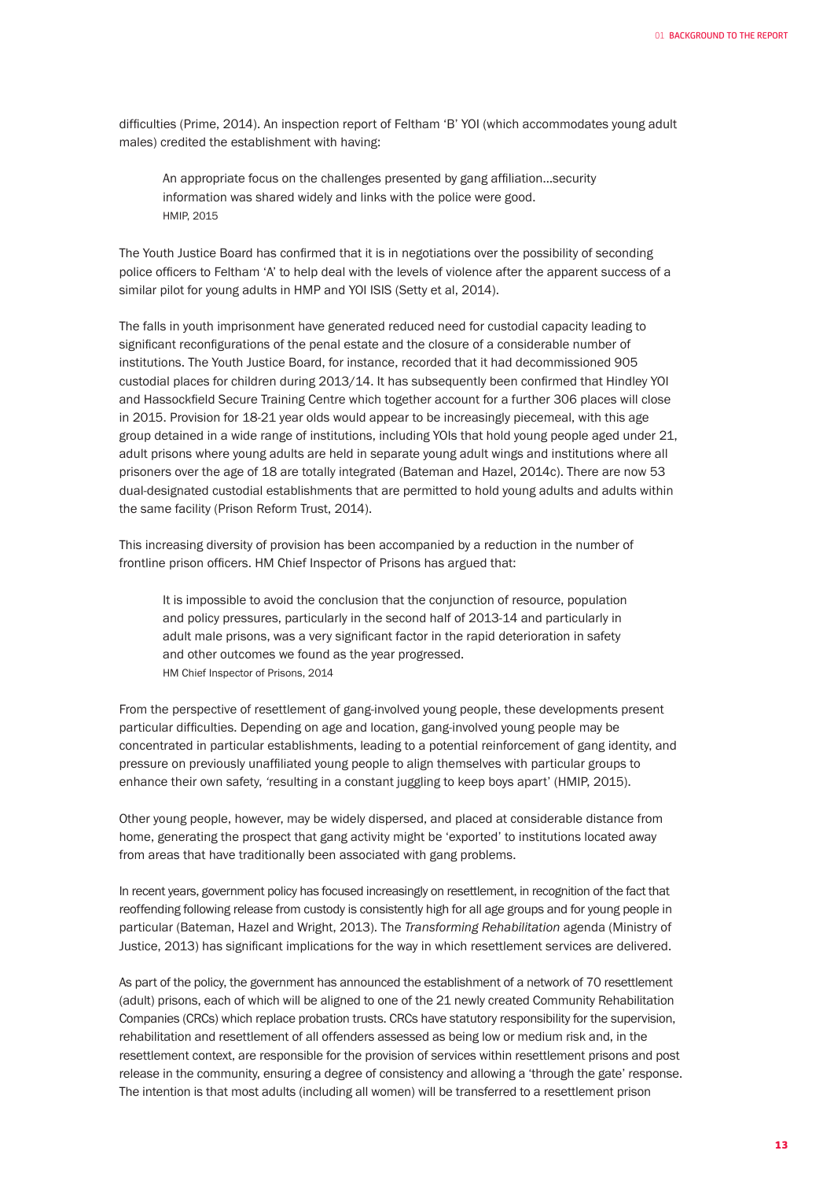difficulties (Prime, 2014). An inspection report of Feltham 'B' YOI (which accommodates young adult males) credited the establishment with having:

> An appropriate focus on the challenges presented by gang affiliation...security information was shared widely and links with the police were good.
> HMIP, 2015

The Youth Justice Board has confirmed that it is in negotiations over the possibility of seconding police officers to Feltham 'A' to help deal with the levels of violence after the apparent success of a similar pilot for young adults in HMP and YOI ISIS (Setty et al, 2014).

The falls in youth imprisonment have generated reduced need for custodial capacity leading to significant reconfigurations of the penal estate and the closure of a considerable number of institutions. The Youth Justice Board, for instance, recorded that it had decommissioned 905 custodial places for children during 2013/14. It has subsequently been confirmed that Hindley YOI and Hassockfield Secure Training Centre which together account for a further 306 places will close in 2015. Provision for 18-21 year olds would appear to be increasingly piecemeal, with this age group detained in a wide range of institutions, including YOIs that hold young people aged under 21, adult prisons where young adults are held in separate young adult wings and institutions where all prisoners over the age of 18 are totally integrated (Bateman and Hazel, 2014c). There are now 53 dual-designated custodial establishments that are permitted to hold young adults and adults within the same facility (Prison Reform Trust, 2014).

This increasing diversity of provision has been accompanied by a reduction in the number of frontline prison officers. HM Chief Inspector of Prisons has argued that:

> It is impossible to avoid the conclusion that the conjunction of resource, population and policy pressures, particularly in the second half of 2013-14 and particularly in adult male prisons, was a very significant factor in the rapid deterioration in safety and other outcomes we found as the year progressed.
> HM Chief Inspector of Prisons, 2014

From the perspective of resettlement of gang-involved young people, these developments present particular difficulties. Depending on age and location, gang-involved young people may be concentrated in particular establishments, leading to a potential reinforcement of gang identity, and pressure on previously unaffiliated young people to align themselves with particular groups to enhance their own safety, 'resulting in a constant juggling to keep boys apart' (HMIP, 2015).

Other young people, however, may be widely dispersed, and placed at considerable distance from home, generating the prospect that gang activity might be 'exported' to institutions located away from areas that have traditionally been associated with gang problems.

In recent years, government policy has focused increasingly on resettlement, in recognition of the fact that reoffending following release from custody is consistently high for all age groups and for young people in particular (Bateman, Hazel and Wright, 2013). The *Transforming Rehabilitation* agenda (Ministry of Justice, 2013) has significant implications for the way in which resettlement services are delivered.

As part of the policy, the government has announced the establishment of a network of 70 resettlement (adult) prisons, each of which will be aligned to one of the 21 newly created Community Rehabilitation Companies (CRCs) which replace probation trusts. CRCs have statutory responsibility for the supervision, rehabilitation and resettlement of all offenders assessed as being low or medium risk and, in the resettlement context, are responsible for the provision of services within resettlement prisons and post release in the community, ensuring a degree of consistency and allowing a 'through the gate' response. The intention is that most adults (including all women) will be transferred to a resettlement prison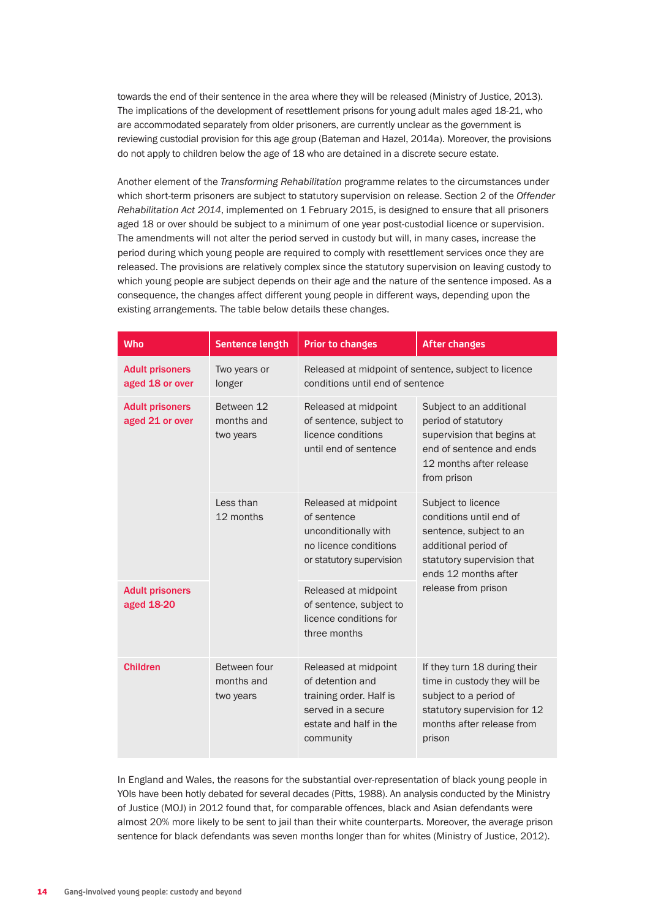towards the end of their sentence in the area where they will be released (Ministry of Justice, 2013). The implications of the development of resettlement prisons for young adult males aged 18-21, who are accommodated separately from older prisoners, are currently unclear as the government is reviewing custodial provision for this age group (Bateman and Hazel, 2014a). Moreover, the provisions do not apply to children below the age of 18 who are detained in a discrete secure estate.

Another element of the *Transforming Rehabilitation* programme relates to the circumstances under which short-term prisoners are subject to statutory supervision on release. Section 2 of the *Offender Rehabilitation Act 2014*, implemented on 1 February 2015, is designed to ensure that all prisoners aged 18 or over should be subject to a minimum of one year post-custodial licence or supervision. The amendments will not alter the period served in custody but will, in many cases, increase the period during which young people are required to comply with resettlement services once they are released. The provisions are relatively complex since the statutory supervision on leaving custody to which young people are subject depends on their age and the nature of the sentence imposed. As a consequence, the changes affect different young people in different ways, depending upon the existing arrangements. The table below details these changes.

| Who | Sentence length | Prior to changes | After changes |
|---|---|---|---|
| Adult prisoners aged 18 or over | Two years or longer | Released at midpoint of sentence, subject to licence conditions until end of sentence | |
| Adult prisoners aged 21 or over | Between 12 months and two years | Released at midpoint of sentence, subject to licence conditions until end of sentence | Subject to an additional period of statutory supervision that begins at end of sentence and ends 12 months after release from prison |
| | Less than 12 months | Released at midpoint of sentence unconditionally with no licence conditions or statutory supervision | Subject to licence conditions until end of sentence, subject to an additional period of statutory supervision that ends 12 months after release from prison |
| Adult prisoners aged 18-20 | | Released at midpoint of sentence, subject to licence conditions for three months | |
| Children | Between four months and two years | Released at midpoint of detention and training order. Half is served in a secure estate and half in the community | If they turn 18 during their time in custody they will be subject to a period of statutory supervision for 12 months after release from prison |

In England and Wales, the reasons for the substantial over-representation of black young people in YOIs have been hotly debated for several decades (Pitts, 1988). An analysis conducted by the Ministry of Justice (MOJ) in 2012 found that, for comparable offences, black and Asian defendants were almost 20% more likely to be sent to jail than their white counterparts. Moreover, the average prison sentence for black defendants was seven months longer than for whites (Ministry of Justice, 2012).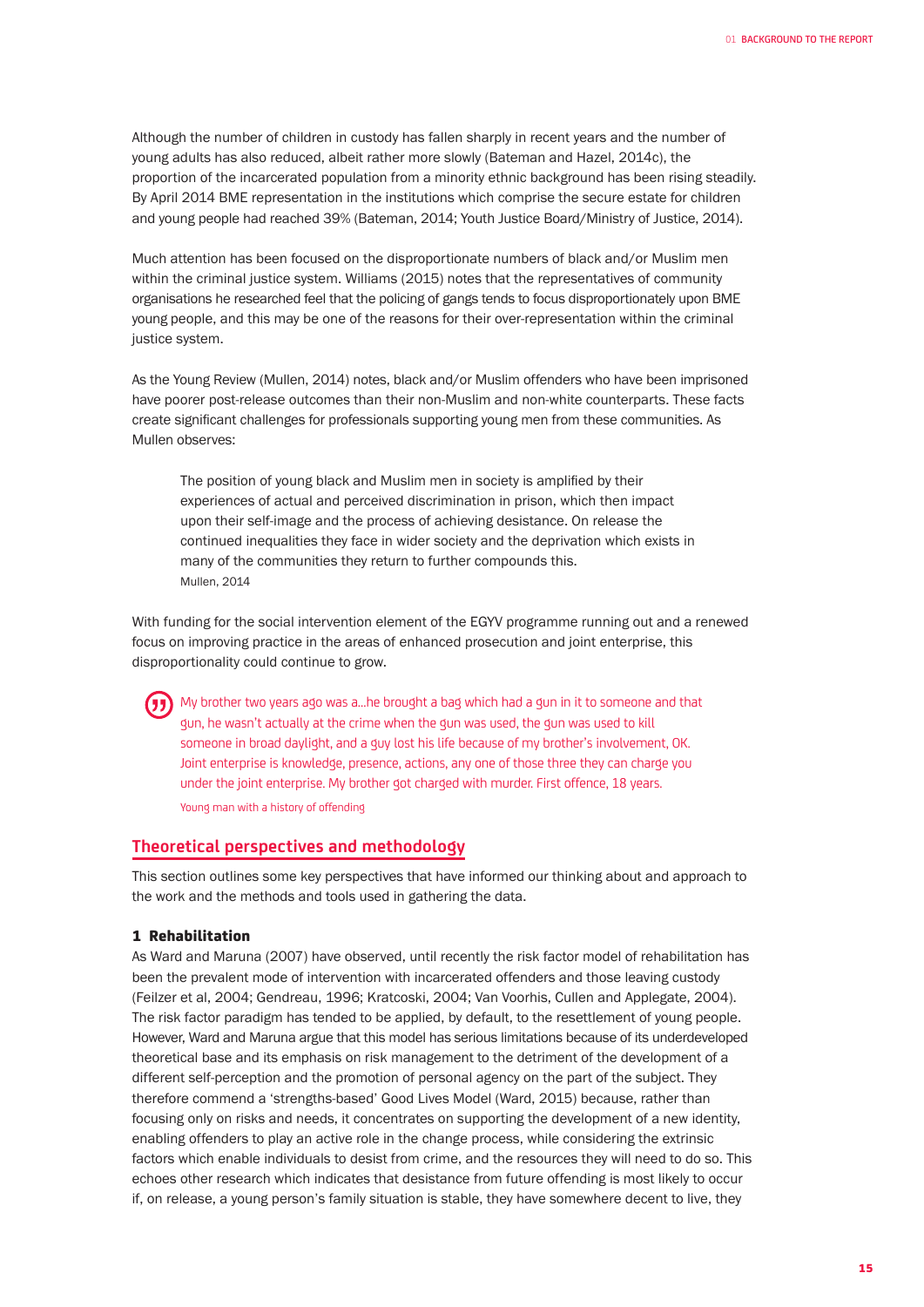Although the number of children in custody has fallen sharply in recent years and the number of young adults has also reduced, albeit rather more slowly (Bateman and Hazel, 2014c), the proportion of the incarcerated population from a minority ethnic background has been rising steadily. By April 2014 BME representation in the institutions which comprise the secure estate for children and young people had reached 39% (Bateman, 2014; Youth Justice Board/Ministry of Justice, 2014).

Much attention has been focused on the disproportionate numbers of black and/or Muslim men within the criminal justice system. Williams (2015) notes that the representatives of community organisations he researched feel that the policing of gangs tends to focus disproportionately upon BME young people, and this may be one of the reasons for their over-representation within the criminal justice system.

As the Young Review (Mullen, 2014) notes, black and/or Muslim offenders who have been imprisoned have poorer post-release outcomes than their non-Muslim and non-white counterparts. These facts create significant challenges for professionals supporting young men from these communities. As Mullen observes:

> The position of young black and Muslim men in society is amplified by their experiences of actual and perceived discrimination in prison, which then impact upon their self-image and the process of achieving desistance. On release the continued inequalities they face in wider society and the deprivation which exists in many of the communities they return to further compounds this.
> Mullen, 2014

With funding for the social intervention element of the EGYV programme running out and a renewed focus on improving practice in the areas of enhanced prosecution and joint enterprise, this disproportionality could continue to grow.

> My brother two years ago was a…he brought a bag which had a gun in it to someone and that gun, he wasn't actually at the crime when the gun was used, the gun was used to kill someone in broad daylight, and a guy lost his life because of my brother's involvement, OK. Joint enterprise is knowledge, presence, actions, any one of those three they can charge you under the joint enterprise. My brother got charged with murder. First offence, 18 years.
> Young man with a history of offending

## Theoretical perspectives and methodology

This section outlines some key perspectives that have informed our thinking about and approach to the work and the methods and tools used in gathering the data.

### 1 Rehabilitation

As Ward and Maruna (2007) have observed, until recently the risk factor model of rehabilitation has been the prevalent mode of intervention with incarcerated offenders and those leaving custody (Feilzer et al, 2004; Gendreau, 1996; Kratcoski, 2004; Van Voorhis, Cullen and Applegate, 2004). The risk factor paradigm has tended to be applied, by default, to the resettlement of young people. However, Ward and Maruna argue that this model has serious limitations because of its underdeveloped theoretical base and its emphasis on risk management to the detriment of the development of a different self-perception and the promotion of personal agency on the part of the subject. They therefore commend a 'strengths-based' Good Lives Model (Ward, 2015) because, rather than focusing only on risks and needs, it concentrates on supporting the development of a new identity, enabling offenders to play an active role in the change process, while considering the extrinsic factors which enable individuals to desist from crime, and the resources they will need to do so. This echoes other research which indicates that desistance from future offending is most likely to occur if, on release, a young person's family situation is stable, they have somewhere decent to live, they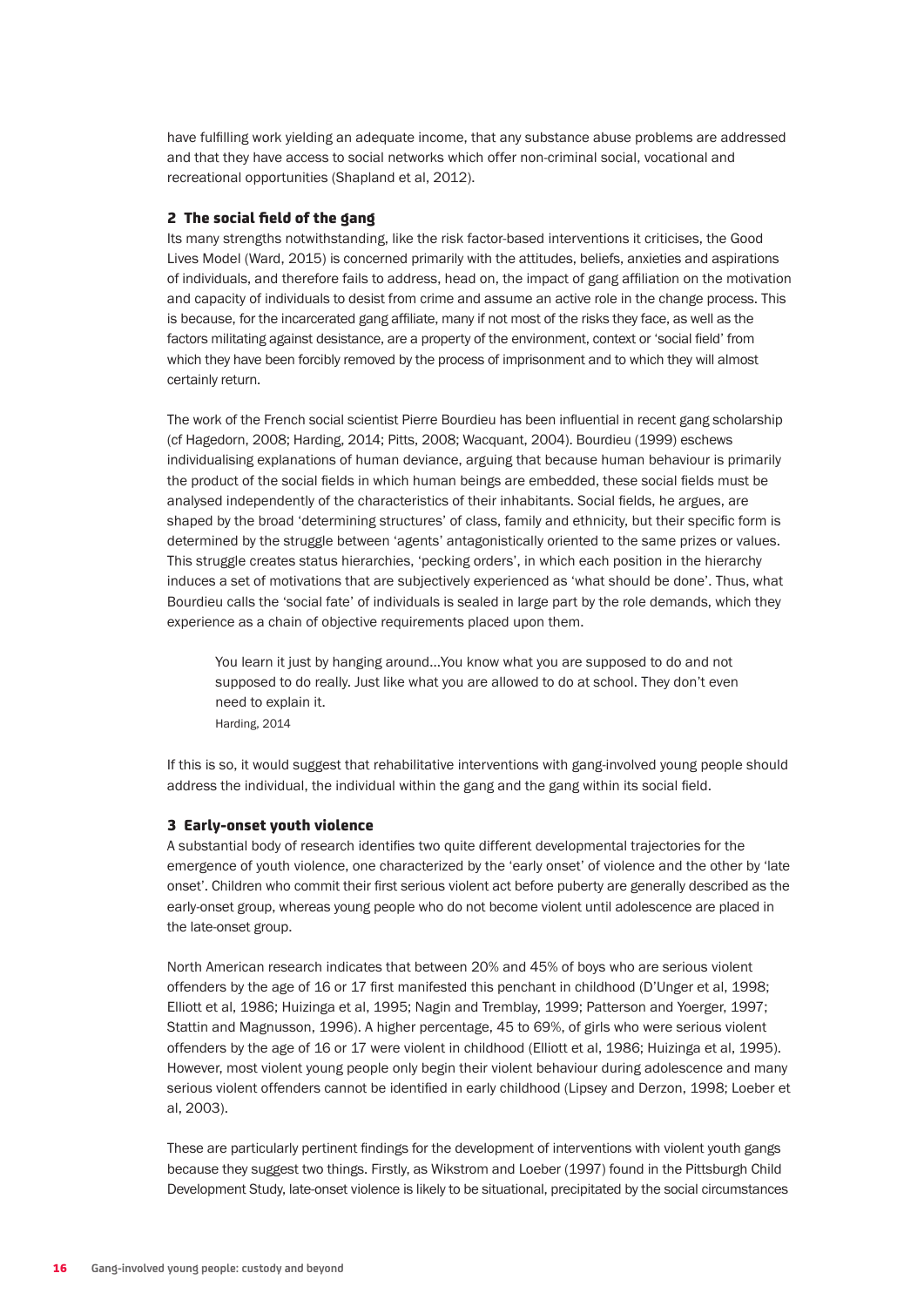have fulfilling work yielding an adequate income, that any substance abuse problems are addressed and that they have access to social networks which offer non-criminal social, vocational and recreational opportunities (Shapland et al, 2012).

## 2 The social field of the gang

Its many strengths notwithstanding, like the risk factor-based interventions it criticises, the Good Lives Model (Ward, 2015) is concerned primarily with the attitudes, beliefs, anxieties and aspirations of individuals, and therefore fails to address, head on, the impact of gang affiliation on the motivation and capacity of individuals to desist from crime and assume an active role in the change process. This is because, for the incarcerated gang affiliate, many if not most of the risks they face, as well as the factors militating against desistance, are a property of the environment, context or 'social field' from which they have been forcibly removed by the process of imprisonment and to which they will almost certainly return.

The work of the French social scientist Pierre Bourdieu has been influential in recent gang scholarship (cf Hagedorn, 2008; Harding, 2014; Pitts, 2008; Wacquant, 2004). Bourdieu (1999) eschews individualising explanations of human deviance, arguing that because human behaviour is primarily the product of the social fields in which human beings are embedded, these social fields must be analysed independently of the characteristics of their inhabitants. Social fields, he argues, are shaped by the broad 'determining structures' of class, family and ethnicity, but their specific form is determined by the struggle between 'agents' antagonistically oriented to the same prizes or values. This struggle creates status hierarchies, 'pecking orders', in which each position in the hierarchy induces a set of motivations that are subjectively experienced as 'what should be done'. Thus, what Bourdieu calls the 'social fate' of individuals is sealed in large part by the role demands, which they experience as a chain of objective requirements placed upon them.

> You learn it just by hanging around…You know what you are supposed to do and not supposed to do really. Just like what you are allowed to do at school. They don't even need to explain it.
> Harding, 2014

If this is so, it would suggest that rehabilitative interventions with gang-involved young people should address the individual, the individual within the gang and the gang within its social field.

## 3 Early-onset youth violence

A substantial body of research identifies two quite different developmental trajectories for the emergence of youth violence, one characterized by the 'early onset' of violence and the other by 'late onset'. Children who commit their first serious violent act before puberty are generally described as the early-onset group, whereas young people who do not become violent until adolescence are placed in the late-onset group.

North American research indicates that between 20% and 45% of boys who are serious violent offenders by the age of 16 or 17 first manifested this penchant in childhood (D'Unger et al, 1998; Elliott et al, 1986; Huizinga et al, 1995; Nagin and Tremblay, 1999; Patterson and Yoerger, 1997; Stattin and Magnusson, 1996). A higher percentage, 45 to 69%, of girls who were serious violent offenders by the age of 16 or 17 were violent in childhood (Elliott et al, 1986; Huizinga et al, 1995). However, most violent young people only begin their violent behaviour during adolescence and many serious violent offenders cannot be identified in early childhood (Lipsey and Derzon, 1998; Loeber et al, 2003).

These are particularly pertinent findings for the development of interventions with violent youth gangs because they suggest two things. Firstly, as Wikstrom and Loeber (1997) found in the Pittsburgh Child Development Study, late-onset violence is likely to be situational, precipitated by the social circumstances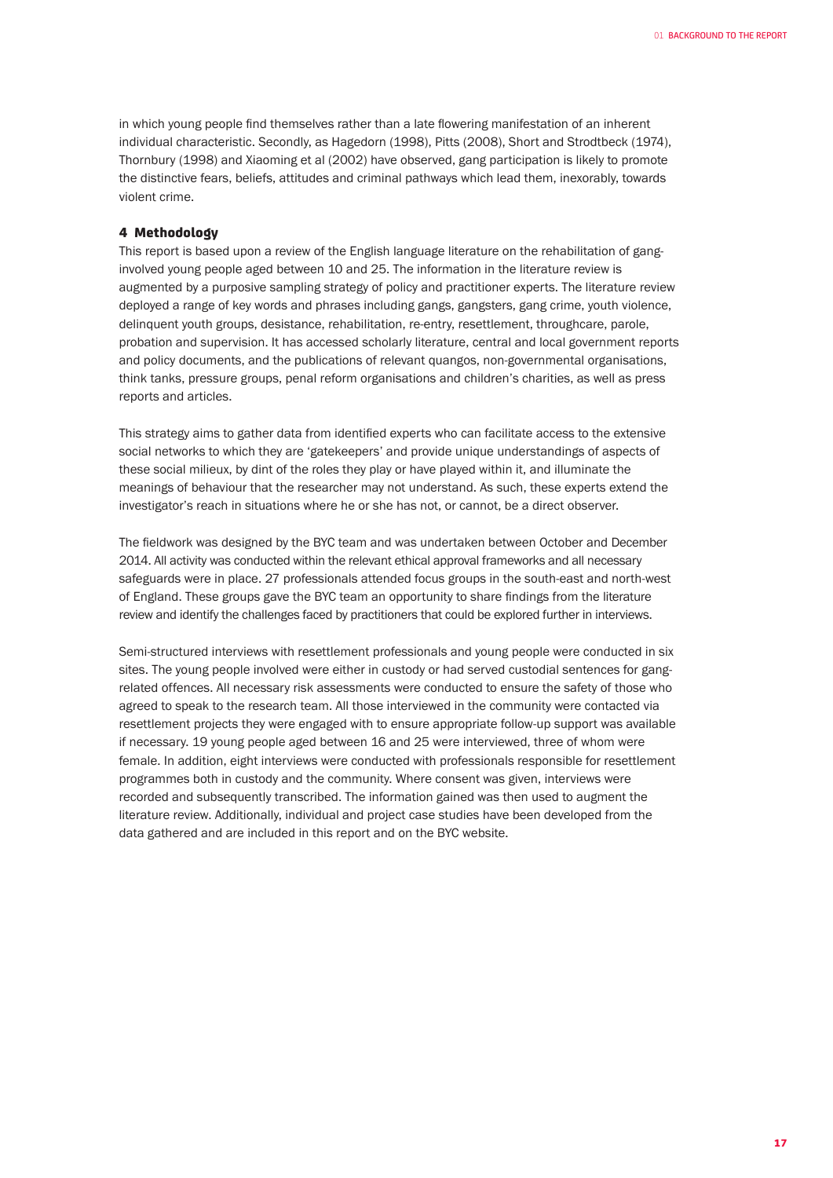in which young people find themselves rather than a late flowering manifestation of an inherent individual characteristic. Secondly, as Hagedorn (1998), Pitts (2008), Short and Strodtbeck (1974), Thornbury (1998) and Xiaoming et al (2002) have observed, gang participation is likely to promote the distinctive fears, beliefs, attitudes and criminal pathways which lead them, inexorably, towards violent crime.

### 4 Methodology

This report is based upon a review of the English language literature on the rehabilitation of gang-involved young people aged between 10 and 25. The information in the literature review is augmented by a purposive sampling strategy of policy and practitioner experts. The literature review deployed a range of key words and phrases including gangs, gangsters, gang crime, youth violence, delinquent youth groups, desistance, rehabilitation, re-entry, resettlement, throughcare, parole, probation and supervision. It has accessed scholarly literature, central and local government reports and policy documents, and the publications of relevant quangos, non-governmental organisations, think tanks, pressure groups, penal reform organisations and children's charities, as well as press reports and articles.

This strategy aims to gather data from identified experts who can facilitate access to the extensive social networks to which they are 'gatekeepers' and provide unique understandings of aspects of these social milieux, by dint of the roles they play or have played within it, and illuminate the meanings of behaviour that the researcher may not understand. As such, these experts extend the investigator's reach in situations where he or she has not, or cannot, be a direct observer.

The fieldwork was designed by the BYC team and was undertaken between October and December 2014. All activity was conducted within the relevant ethical approval frameworks and all necessary safeguards were in place. 27 professionals attended focus groups in the south-east and north-west of England. These groups gave the BYC team an opportunity to share findings from the literature review and identify the challenges faced by practitioners that could be explored further in interviews.

Semi-structured interviews with resettlement professionals and young people were conducted in six sites. The young people involved were either in custody or had served custodial sentences for gang-related offences. All necessary risk assessments were conducted to ensure the safety of those who agreed to speak to the research team. All those interviewed in the community were contacted via resettlement projects they were engaged with to ensure appropriate follow-up support was available if necessary. 19 young people aged between 16 and 25 were interviewed, three of whom were female. In addition, eight interviews were conducted with professionals responsible for resettlement programmes both in custody and the community. Where consent was given, interviews were recorded and subsequently transcribed. The information gained was then used to augment the literature review. Additionally, individual and project case studies have been developed from the data gathered and are included in this report and on the BYC website.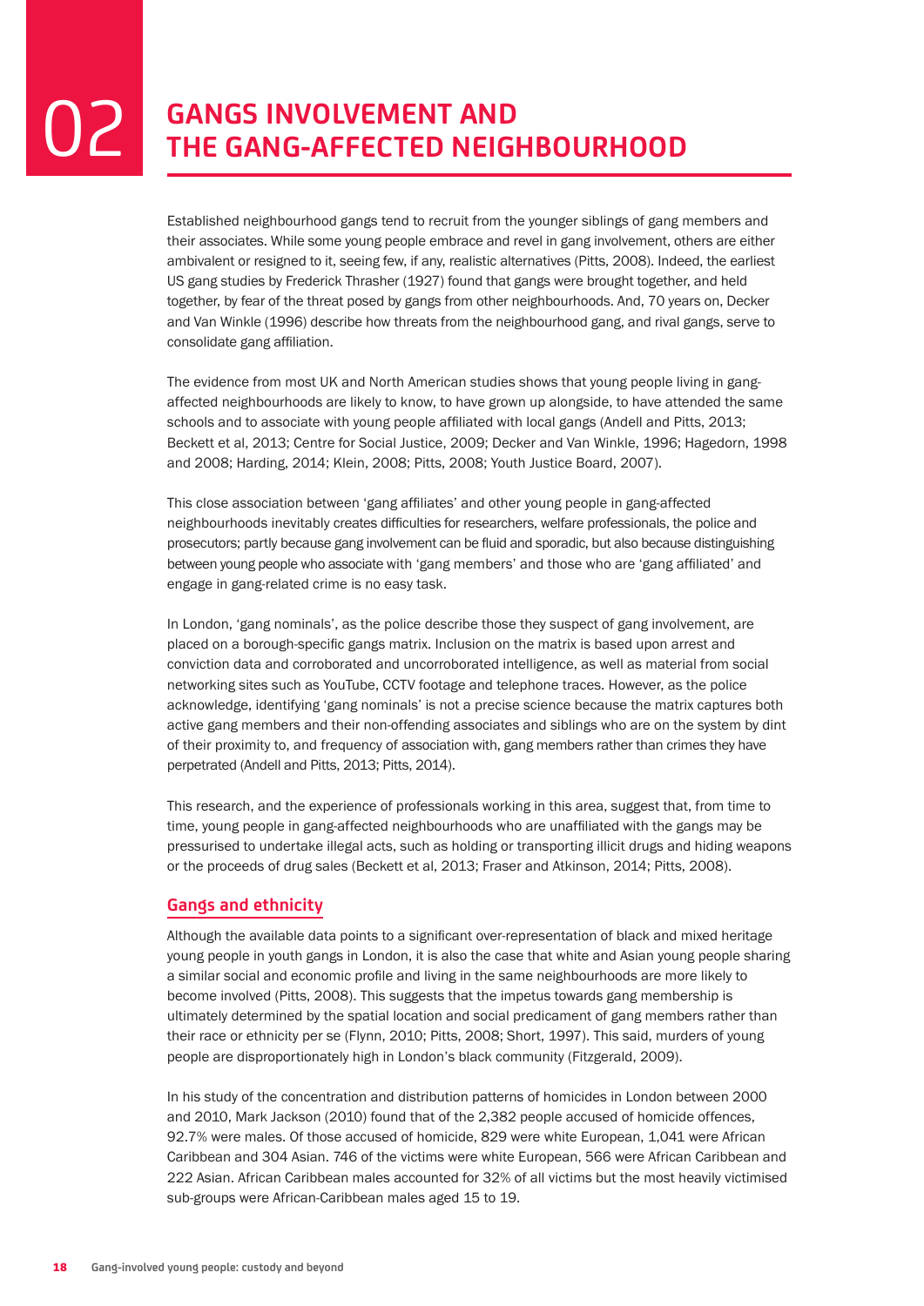# 02 GANGS INVOLVEMENT AND THE GANG-AFFECTED NEIGHBOURHOOD

Established neighbourhood gangs tend to recruit from the younger siblings of gang members and their associates. While some young people embrace and revel in gang involvement, others are either ambivalent or resigned to it, seeing few, if any, realistic alternatives (Pitts, 2008). Indeed, the earliest US gang studies by Frederick Thrasher (1927) found that gangs were brought together, and held together, by fear of the threat posed by gangs from other neighbourhoods. And, 70 years on, Decker and Van Winkle (1996) describe how threats from the neighbourhood gang, and rival gangs, serve to consolidate gang affiliation.

The evidence from most UK and North American studies shows that young people living in gang-affected neighbourhoods are likely to know, to have grown up alongside, to have attended the same schools and to associate with young people affiliated with local gangs (Andell and Pitts, 2013; Beckett et al, 2013; Centre for Social Justice, 2009; Decker and Van Winkle, 1996; Hagedorn, 1998 and 2008; Harding, 2014; Klein, 2008; Pitts, 2008; Youth Justice Board, 2007).

This close association between 'gang affiliates' and other young people in gang-affected neighbourhoods inevitably creates difficulties for researchers, welfare professionals, the police and prosecutors; partly because gang involvement can be fluid and sporadic, but also because distinguishing between young people who associate with 'gang members' and those who are 'gang affiliated' and engage in gang-related crime is no easy task.

In London, 'gang nominals', as the police describe those they suspect of gang involvement, are placed on a borough-specific gangs matrix. Inclusion on the matrix is based upon arrest and conviction data and corroborated and uncorroborated intelligence, as well as material from social networking sites such as YouTube, CCTV footage and telephone traces. However, as the police acknowledge, identifying 'gang nominals' is not a precise science because the matrix captures both active gang members and their non-offending associates and siblings who are on the system by dint of their proximity to, and frequency of association with, gang members rather than crimes they have perpetrated (Andell and Pitts, 2013; Pitts, 2014).

This research, and the experience of professionals working in this area, suggest that, from time to time, young people in gang-affected neighbourhoods who are unaffiliated with the gangs may be pressurised to undertake illegal acts, such as holding or transporting illicit drugs and hiding weapons or the proceeds of drug sales (Beckett et al, 2013; Fraser and Atkinson, 2014; Pitts, 2008).

## Gangs and ethnicity

Although the available data points to a significant over-representation of black and mixed heritage young people in youth gangs in London, it is also the case that white and Asian young people sharing a similar social and economic profile and living in the same neighbourhoods are more likely to become involved (Pitts, 2008). This suggests that the impetus towards gang membership is ultimately determined by the spatial location and social predicament of gang members rather than their race or ethnicity per se (Flynn, 2010; Pitts, 2008; Short, 1997). This said, murders of young people are disproportionately high in London's black community (Fitzgerald, 2009).

In his study of the concentration and distribution patterns of homicides in London between 2000 and 2010, Mark Jackson (2010) found that of the 2,382 people accused of homicide offences, 92.7% were males. Of those accused of homicide, 829 were white European, 1,041 were African Caribbean and 304 Asian. 746 of the victims were white European, 566 were African Caribbean and 222 Asian. African Caribbean males accounted for 32% of all victims but the most heavily victimised sub-groups were African-Caribbean males aged 15 to 19.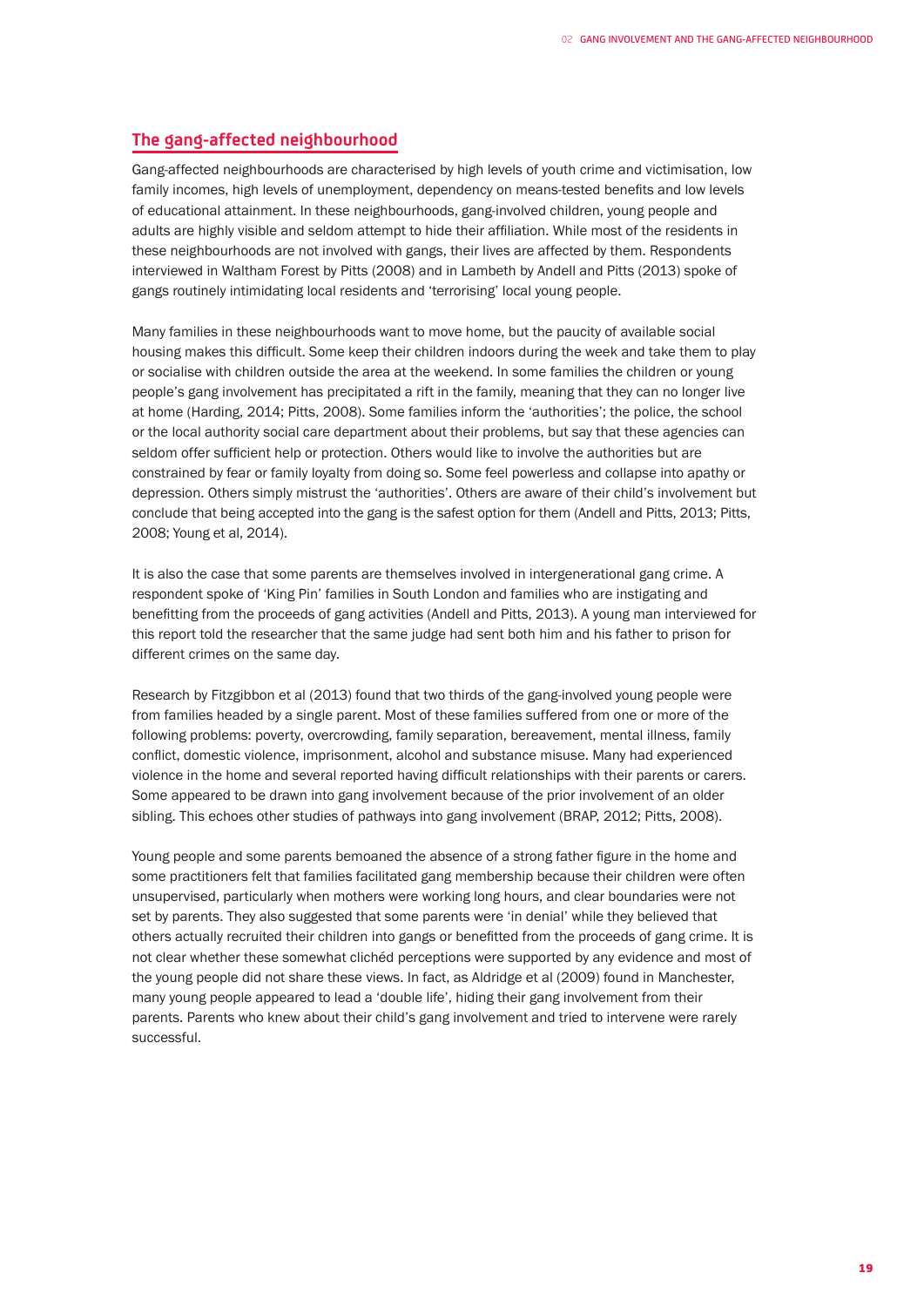## The gang-affected neighbourhood

Gang-affected neighbourhoods are characterised by high levels of youth crime and victimisation, low family incomes, high levels of unemployment, dependency on means-tested benefits and low levels of educational attainment. In these neighbourhoods, gang-involved children, young people and adults are highly visible and seldom attempt to hide their affiliation. While most of the residents in these neighbourhoods are not involved with gangs, their lives are affected by them. Respondents interviewed in Waltham Forest by Pitts (2008) and in Lambeth by Andell and Pitts (2013) spoke of gangs routinely intimidating local residents and 'terrorising' local young people.

Many families in these neighbourhoods want to move home, but the paucity of available social housing makes this difficult. Some keep their children indoors during the week and take them to play or socialise with children outside the area at the weekend. In some families the children or young people's gang involvement has precipitated a rift in the family, meaning that they can no longer live at home (Harding, 2014; Pitts, 2008). Some families inform the 'authorities'; the police, the school or the local authority social care department about their problems, but say that these agencies can seldom offer sufficient help or protection. Others would like to involve the authorities but are constrained by fear or family loyalty from doing so. Some feel powerless and collapse into apathy or depression. Others simply mistrust the 'authorities'. Others are aware of their child's involvement but conclude that being accepted into the gang is the safest option for them (Andell and Pitts, 2013; Pitts, 2008; Young et al, 2014).

It is also the case that some parents are themselves involved in intergenerational gang crime. A respondent spoke of 'King Pin' families in South London and families who are instigating and benefitting from the proceeds of gang activities (Andell and Pitts, 2013). A young man interviewed for this report told the researcher that the same judge had sent both him and his father to prison for different crimes on the same day.

Research by Fitzgibbon et al (2013) found that two thirds of the gang-involved young people were from families headed by a single parent. Most of these families suffered from one or more of the following problems: poverty, overcrowding, family separation, bereavement, mental illness, family conflict, domestic violence, imprisonment, alcohol and substance misuse. Many had experienced violence in the home and several reported having difficult relationships with their parents or carers. Some appeared to be drawn into gang involvement because of the prior involvement of an older sibling. This echoes other studies of pathways into gang involvement (BRAP, 2012; Pitts, 2008).

Young people and some parents bemoaned the absence of a strong father figure in the home and some practitioners felt that families facilitated gang membership because their children were often unsupervised, particularly when mothers were working long hours, and clear boundaries were not set by parents. They also suggested that some parents were 'in denial' while they believed that others actually recruited their children into gangs or benefitted from the proceeds of gang crime. It is not clear whether these somewhat clichéd perceptions were supported by any evidence and most of the young people did not share these views. In fact, as Aldridge et al (2009) found in Manchester, many young people appeared to lead a 'double life', hiding their gang involvement from their parents. Parents who knew about their child's gang involvement and tried to intervene were rarely successful.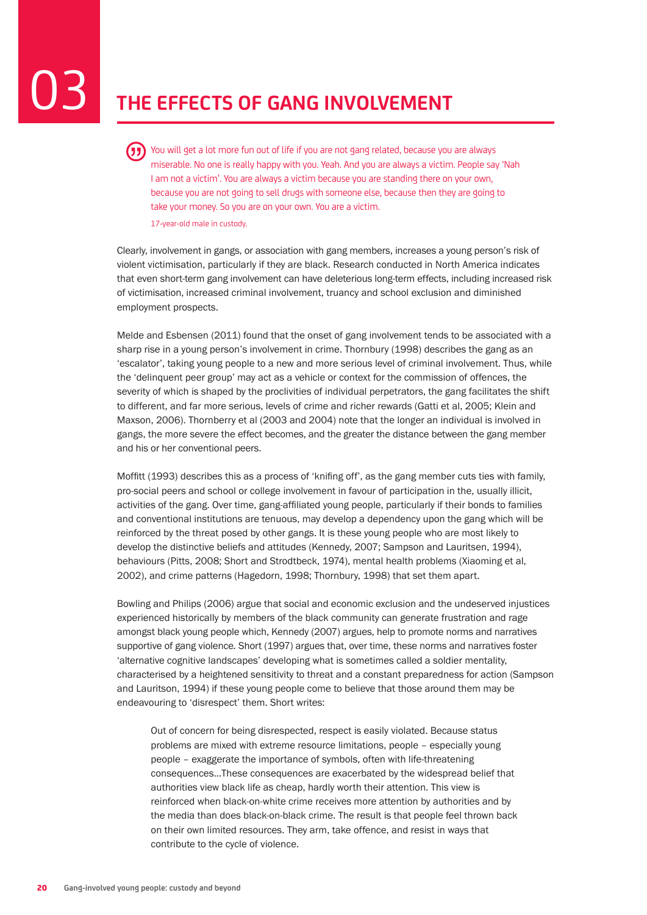# 03 THE EFFECTS OF GANG INVOLVEMENT

> You will get a lot more fun out of life if you are not gang related, because you are always miserable. No one is really happy with you. Yeah. And you are always a victim. People say 'Nah I am not a victim'. You are always a victim because you are standing there on your own, because you are not going to sell drugs with someone else, because then they are going to take your money. So you are on your own. You are a victim.
>
> 17-year-old male in custody.

Clearly, involvement in gangs, or association with gang members, increases a young person's risk of violent victimisation, particularly if they are black. Research conducted in North America indicates that even short-term gang involvement can have deleterious long-term effects, including increased risk of victimisation, increased criminal involvement, truancy and school exclusion and diminished employment prospects.

Melde and Esbensen (2011) found that the onset of gang involvement tends to be associated with a sharp rise in a young person's involvement in crime. Thornbury (1998) describes the gang as an 'escalator', taking young people to a new and more serious level of criminal involvement. Thus, while the 'delinquent peer group' may act as a vehicle or context for the commission of offences, the severity of which is shaped by the proclivities of individual perpetrators, the gang facilitates the shift to different, and far more serious, levels of crime and richer rewards (Gatti et al, 2005; Klein and Maxson, 2006). Thornberry et al (2003 and 2004) note that the longer an individual is involved in gangs, the more severe the effect becomes, and the greater the distance between the gang member and his or her conventional peers.

Moffitt (1993) describes this as a process of 'knifing off', as the gang member cuts ties with family, pro-social peers and school or college involvement in favour of participation in the, usually illicit, activities of the gang. Over time, gang-affiliated young people, particularly if their bonds to families and conventional institutions are tenuous, may develop a dependency upon the gang which will be reinforced by the threat posed by other gangs. It is these young people who are most likely to develop the distinctive beliefs and attitudes (Kennedy, 2007; Sampson and Lauritsen, 1994), behaviours (Pitts, 2008; Short and Strodtbeck, 1974), mental health problems (Xiaoming et al, 2002), and crime patterns (Hagedorn, 1998; Thornbury, 1998) that set them apart.

Bowling and Philips (2006) argue that social and economic exclusion and the undeserved injustices experienced historically by members of the black community can generate frustration and rage amongst black young people which, Kennedy (2007) argues, help to promote norms and narratives supportive of gang violence. Short (1997) argues that, over time, these norms and narratives foster 'alternative cognitive landscapes' developing what is sometimes called a soldier mentality, characterised by a heightened sensitivity to threat and a constant preparedness for action (Sampson and Lauritson, 1994) if these young people come to believe that those around them may be endeavouring to 'disrespect' them. Short writes:

> Out of concern for being disrespected, respect is easily violated. Because status problems are mixed with extreme resource limitations, people – especially young people – exaggerate the importance of symbols, often with life-threatening consequences...These consequences are exacerbated by the widespread belief that authorities view black life as cheap, hardly worth their attention. This view is reinforced when black-on-white crime receives more attention by authorities and by the media than does black-on-black crime. The result is that people feel thrown back on their own limited resources. They arm, take offence, and resist in ways that contribute to the cycle of violence.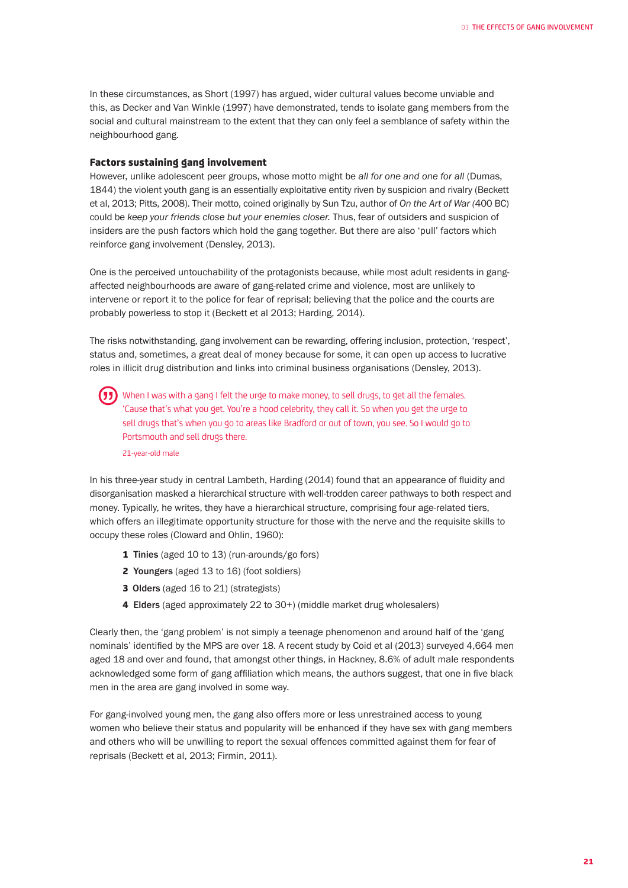In these circumstances, as Short (1997) has argued, wider cultural values become unviable and this, as Decker and Van Winkle (1997) have demonstrated, tends to isolate gang members from the social and cultural mainstream to the extent that they can only feel a semblance of safety within the neighbourhood gang.

### Factors sustaining gang involvement

However, unlike adolescent peer groups, whose motto might be *all for one and one for all* (Dumas, 1844) the violent youth gang is an essentially exploitative entity riven by suspicion and rivalry (Beckett et al, 2013; Pitts, 2008). Their motto, coined originally by Sun Tzu, author of *On the Art of War (*400 BC) could be *keep your friends close but your enemies closer.* Thus, fear of outsiders and suspicion of insiders are the push factors which hold the gang together. But there are also 'pull' factors which reinforce gang involvement (Densley, 2013).

One is the perceived untouchability of the protagonists because, while most adult residents in gang-affected neighbourhoods are aware of gang-related crime and violence, most are unlikely to intervene or report it to the police for fear of reprisal; believing that the police and the courts are probably powerless to stop it (Beckett et al 2013; Harding, 2014).

The risks notwithstanding, gang involvement can be rewarding, offering inclusion, protection, 'respect', status and, sometimes, a great deal of money because for some, it can open up access to lucrative roles in illicit drug distribution and links into criminal business organisations (Densley, 2013).

> When I was with a gang I felt the urge to make money, to sell drugs, to get all the females. 'Cause that's what you get. You're a hood celebrity, they call it. So when you get the urge to sell drugs that's when you go to areas like Bradford or out of town, you see. So I would go to Portsmouth and sell drugs there.
>
> 21-year-old male

In his three-year study in central Lambeth, Harding (2014) found that an appearance of fluidity and disorganisation masked a hierarchical structure with well-trodden career pathways to both respect and money. Typically, he writes, they have a hierarchical structure, comprising four age-related tiers, which offers an illegitimate opportunity structure for those with the nerve and the requisite skills to occupy these roles (Cloward and Ohlin, 1960):

1. **Tinies** (aged 10 to 13) (run-arounds/go fors)
2. **Youngers** (aged 13 to 16) (foot soldiers)
3. **Olders** (aged 16 to 21) (strategists)
4. **Elders** (aged approximately 22 to 30+) (middle market drug wholesalers)

Clearly then, the 'gang problem' is not simply a teenage phenomenon and around half of the 'gang nominals' identified by the MPS are over 18. A recent study by Coid et al (2013) surveyed 4,664 men aged 18 and over and found, that amongst other things, in Hackney, 8.6% of adult male respondents acknowledged some form of gang affiliation which means, the authors suggest, that one in five black men in the area are gang involved in some way.

For gang-involved young men, the gang also offers more or less unrestrained access to young women who believe their status and popularity will be enhanced if they have sex with gang members and others who will be unwilling to report the sexual offences committed against them for fear of reprisals (Beckett et al, 2013; Firmin, 2011).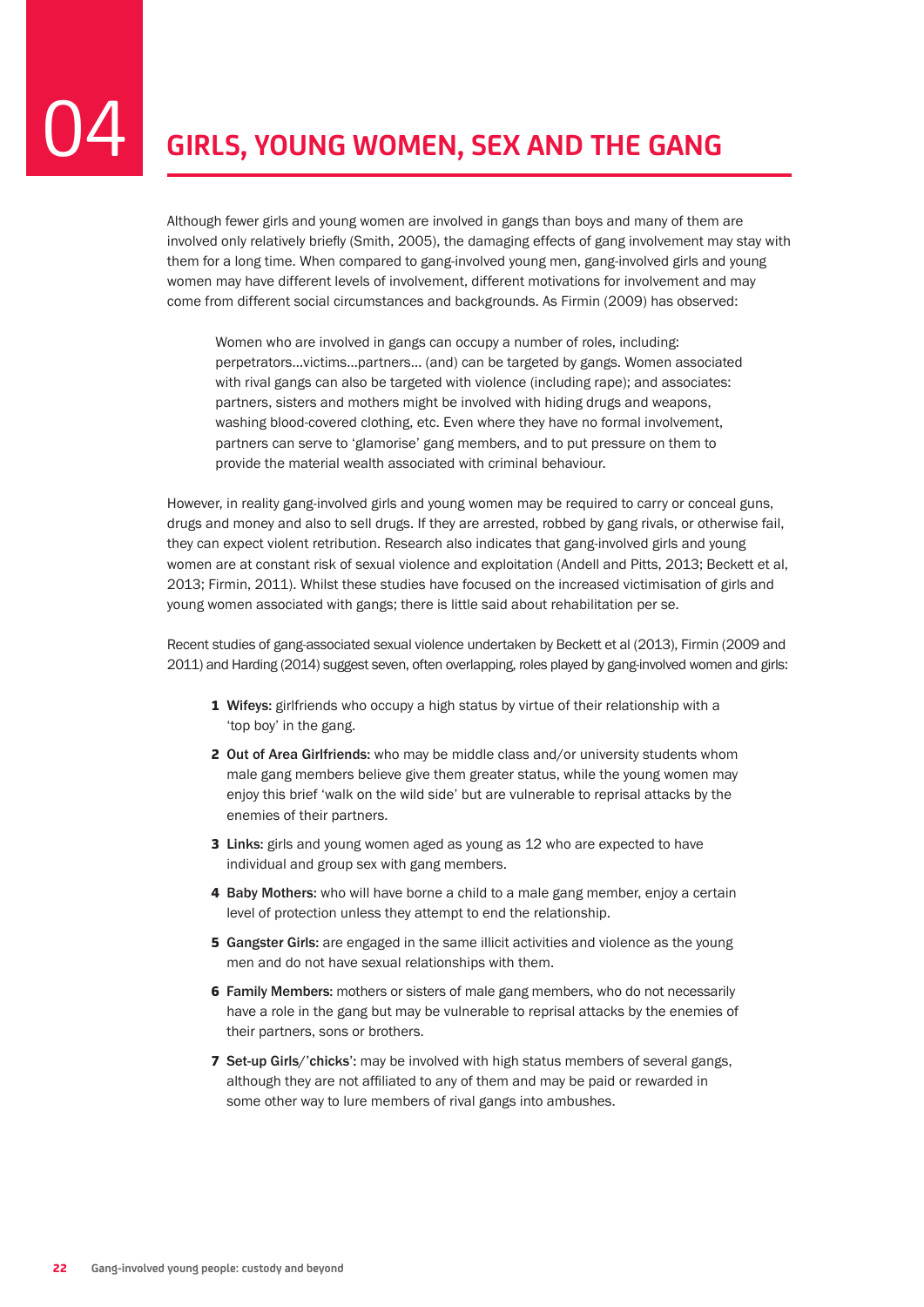# 04 GIRLS, YOUNG WOMEN, SEX AND THE GANG

Although fewer girls and young women are involved in gangs than boys and many of them are involved only relatively briefly (Smith, 2005), the damaging effects of gang involvement may stay with them for a long time. When compared to gang-involved young men, gang-involved girls and young women may have different levels of involvement, different motivations for involvement and may come from different social circumstances and backgrounds. As Firmin (2009) has observed:

> Women who are involved in gangs can occupy a number of roles, including: perpetrators…victims…partners… (and) can be targeted by gangs. Women associated with rival gangs can also be targeted with violence (including rape); and associates: partners, sisters and mothers might be involved with hiding drugs and weapons, washing blood-covered clothing, etc. Even where they have no formal involvement, partners can serve to 'glamorise' gang members, and to put pressure on them to provide the material wealth associated with criminal behaviour.

However, in reality gang-involved girls and young women may be required to carry or conceal guns, drugs and money and also to sell drugs. If they are arrested, robbed by gang rivals, or otherwise fail, they can expect violent retribution. Research also indicates that gang-involved girls and young women are at constant risk of sexual violence and exploitation (Andell and Pitts, 2013; Beckett et al, 2013; Firmin, 2011). Whilst these studies have focused on the increased victimisation of girls and young women associated with gangs; there is little said about rehabilitation per se.

Recent studies of gang-associated sexual violence undertaken by Beckett et al (2013), Firmin (2009 and 2011) and Harding (2014) suggest seven, often overlapping, roles played by gang-involved women and girls:

1. **Wifeys:** girlfriends who occupy a high status by virtue of their relationship with a 'top boy' in the gang.
2. **Out of Area Girlfriends:** who may be middle class and/or university students whom male gang members believe give them greater status, while the young women may enjoy this brief 'walk on the wild side' but are vulnerable to reprisal attacks by the enemies of their partners.
3. **Links:** girls and young women aged as young as 12 who are expected to have individual and group sex with gang members.
4. **Baby Mothers:** who will have borne a child to a male gang member, enjoy a certain level of protection unless they attempt to end the relationship.
5. **Gangster Girls:** are engaged in the same illicit activities and violence as the young men and do not have sexual relationships with them.
6. **Family Members:** mothers or sisters of male gang members, who do not necessarily have a role in the gang but may be vulnerable to reprisal attacks by the enemies of their partners, sons or brothers.
7. **Set-up Girls/'chicks':** may be involved with high status members of several gangs, although they are not affiliated to any of them and may be paid or rewarded in some other way to lure members of rival gangs into ambushes.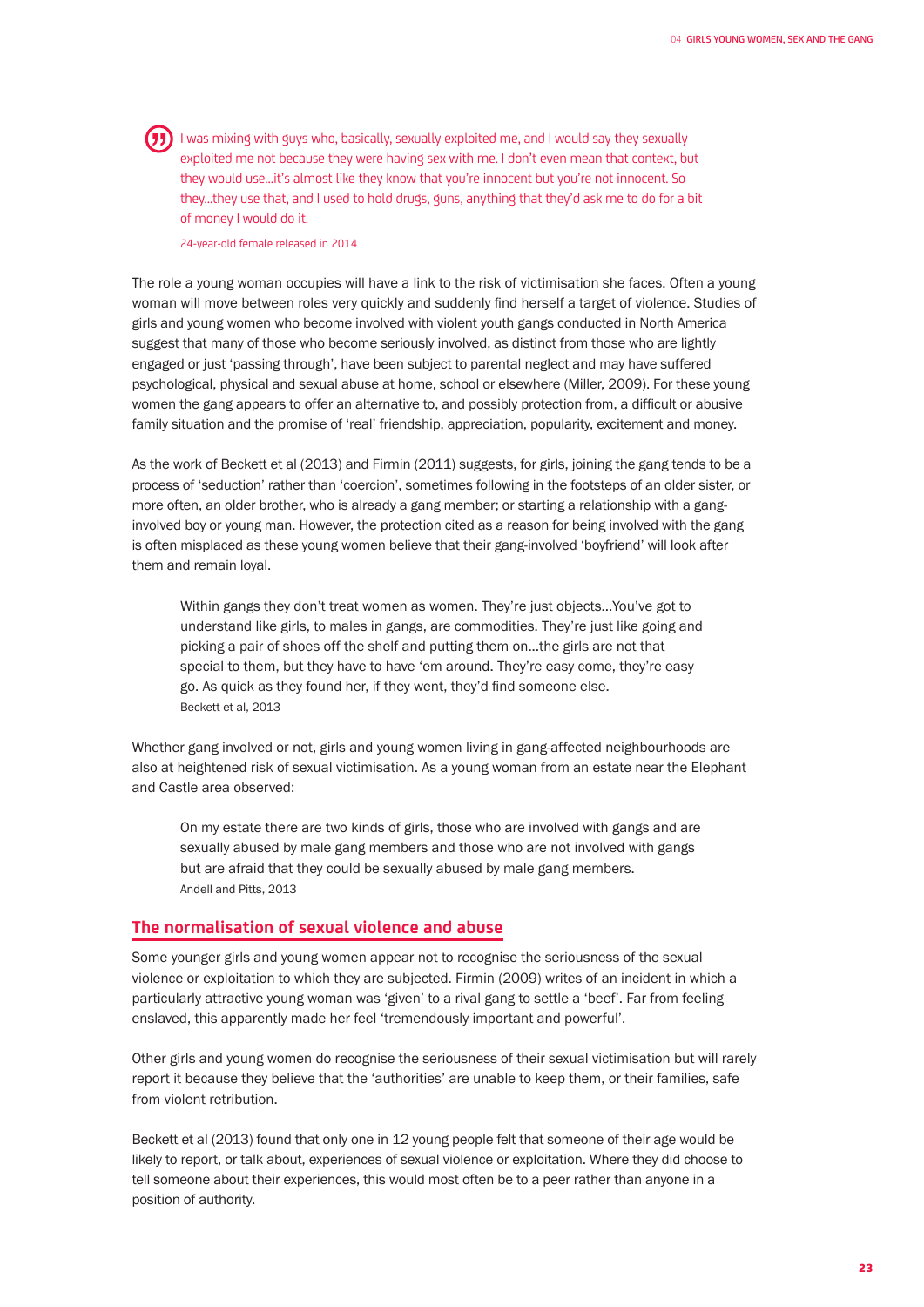> I was mixing with guys who, basically, sexually exploited me, and I would say they sexually exploited me not because they were having sex with me. I don't even mean that context, but they would use…it's almost like they know that you're innocent but you're not innocent. So they…they use that, and I used to hold drugs, guns, anything that they'd ask me to do for a bit of money I would do it.
>
> 24-year-old female released in 2014

The role a young woman occupies will have a link to the risk of victimisation she faces. Often a young woman will move between roles very quickly and suddenly find herself a target of violence. Studies of girls and young women who become involved with violent youth gangs conducted in North America suggest that many of those who become seriously involved, as distinct from those who are lightly engaged or just 'passing through', have been subject to parental neglect and may have suffered psychological, physical and sexual abuse at home, school or elsewhere (Miller, 2009). For these young women the gang appears to offer an alternative to, and possibly protection from, a difficult or abusive family situation and the promise of 'real' friendship, appreciation, popularity, excitement and money.

As the work of Beckett et al (2013) and Firmin (2011) suggests, for girls, joining the gang tends to be a process of 'seduction' rather than 'coercion', sometimes following in the footsteps of an older sister, or more often, an older brother, who is already a gang member; or starting a relationship with a gang-involved boy or young man. However, the protection cited as a reason for being involved with the gang is often misplaced as these young women believe that their gang-involved 'boyfriend' will look after them and remain loyal.

> Within gangs they don't treat women as women. They're just objects…You've got to understand like girls, to males in gangs, are commodities. They're just like going and picking a pair of shoes off the shelf and putting them on…the girls are not that special to them, but they have to have 'em around. They're easy come, they're easy go. As quick as they found her, if they went, they'd find someone else.
>
> Beckett et al, 2013

Whether gang involved or not, girls and young women living in gang-affected neighbourhoods are also at heightened risk of sexual victimisation. As a young woman from an estate near the Elephant and Castle area observed:

> On my estate there are two kinds of girls, those who are involved with gangs and are sexually abused by male gang members and those who are not involved with gangs but are afraid that they could be sexually abused by male gang members.
>
> Andell and Pitts, 2013

## The normalisation of sexual violence and abuse

Some younger girls and young women appear not to recognise the seriousness of the sexual violence or exploitation to which they are subjected. Firmin (2009) writes of an incident in which a particularly attractive young woman was 'given' to a rival gang to settle a 'beef'. Far from feeling enslaved, this apparently made her feel 'tremendously important and powerful'.

Other girls and young women do recognise the seriousness of their sexual victimisation but will rarely report it because they believe that the 'authorities' are unable to keep them, or their families, safe from violent retribution.

Beckett et al (2013) found that only one in 12 young people felt that someone of their age would be likely to report, or talk about, experiences of sexual violence or exploitation. Where they did choose to tell someone about their experiences, this would most often be to a peer rather than anyone in a position of authority.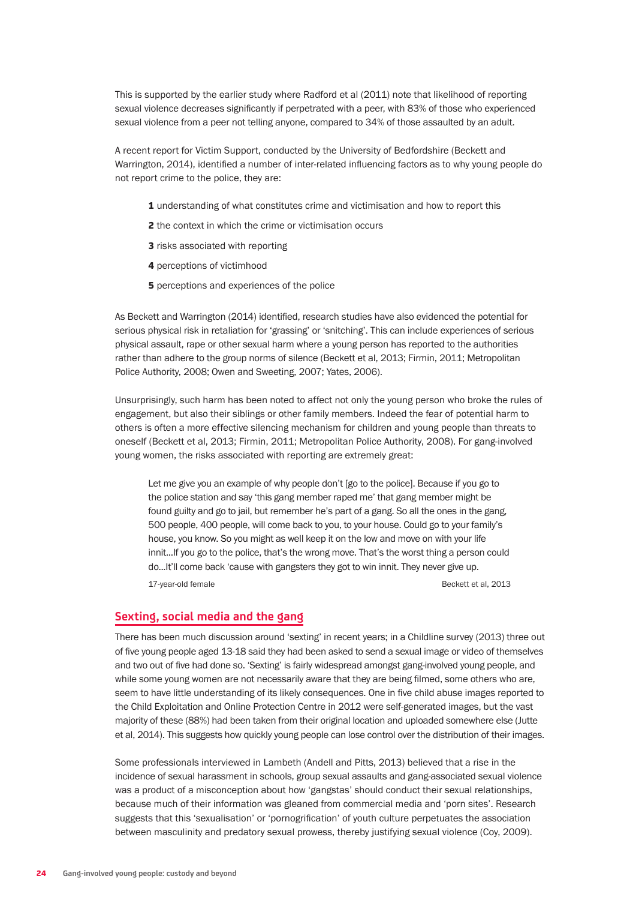This is supported by the earlier study where Radford et al (2011) note that likelihood of reporting sexual violence decreases significantly if perpetrated with a peer, with 83% of those who experienced sexual violence from a peer not telling anyone, compared to 34% of those assaulted by an adult.

A recent report for Victim Support, conducted by the University of Bedfordshire (Beckett and Warrington, 2014), identified a number of inter-related influencing factors as to why young people do not report crime to the police, they are:

1. understanding of what constitutes crime and victimisation and how to report this
2. the context in which the crime or victimisation occurs
3. risks associated with reporting
4. perceptions of victimhood
5. perceptions and experiences of the police

As Beckett and Warrington (2014) identified, research studies have also evidenced the potential for serious physical risk in retaliation for 'grassing' or 'snitching'. This can include experiences of serious physical assault, rape or other sexual harm where a young person has reported to the authorities rather than adhere to the group norms of silence (Beckett et al, 2013; Firmin, 2011; Metropolitan Police Authority, 2008; Owen and Sweeting, 2007; Yates, 2006).

Unsurprisingly, such harm has been noted to affect not only the young person who broke the rules of engagement, but also their siblings or other family members. Indeed the fear of potential harm to others is often a more effective silencing mechanism for children and young people than threats to oneself (Beckett et al, 2013; Firmin, 2011; Metropolitan Police Authority, 2008). For gang-involved young women, the risks associated with reporting are extremely great:

> Let me give you an example of why people don't [go to the police]. Because if you go to the police station and say 'this gang member raped me' that gang member might be found guilty and go to jail, but remember he's part of a gang. So all the ones in the gang, 500 people, 400 people, will come back to you, to your house. Could go to your family's house, you know. So you might as well keep it on the low and move on with your life innit…If you go to the police, that's the wrong move. That's the worst thing a person could do…It'll come back 'cause with gangsters they got to win innit. They never give up.
>
> 17-year-old female — Beckett et al, 2013

## Sexting, social media and the gang

There has been much discussion around 'sexting' in recent years; in a Childline survey (2013) three out of five young people aged 13-18 said they had been asked to send a sexual image or video of themselves and two out of five had done so. 'Sexting' is fairly widespread amongst gang-involved young people, and while some young women are not necessarily aware that they are being filmed, some others who are, seem to have little understanding of its likely consequences. One in five child abuse images reported to the Child Exploitation and Online Protection Centre in 2012 were self-generated images, but the vast majority of these (88%) had been taken from their original location and uploaded somewhere else (Jutte et al, 2014). This suggests how quickly young people can lose control over the distribution of their images.

Some professionals interviewed in Lambeth (Andell and Pitts, 2013) believed that a rise in the incidence of sexual harassment in schools, group sexual assaults and gang-associated sexual violence was a product of a misconception about how 'gangstas' should conduct their sexual relationships, because much of their information was gleaned from commercial media and 'porn sites'. Research suggests that this 'sexualisation' or 'pornogrification' of youth culture perpetuates the association between masculinity and predatory sexual prowess, thereby justifying sexual violence (Coy, 2009).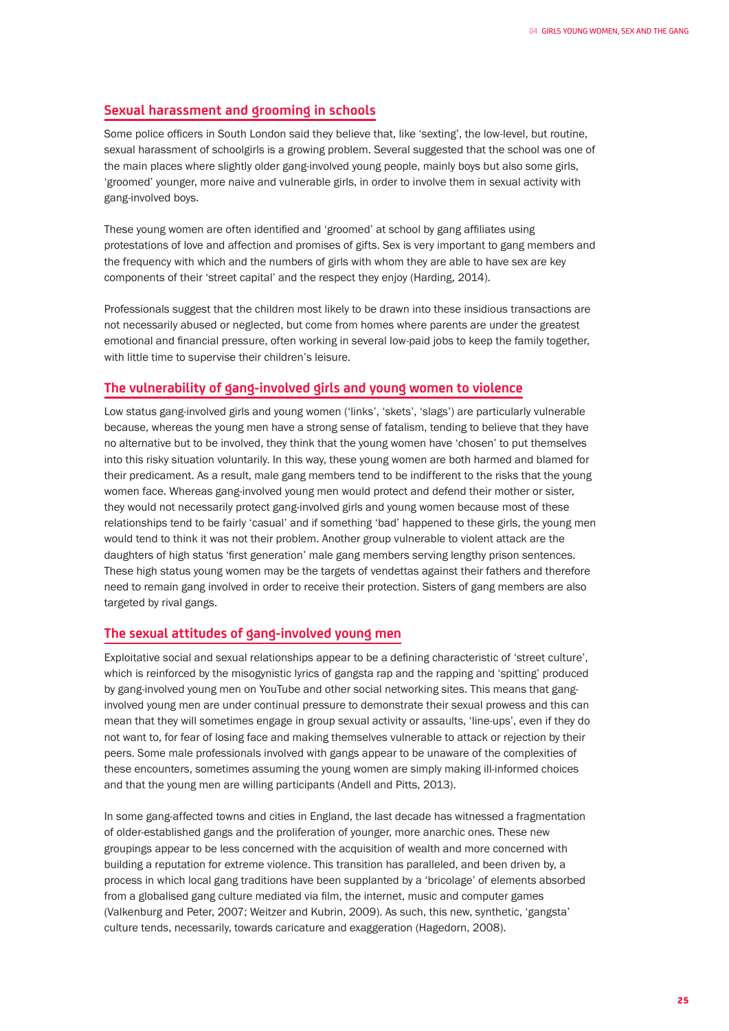## Sexual harassment and grooming in schools

Some police officers in South London said they believe that, like 'sexting', the low-level, but routine, sexual harassment of schoolgirls is a growing problem. Several suggested that the school was one of the main places where slightly older gang-involved young people, mainly boys but also some girls, 'groomed' younger, more naive and vulnerable girls, in order to involve them in sexual activity with gang-involved boys.

These young women are often identified and 'groomed' at school by gang affiliates using protestations of love and affection and promises of gifts. Sex is very important to gang members and the frequency with which and the numbers of girls with whom they are able to have sex are key components of their 'street capital' and the respect they enjoy (Harding, 2014).

Professionals suggest that the children most likely to be drawn into these insidious transactions are not necessarily abused or neglected, but come from homes where parents are under the greatest emotional and financial pressure, often working in several low-paid jobs to keep the family together, with little time to supervise their children's leisure.

## The vulnerability of gang-involved girls and young women to violence

Low status gang-involved girls and young women ('links', 'skets', 'slags') are particularly vulnerable because, whereas the young men have a strong sense of fatalism, tending to believe that they have no alternative but to be involved, they think that the young women have 'chosen' to put themselves into this risky situation voluntarily. In this way, these young women are both harmed and blamed for their predicament. As a result, male gang members tend to be indifferent to the risks that the young women face. Whereas gang-involved young men would protect and defend their mother or sister, they would not necessarily protect gang-involved girls and young women because most of these relationships tend to be fairly 'casual' and if something 'bad' happened to these girls, the young men would tend to think it was not their problem. Another group vulnerable to violent attack are the daughters of high status 'first generation' male gang members serving lengthy prison sentences. These high status young women may be the targets of vendettas against their fathers and therefore need to remain gang involved in order to receive their protection. Sisters of gang members are also targeted by rival gangs.

## The sexual attitudes of gang-involved young men

Exploitative social and sexual relationships appear to be a defining characteristic of 'street culture', which is reinforced by the misogynistic lyrics of gangsta rap and the rapping and 'spitting' produced by gang-involved young men on YouTube and other social networking sites. This means that gang-involved young men are under continual pressure to demonstrate their sexual prowess and this can mean that they will sometimes engage in group sexual activity or assaults, 'line-ups', even if they do not want to, for fear of losing face and making themselves vulnerable to attack or rejection by their peers. Some male professionals involved with gangs appear to be unaware of the complexities of these encounters, sometimes assuming the young women are simply making ill-informed choices and that the young men are willing participants (Andell and Pitts, 2013).

In some gang-affected towns and cities in England, the last decade has witnessed a fragmentation of older-established gangs and the proliferation of younger, more anarchic ones. These new groupings appear to be less concerned with the acquisition of wealth and more concerned with building a reputation for extreme violence. This transition has paralleled, and been driven by, a process in which local gang traditions have been supplanted by a 'bricolage' of elements absorbed from a globalised gang culture mediated via film, the internet, music and computer games (Valkenburg and Peter, 2007; Weitzer and Kubrin, 2009). As such, this new, synthetic, 'gangsta' culture tends, necessarily, towards caricature and exaggeration (Hagedorn, 2008).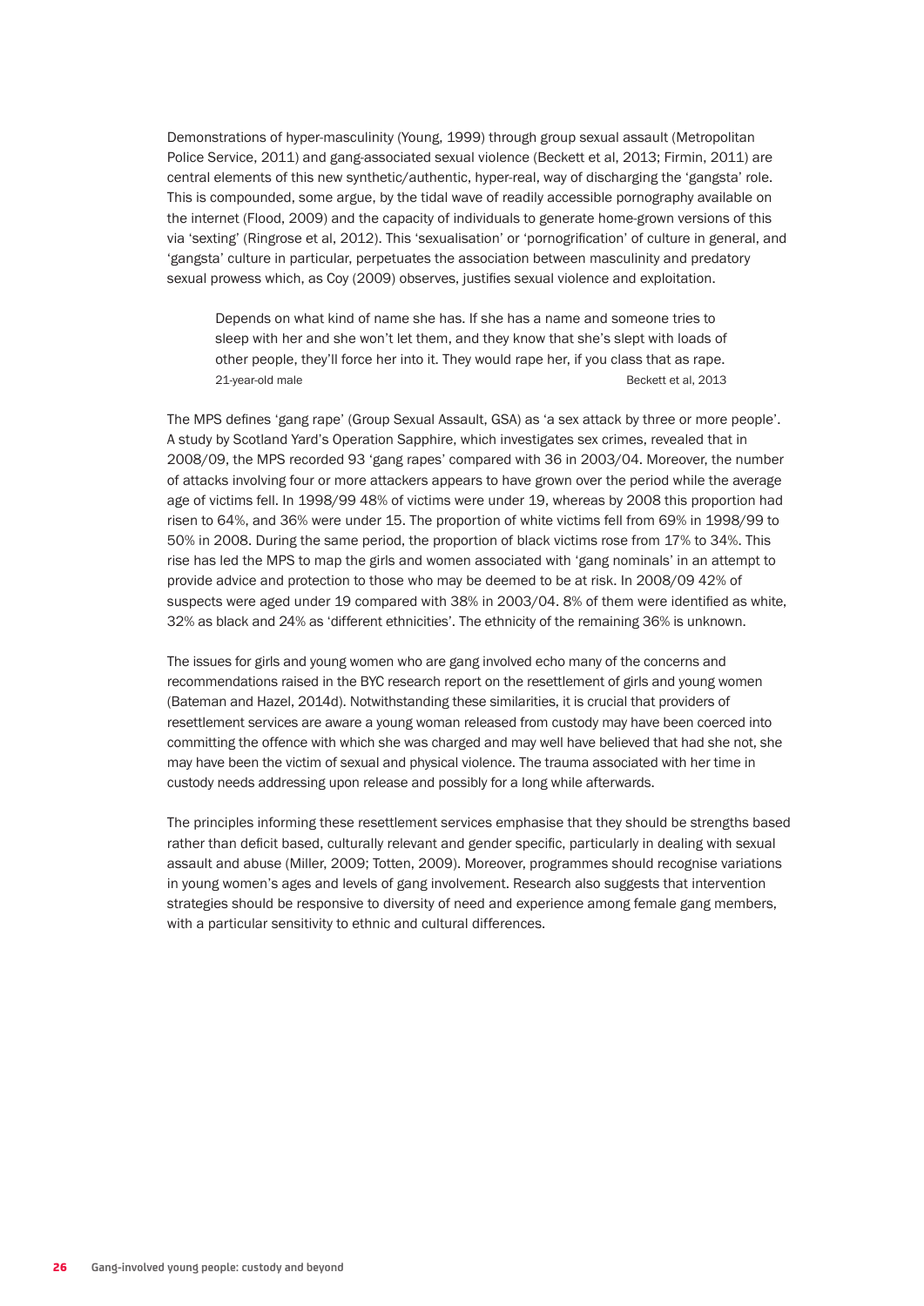Demonstrations of hyper-masculinity (Young, 1999) through group sexual assault (Metropolitan Police Service, 2011) and gang-associated sexual violence (Beckett et al, 2013; Firmin, 2011) are central elements of this new synthetic/authentic, hyper-real, way of discharging the 'gangsta' role. This is compounded, some argue, by the tidal wave of readily accessible pornography available on the internet (Flood, 2009) and the capacity of individuals to generate home-grown versions of this via 'sexting' (Ringrose et al, 2012). This 'sexualisation' or 'pornogrification' of culture in general, and 'gangsta' culture in particular, perpetuates the association between masculinity and predatory sexual prowess which, as Coy (2009) observes, justifies sexual violence and exploitation.

> Depends on what kind of name she has. If she has a name and someone tries to sleep with her and she won't let them, and they know that she's slept with loads of other people, they'll force her into it. They would rape her, if you class that as rape.
>
> 21-year-old male — Beckett et al, 2013

The MPS defines 'gang rape' (Group Sexual Assault, GSA) as 'a sex attack by three or more people'. A study by Scotland Yard's Operation Sapphire, which investigates sex crimes, revealed that in 2008/09, the MPS recorded 93 'gang rapes' compared with 36 in 2003/04. Moreover, the number of attacks involving four or more attackers appears to have grown over the period while the average age of victims fell. In 1998/99 48% of victims were under 19, whereas by 2008 this proportion had risen to 64%, and 36% were under 15. The proportion of white victims fell from 69% in 1998/99 to 50% in 2008. During the same period, the proportion of black victims rose from 17% to 34%. This rise has led the MPS to map the girls and women associated with 'gang nominals' in an attempt to provide advice and protection to those who may be deemed to be at risk. In 2008/09 42% of suspects were aged under 19 compared with 38% in 2003/04. 8% of them were identified as white, 32% as black and 24% as 'different ethnicities'. The ethnicity of the remaining 36% is unknown.

The issues for girls and young women who are gang involved echo many of the concerns and recommendations raised in the BYC research report on the resettlement of girls and young women (Bateman and Hazel, 2014d). Notwithstanding these similarities, it is crucial that providers of resettlement services are aware a young woman released from custody may have been coerced into committing the offence with which she was charged and may well have believed that had she not, she may have been the victim of sexual and physical violence. The trauma associated with her time in custody needs addressing upon release and possibly for a long while afterwards.

The principles informing these resettlement services emphasise that they should be strengths based rather than deficit based, culturally relevant and gender specific, particularly in dealing with sexual assault and abuse (Miller, 2009; Totten, 2009). Moreover, programmes should recognise variations in young women's ages and levels of gang involvement. Research also suggests that intervention strategies should be responsive to diversity of need and experience among female gang members, with a particular sensitivity to ethnic and cultural differences.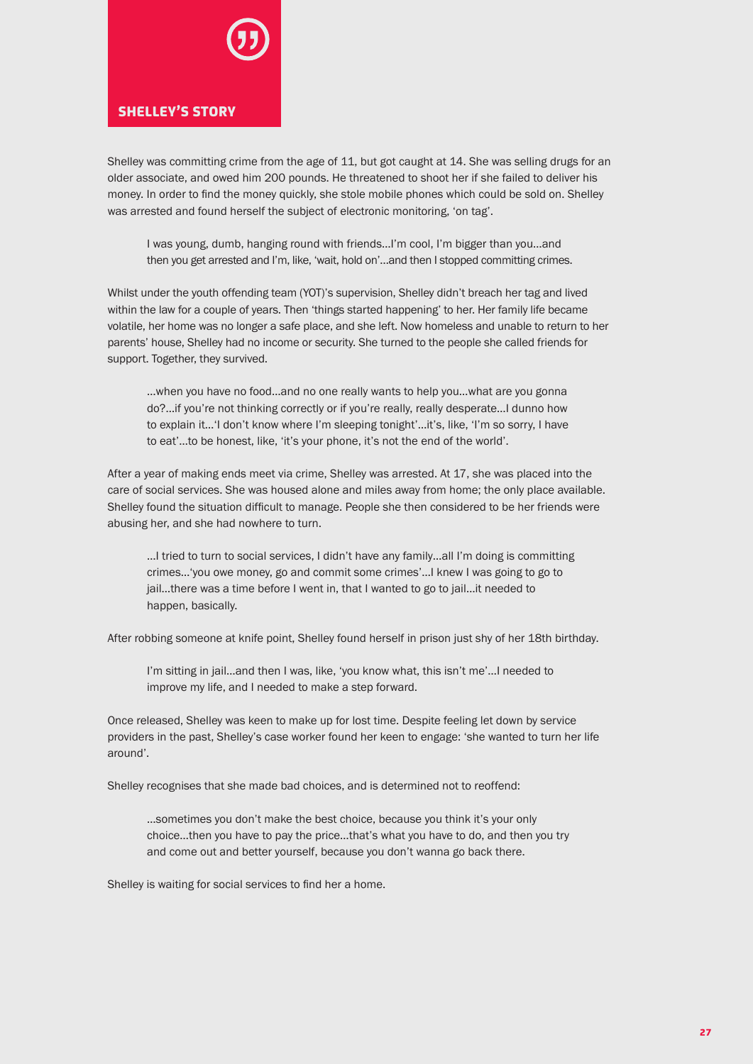## SHELLEY'S STORY

Shelley was committing crime from the age of 11, but got caught at 14. She was selling drugs for an older associate, and owed him 200 pounds. He threatened to shoot her if she failed to deliver his money. In order to find the money quickly, she stole mobile phones which could be sold on. Shelley was arrested and found herself the subject of electronic monitoring, 'on tag'.

> I was young, dumb, hanging round with friends…I'm cool, I'm bigger than you…and then you get arrested and I'm, like, 'wait, hold on'…and then I stopped committing crimes.

Whilst under the youth offending team (YOT)'s supervision, Shelley didn't breach her tag and lived within the law for a couple of years. Then 'things started happening' to her. Her family life became volatile, her home was no longer a safe place, and she left. Now homeless and unable to return to her parents' house, Shelley had no income or security. She turned to the people she called friends for support. Together, they survived.

> …when you have no food…and no one really wants to help you…what are you gonna do?…if you're not thinking correctly or if you're really, really desperate…I dunno how to explain it…'I don't know where I'm sleeping tonight'…it's, like, 'I'm so sorry, I have to eat'…to be honest, like, 'it's your phone, it's not the end of the world'.

After a year of making ends meet via crime, Shelley was arrested. At 17, she was placed into the care of social services. She was housed alone and miles away from home; the only place available. Shelley found the situation difficult to manage. People she then considered to be her friends were abusing her, and she had nowhere to turn.

> …I tried to turn to social services, I didn't have any family…all I'm doing is committing crimes…'you owe money, go and commit some crimes'…I knew I was going to go to jail…there was a time before I went in, that I wanted to go to jail…it needed to happen, basically.

After robbing someone at knife point, Shelley found herself in prison just shy of her 18th birthday.

> I'm sitting in jail…and then I was, like, 'you know what, this isn't me'…I needed to improve my life, and I needed to make a step forward.

Once released, Shelley was keen to make up for lost time. Despite feeling let down by service providers in the past, Shelley's case worker found her keen to engage: 'she wanted to turn her life around'.

Shelley recognises that she made bad choices, and is determined not to reoffend:

> …sometimes you don't make the best choice, because you think it's your only choice…then you have to pay the price…that's what you have to do, and then you try and come out and better yourself, because you don't wanna go back there.

Shelley is waiting for social services to find her a home.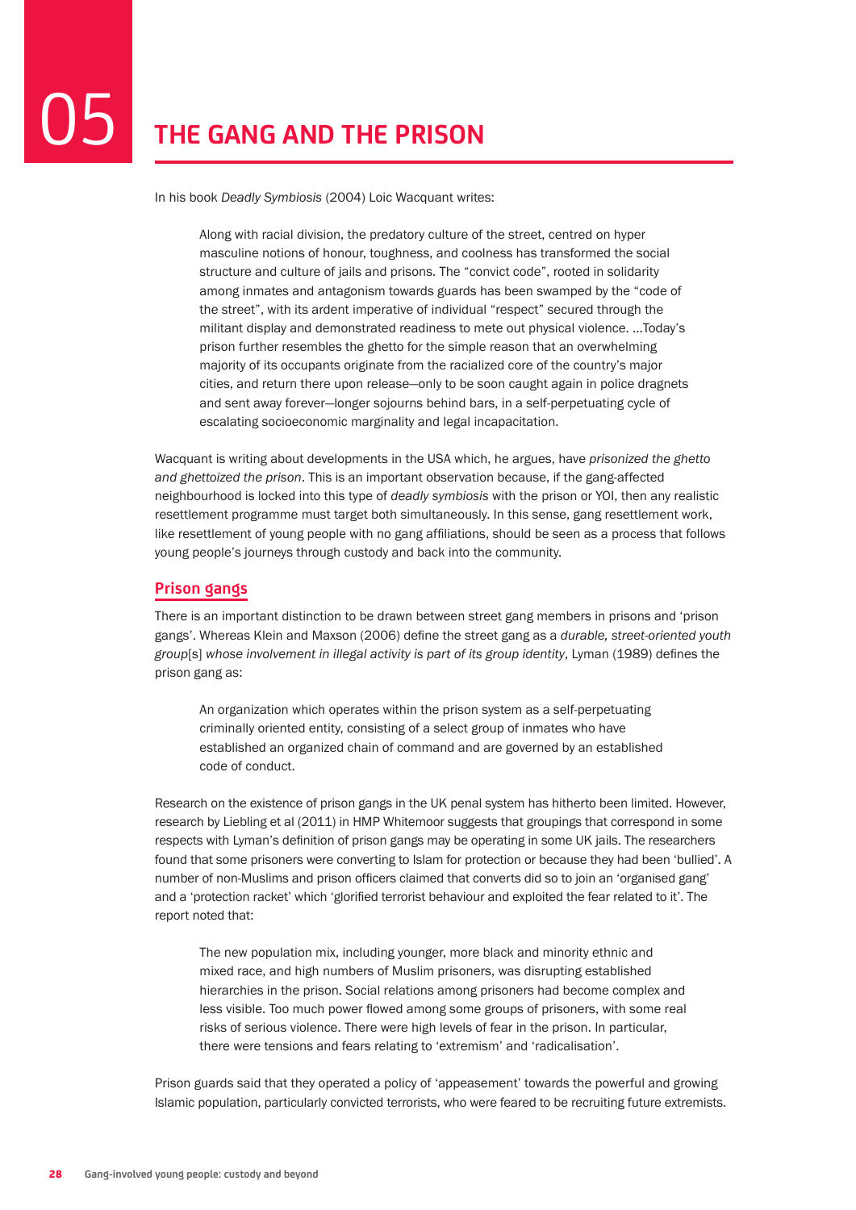# 05 THE GANG AND THE PRISON

In his book *Deadly Symbiosis* (2004) Loic Wacquant writes:

> Along with racial division, the predatory culture of the street, centred on hyper masculine notions of honour, toughness, and coolness has transformed the social structure and culture of jails and prisons. The "convict code", rooted in solidarity among inmates and antagonism towards guards has been swamped by the "code of the street", with its ardent imperative of individual "respect" secured through the militant display and demonstrated readiness to mete out physical violence. ...Today's prison further resembles the ghetto for the simple reason that an overwhelming majority of its occupants originate from the racialized core of the country's major cities, and return there upon release—only to be soon caught again in police dragnets and sent away forever—longer sojourns behind bars, in a self-perpetuating cycle of escalating socioeconomic marginality and legal incapacitation.

Wacquant is writing about developments in the USA which, he argues, have *prisonized the ghetto and ghettoized the prison*. This is an important observation because, if the gang-affected neighbourhood is locked into this type of *deadly symbiosis* with the prison or YOI, then any realistic resettlement programme must target both simultaneously. In this sense, gang resettlement work, like resettlement of young people with no gang affiliations, should be seen as a process that follows young people's journeys through custody and back into the community.

## Prison gangs

There is an important distinction to be drawn between street gang members in prisons and 'prison gangs'. Whereas Klein and Maxson (2006) define the street gang as a *durable, street-oriented youth group*[s] *whose involvement in illegal activity is part of its group identity*, Lyman (1989) defines the prison gang as:

> An organization which operates within the prison system as a self-perpetuating criminally oriented entity, consisting of a select group of inmates who have established an organized chain of command and are governed by an established code of conduct.

Research on the existence of prison gangs in the UK penal system has hitherto been limited. However, research by Liebling et al (2011) in HMP Whitemoor suggests that groupings that correspond in some respects with Lyman's definition of prison gangs may be operating in some UK jails. The researchers found that some prisoners were converting to Islam for protection or because they had been 'bullied'. A number of non-Muslims and prison officers claimed that converts did so to join an 'organised gang' and a 'protection racket' which 'glorified terrorist behaviour and exploited the fear related to it'. The report noted that:

> The new population mix, including younger, more black and minority ethnic and mixed race, and high numbers of Muslim prisoners, was disrupting established hierarchies in the prison. Social relations among prisoners had become complex and less visible. Too much power flowed among some groups of prisoners, with some real risks of serious violence. There were high levels of fear in the prison. In particular, there were tensions and fears relating to 'extremism' and 'radicalisation'.

Prison guards said that they operated a policy of 'appeasement' towards the powerful and growing Islamic population, particularly convicted terrorists, who were feared to be recruiting future extremists.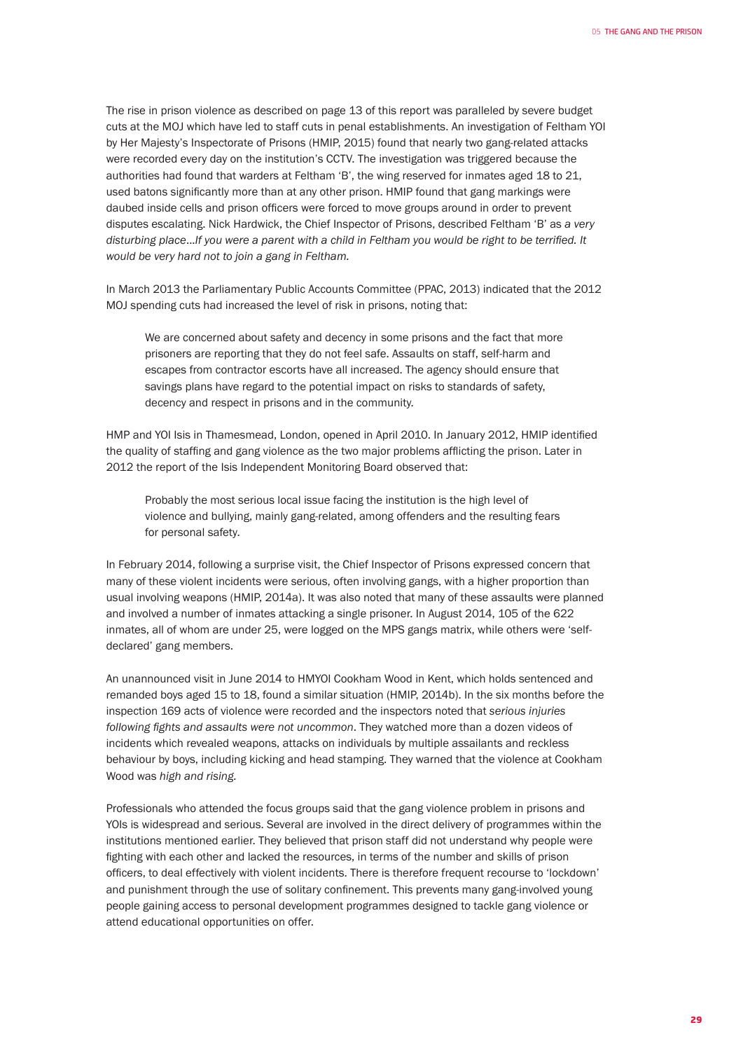The rise in prison violence as described on page 13 of this report was paralleled by severe budget cuts at the MOJ which have led to staff cuts in penal establishments. An investigation of Feltham YOI by Her Majesty's Inspectorate of Prisons (HMIP, 2015) found that nearly two gang-related attacks were recorded every day on the institution's CCTV. The investigation was triggered because the authorities had found that warders at Feltham 'B', the wing reserved for inmates aged 18 to 21, used batons significantly more than at any other prison. HMIP found that gang markings were daubed inside cells and prison officers were forced to move groups around in order to prevent disputes escalating. Nick Hardwick, the Chief Inspector of Prisons, described Feltham 'B' as *a very disturbing place…If you were a parent with a child in Feltham you would be right to be terrified. It would be very hard not to join a gang in Feltham.*

In March 2013 the Parliamentary Public Accounts Committee (PPAC, 2013) indicated that the 2012 MOJ spending cuts had increased the level of risk in prisons, noting that:

> We are concerned about safety and decency in some prisons and the fact that more prisoners are reporting that they do not feel safe. Assaults on staff, self-harm and escapes from contractor escorts have all increased. The agency should ensure that savings plans have regard to the potential impact on risks to standards of safety, decency and respect in prisons and in the community.

HMP and YOI Isis in Thamesmead, London, opened in April 2010. In January 2012, HMIP identified the quality of staffing and gang violence as the two major problems afflicting the prison. Later in 2012 the report of the Isis Independent Monitoring Board observed that:

> Probably the most serious local issue facing the institution is the high level of violence and bullying, mainly gang-related, among offenders and the resulting fears for personal safety.

In February 2014, following a surprise visit, the Chief Inspector of Prisons expressed concern that many of these violent incidents were serious, often involving gangs, with a higher proportion than usual involving weapons (HMIP, 2014a). It was also noted that many of these assaults were planned and involved a number of inmates attacking a single prisoner. In August 2014, 105 of the 622 inmates, all of whom are under 25, were logged on the MPS gangs matrix, while others were 'self-declared' gang members.

An unannounced visit in June 2014 to HMYOI Cookham Wood in Kent, which holds sentenced and remanded boys aged 15 to 18, found a similar situation (HMIP, 2014b). In the six months before the inspection 169 acts of violence were recorded and the inspectors noted that *serious injuries following fights and assaults were not uncommon*. They watched more than a dozen videos of incidents which revealed weapons, attacks on individuals by multiple assailants and reckless behaviour by boys, including kicking and head stamping. They warned that the violence at Cookham Wood was *high and rising.*

Professionals who attended the focus groups said that the gang violence problem in prisons and YOIs is widespread and serious. Several are involved in the direct delivery of programmes within the institutions mentioned earlier. They believed that prison staff did not understand why people were fighting with each other and lacked the resources, in terms of the number and skills of prison officers, to deal effectively with violent incidents. There is therefore frequent recourse to 'lockdown' and punishment through the use of solitary confinement. This prevents many gang-involved young people gaining access to personal development programmes designed to tackle gang violence or attend educational opportunities on offer.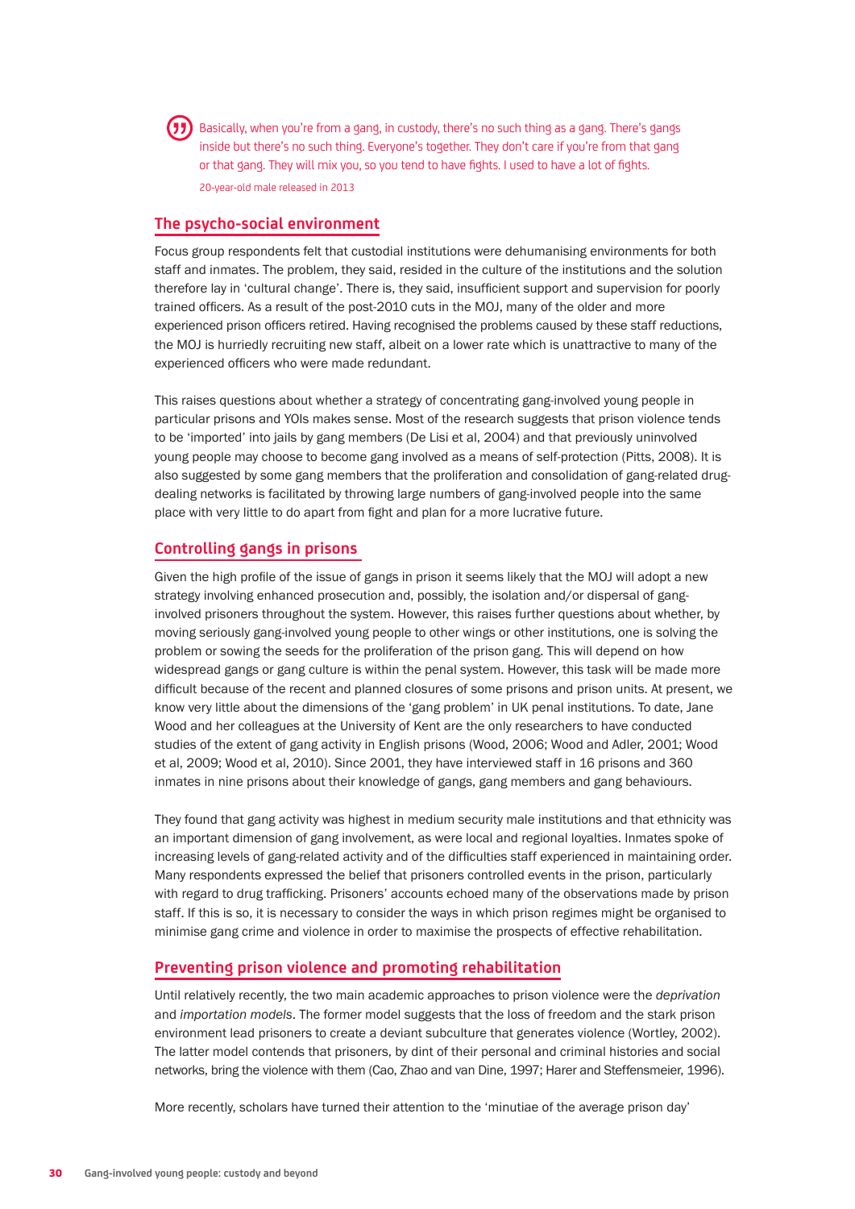> Basically, when you're from a gang, in custody, there's no such thing as a gang. There's gangs inside but there's no such thing. Everyone's together. They don't care if you're from that gang or that gang. They will mix you, so you tend to have fights. I used to have a lot of fights.
>
> 20-year-old male released in 2013

## The psycho-social environment

Focus group respondents felt that custodial institutions were dehumanising environments for both staff and inmates. The problem, they said, resided in the culture of the institutions and the solution therefore lay in 'cultural change'. There is, they said, insufficient support and supervision for poorly trained officers. As a result of the post-2010 cuts in the MOJ, many of the older and more experienced prison officers retired. Having recognised the problems caused by these staff reductions, the MOJ is hurriedly recruiting new staff, albeit on a lower rate which is unattractive to many of the experienced officers who were made redundant.

This raises questions about whether a strategy of concentrating gang-involved young people in particular prisons and YOIs makes sense. Most of the research suggests that prison violence tends to be 'imported' into jails by gang members (De Lisi et al, 2004) and that previously uninvolved young people may choose to become gang involved as a means of self-protection (Pitts, 2008). It is also suggested by some gang members that the proliferation and consolidation of gang-related drug-dealing networks is facilitated by throwing large numbers of gang-involved people into the same place with very little to do apart from fight and plan for a more lucrative future.

## Controlling gangs in prisons

Given the high profile of the issue of gangs in prison it seems likely that the MOJ will adopt a new strategy involving enhanced prosecution and, possibly, the isolation and/or dispersal of gang-involved prisoners throughout the system. However, this raises further questions about whether, by moving seriously gang-involved young people to other wings or other institutions, one is solving the problem or sowing the seeds for the proliferation of the prison gang. This will depend on how widespread gangs or gang culture is within the penal system. However, this task will be made more difficult because of the recent and planned closures of some prisons and prison units. At present, we know very little about the dimensions of the 'gang problem' in UK penal institutions. To date, Jane Wood and her colleagues at the University of Kent are the only researchers to have conducted studies of the extent of gang activity in English prisons (Wood, 2006; Wood and Adler, 2001; Wood et al, 2009; Wood et al, 2010). Since 2001, they have interviewed staff in 16 prisons and 360 inmates in nine prisons about their knowledge of gangs, gang members and gang behaviours.

They found that gang activity was highest in medium security male institutions and that ethnicity was an important dimension of gang involvement, as were local and regional loyalties. Inmates spoke of increasing levels of gang-related activity and of the difficulties staff experienced in maintaining order. Many respondents expressed the belief that prisoners controlled events in the prison, particularly with regard to drug trafficking. Prisoners' accounts echoed many of the observations made by prison staff. If this is so, it is necessary to consider the ways in which prison regimes might be organised to minimise gang crime and violence in order to maximise the prospects of effective rehabilitation.

## Preventing prison violence and promoting rehabilitation

Until relatively recently, the two main academic approaches to prison violence were the *deprivation* and *importation models*. The former model suggests that the loss of freedom and the stark prison environment lead prisoners to create a deviant subculture that generates violence (Wortley, 2002). The latter model contends that prisoners, by dint of their personal and criminal histories and social networks, bring the violence with them (Cao, Zhao and van Dine, 1997; Harer and Steffensmeier, 1996).

More recently, scholars have turned their attention to the 'minutiae of the average prison day'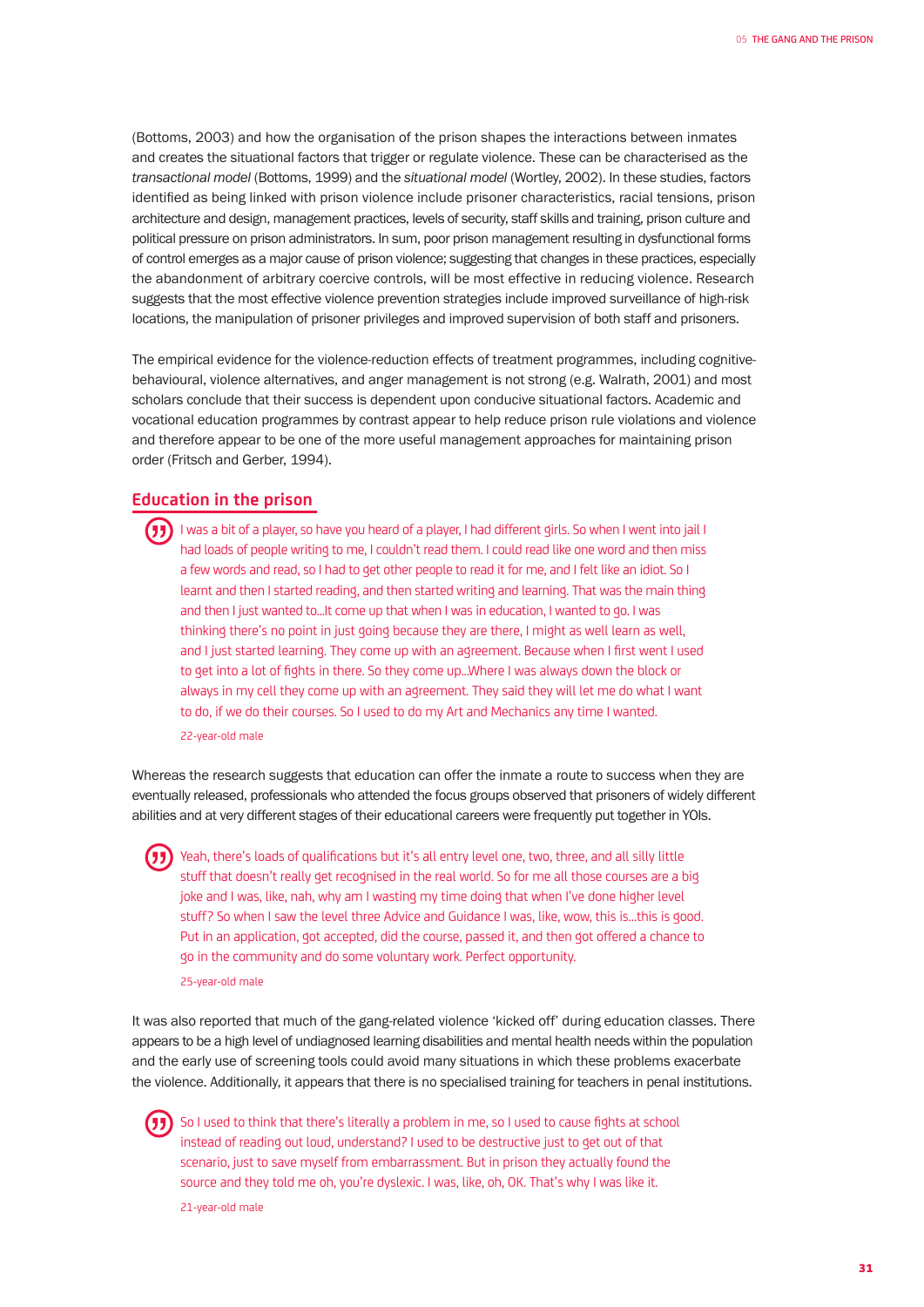(Bottoms, 2003) and how the organisation of the prison shapes the interactions between inmates and creates the situational factors that trigger or regulate violence. These can be characterised as the *transactional model* (Bottoms, 1999) and the *situational model* (Wortley, 2002). In these studies, factors identified as being linked with prison violence include prisoner characteristics, racial tensions, prison architecture and design, management practices, levels of security, staff skills and training, prison culture and political pressure on prison administrators. In sum, poor prison management resulting in dysfunctional forms of control emerges as a major cause of prison violence; suggesting that changes in these practices, especially the abandonment of arbitrary coercive controls, will be most effective in reducing violence. Research suggests that the most effective violence prevention strategies include improved surveillance of high-risk locations, the manipulation of prisoner privileges and improved supervision of both staff and prisoners.

The empirical evidence for the violence-reduction effects of treatment programmes, including cognitive-behavioural, violence alternatives, and anger management is not strong (e.g. Walrath, 2001) and most scholars conclude that their success is dependent upon conducive situational factors. Academic and vocational education programmes by contrast appear to help reduce prison rule violations and violence and therefore appear to be one of the more useful management approaches for maintaining prison order (Fritsch and Gerber, 1994).

## Education in the prison

> I was a bit of a player, so have you heard of a player, I had different girls. So when I went into jail I had loads of people writing to me, I couldn't read them. I could read like one word and then miss a few words and read, so I had to get other people to read it for me, and I felt like an idiot. So I learnt and then I started reading, and then started writing and learning. That was the main thing and then I just wanted to...It come up that when I was in education, I wanted to go. I was thinking there's no point in just going because they are there, I might as well learn as well, and I just started learning. They come up with an agreement. Because when I first went I used to get into a lot of fights in there. So they come up...Where I was always down the block or always in my cell they come up with an agreement. They said they will let me do what I want to do, if we do their courses. So I used to do my Art and Mechanics any time I wanted.
>
> 22-year-old male

Whereas the research suggests that education can offer the inmate a route to success when they are eventually released, professionals who attended the focus groups observed that prisoners of widely different abilities and at very different stages of their educational careers were frequently put together in YOIs.

> Yeah, there's loads of qualifications but it's all entry level one, two, three, and all silly little stuff that doesn't really get recognised in the real world. So for me all those courses are a big joke and I was, like, nah, why am I wasting my time doing that when I've done higher level stuff? So when I saw the level three Advice and Guidance I was, like, wow, this is...this is good. Put in an application, got accepted, did the course, passed it, and then got offered a chance to go in the community and do some voluntary work. Perfect opportunity.
>
> 25-year-old male

It was also reported that much of the gang-related violence 'kicked off' during education classes. There appears to be a high level of undiagnosed learning disabilities and mental health needs within the population and the early use of screening tools could avoid many situations in which these problems exacerbate the violence. Additionally, it appears that there is no specialised training for teachers in penal institutions.

> So I used to think that there's literally a problem in me, so I used to cause fights at school instead of reading out loud, understand? I used to be destructive just to get out of that scenario, just to save myself from embarrassment. But in prison they actually found the source and they told me oh, you're dyslexic. I was, like, oh, OK. That's why I was like it.
>
> 21-year-old male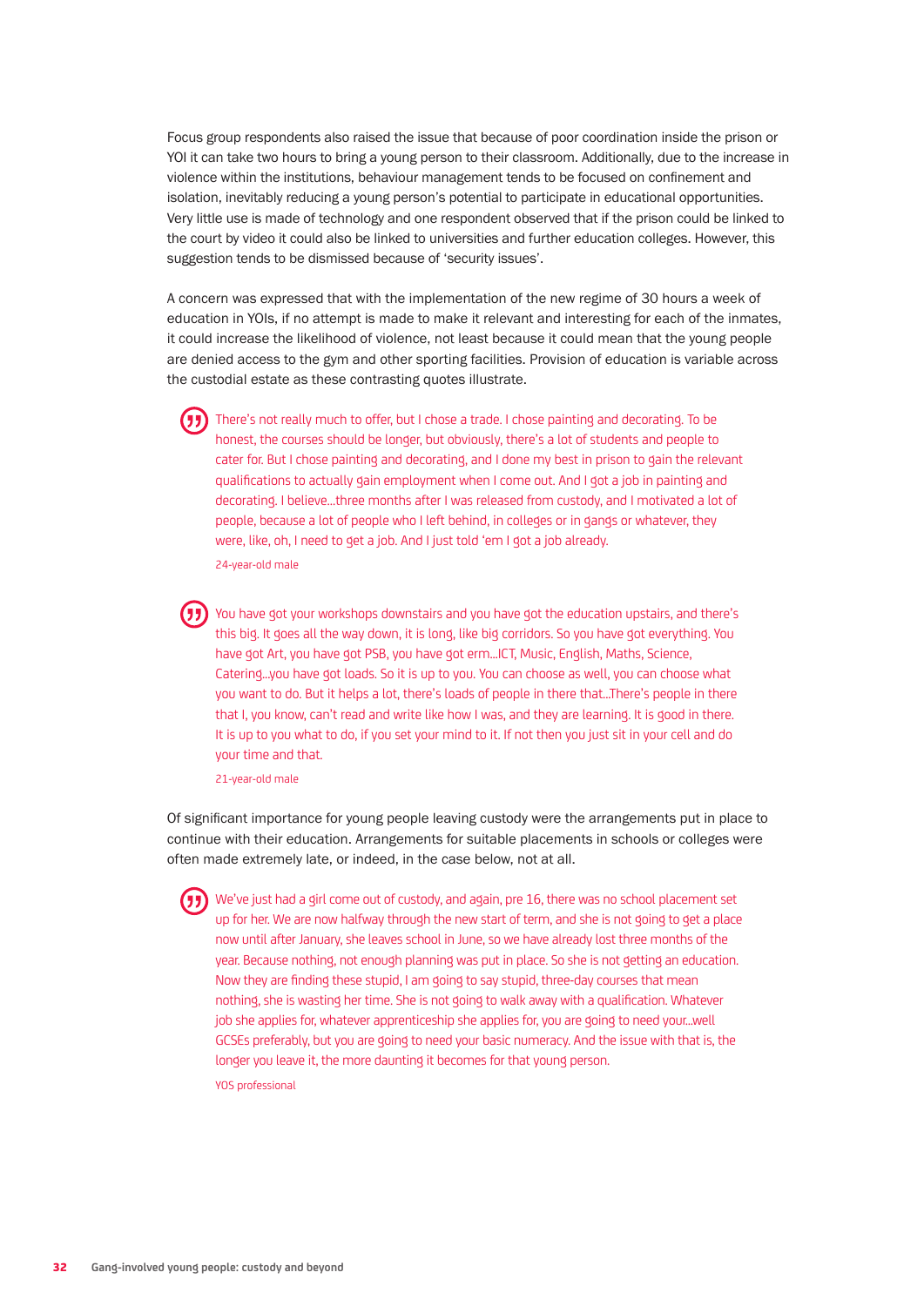Focus group respondents also raised the issue that because of poor coordination inside the prison or YOI it can take two hours to bring a young person to their classroom. Additionally, due to the increase in violence within the institutions, behaviour management tends to be focused on confinement and isolation, inevitably reducing a young person's potential to participate in educational opportunities. Very little use is made of technology and one respondent observed that if the prison could be linked to the court by video it could also be linked to universities and further education colleges. However, this suggestion tends to be dismissed because of 'security issues'.

A concern was expressed that with the implementation of the new regime of 30 hours a week of education in YOIs, if no attempt is made to make it relevant and interesting for each of the inmates, it could increase the likelihood of violence, not least because it could mean that the young people are denied access to the gym and other sporting facilities. Provision of education is variable across the custodial estate as these contrasting quotes illustrate.

> There's not really much to offer, but I chose a trade. I chose painting and decorating. To be honest, the courses should be longer, but obviously, there's a lot of students and people to cater for. But I chose painting and decorating, and I done my best in prison to gain the relevant qualifications to actually gain employment when I come out. And I got a job in painting and decorating. I believe…three months after I was released from custody, and I motivated a lot of people, because a lot of people who I left behind, in colleges or in gangs or whatever, they were, like, oh, I need to get a job. And I just told 'em I got a job already.
>
> 24-year-old male

> You have got your workshops downstairs and you have got the education upstairs, and there's this big. It goes all the way down, it is long, like big corridors. So you have got everything. You have got Art, you have got PSB, you have got erm…ICT, Music, English, Maths, Science, Catering…you have got loads. So it is up to you. You can choose as well, you can choose what you want to do. But it helps a lot, there's loads of people in there that…There's people in there that I, you know, can't read and write like how I was, and they are learning. It is good in there. It is up to you what to do, if you set your mind to it. If not then you just sit in your cell and do your time and that.
>
> 21-year-old male

Of significant importance for young people leaving custody were the arrangements put in place to continue with their education. Arrangements for suitable placements in schools or colleges were often made extremely late, or indeed, in the case below, not at all.

> We've just had a girl come out of custody, and again, pre 16, there was no school placement set up for her. We are now halfway through the new start of term, and she is not going to get a place now until after January, she leaves school in June, so we have already lost three months of the year. Because nothing, not enough planning was put in place. So she is not getting an education. Now they are finding these stupid, I am going to say stupid, three-day courses that mean nothing, she is wasting her time. She is not going to walk away with a qualification. Whatever job she applies for, whatever apprenticeship she applies for, you are going to need your…well GCSEs preferably, but you are going to need your basic numeracy. And the issue with that is, the longer you leave it, the more daunting it becomes for that young person.
>
> YOS professional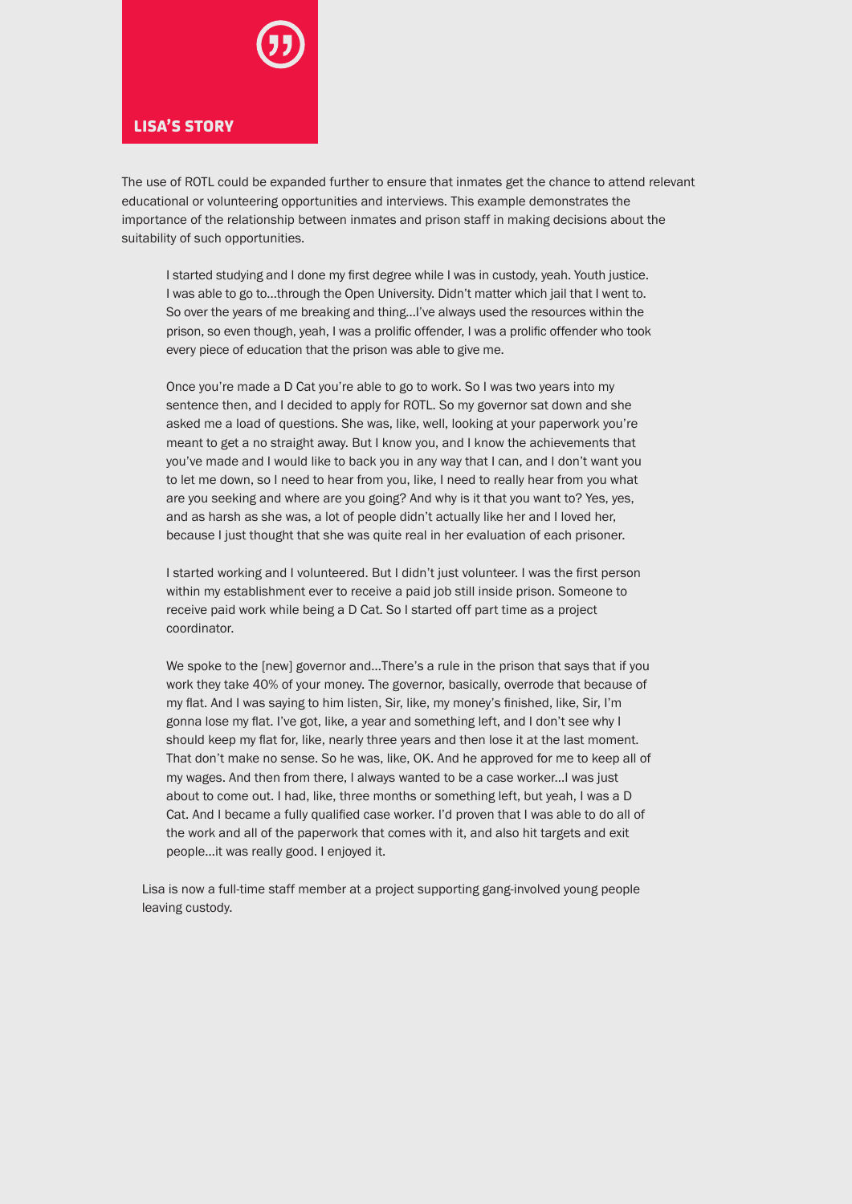## LISA'S STORY

The use of ROTL could be expanded further to ensure that inmates get the chance to attend relevant educational or volunteering opportunities and interviews. This example demonstrates the importance of the relationship between inmates and prison staff in making decisions about the suitability of such opportunities.

> I started studying and I done my first degree while I was in custody, yeah. Youth justice. I was able to go to…through the Open University. Didn't matter which jail that I went to. So over the years of me breaking and thing…I've always used the resources within the prison, so even though, yeah, I was a prolific offender, I was a prolific offender who took every piece of education that the prison was able to give me.
>
> Once you're made a D Cat you're able to go to work. So I was two years into my sentence then, and I decided to apply for ROTL. So my governor sat down and she asked me a load of questions. She was, like, well, looking at your paperwork you're meant to get a no straight away. But I know you, and I know the achievements that you've made and I would like to back you in any way that I can, and I don't want you to let me down, so I need to hear from you, like, I need to really hear from you what are you seeking and where are you going? And why is it that you want to? Yes, yes, and as harsh as she was, a lot of people didn't actually like her and I loved her, because I just thought that she was quite real in her evaluation of each prisoner.
>
> I started working and I volunteered. But I didn't just volunteer. I was the first person within my establishment ever to receive a paid job still inside prison. Someone to receive paid work while being a D Cat. So I started off part time as a project coordinator.
>
> We spoke to the [new] governor and…There's a rule in the prison that says that if you work they take 40% of your money. The governor, basically, overrode that because of my flat. And I was saying to him listen, Sir, like, my money's finished, like, Sir, I'm gonna lose my flat. I've got, like, a year and something left, and I don't see why I should keep my flat for, like, nearly three years and then lose it at the last moment. That don't make no sense. So he was, like, OK. And he approved for me to keep all of my wages. And then from there, I always wanted to be a case worker…I was just about to come out. I had, like, three months or something left, but yeah, I was a D Cat. And I became a fully qualified case worker. I'd proven that I was able to do all of the work and all of the paperwork that comes with it, and also hit targets and exit people…it was really good. I enjoyed it.

Lisa is now a full-time staff member at a project supporting gang-involved young people leaving custody.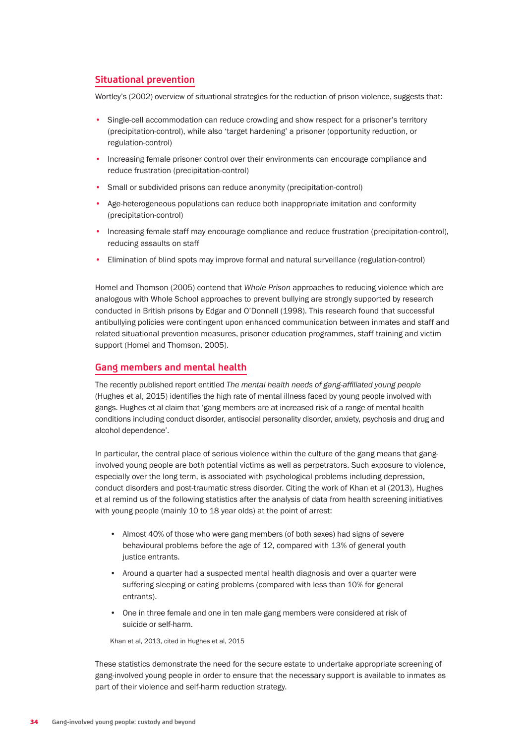## Situational prevention

Wortley's (2002) overview of situational strategies for the reduction of prison violence, suggests that:

- Single-cell accommodation can reduce crowding and show respect for a prisoner's territory (precipitation-control), while also 'target hardening' a prisoner (opportunity reduction, or regulation-control)
- Increasing female prisoner control over their environments can encourage compliance and reduce frustration (precipitation-control)
- Small or subdivided prisons can reduce anonymity (precipitation-control)
- Age-heterogeneous populations can reduce both inappropriate imitation and conformity (precipitation-control)
- Increasing female staff may encourage compliance and reduce frustration (precipitation-control), reducing assaults on staff
- Elimination of blind spots may improve formal and natural surveillance (regulation-control)

Homel and Thomson (2005) contend that *Whole Prison* approaches to reducing violence which are analogous with Whole School approaches to prevent bullying are strongly supported by research conducted in British prisons by Edgar and O'Donnell (1998). This research found that successful antibullying policies were contingent upon enhanced communication between inmates and staff and related situational prevention measures, prisoner education programmes, staff training and victim support (Homel and Thomson, 2005).

## Gang members and mental health

The recently published report entitled *The mental health needs of gang-affiliated young people* (Hughes et al, 2015) identifies the high rate of mental illness faced by young people involved with gangs. Hughes et al claim that 'gang members are at increased risk of a range of mental health conditions including conduct disorder, antisocial personality disorder, anxiety, psychosis and drug and alcohol dependence'.

In particular, the central place of serious violence within the culture of the gang means that gang-involved young people are both potential victims as well as perpetrators. Such exposure to violence, especially over the long term, is associated with psychological problems including depression, conduct disorders and post-traumatic stress disorder. Citing the work of Khan et al (2013), Hughes et al remind us of the following statistics after the analysis of data from health screening initiatives with young people (mainly 10 to 18 year olds) at the point of arrest:

- Almost 40% of those who were gang members (of both sexes) had signs of severe behavioural problems before the age of 12, compared with 13% of general youth justice entrants.
- Around a quarter had a suspected mental health diagnosis and over a quarter were suffering sleeping or eating problems (compared with less than 10% for general entrants).
- One in three female and one in ten male gang members were considered at risk of suicide or self-harm.

Khan et al, 2013, cited in Hughes et al, 2015

These statistics demonstrate the need for the secure estate to undertake appropriate screening of gang-involved young people in order to ensure that the necessary support is available to inmates as part of their violence and self-harm reduction strategy.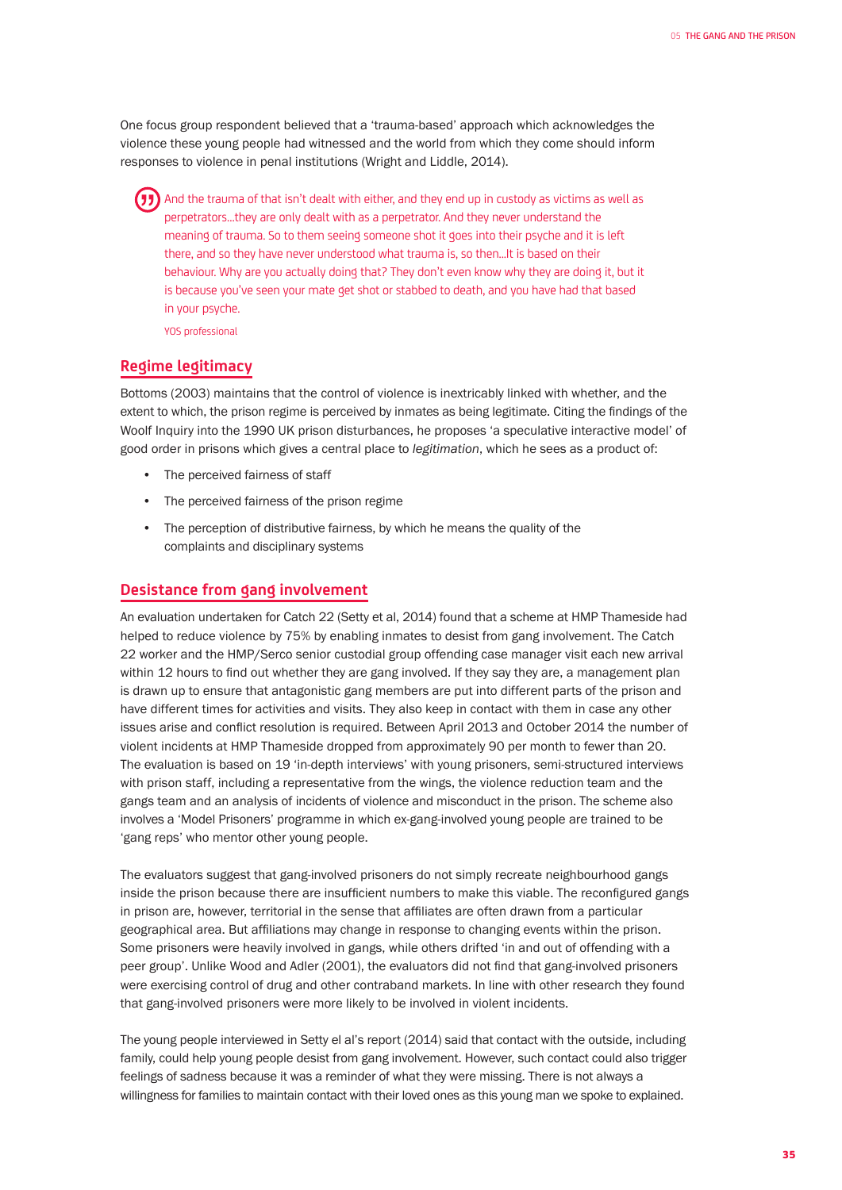One focus group respondent believed that a 'trauma-based' approach which acknowledges the violence these young people had witnessed and the world from which they come should inform responses to violence in penal institutions (Wright and Liddle, 2014).

> And the trauma of that isn't dealt with either, and they end up in custody as victims as well as perpetrators...they are only dealt with as a perpetrator. And they never understand the meaning of trauma. So to them seeing someone shot it goes into their psyche and it is left there, and so they have never understood what trauma is, so then...It is based on their behaviour. Why are you actually doing that? They don't even know why they are doing it, but it is because you've seen your mate get shot or stabbed to death, and you have had that based in your psyche.
>
> YOS professional

## Regime legitimacy

Bottoms (2003) maintains that the control of violence is inextricably linked with whether, and the extent to which, the prison regime is perceived by inmates as being legitimate. Citing the findings of the Woolf Inquiry into the 1990 UK prison disturbances, he proposes 'a speculative interactive model' of good order in prisons which gives a central place to *legitimation*, which he sees as a product of:

- The perceived fairness of staff
- The perceived fairness of the prison regime
- The perception of distributive fairness, by which he means the quality of the complaints and disciplinary systems

## Desistance from gang involvement

An evaluation undertaken for Catch 22 (Setty et al, 2014) found that a scheme at HMP Thameside had helped to reduce violence by 75% by enabling inmates to desist from gang involvement. The Catch 22 worker and the HMP/Serco senior custodial group offending case manager visit each new arrival within 12 hours to find out whether they are gang involved. If they say they are, a management plan is drawn up to ensure that antagonistic gang members are put into different parts of the prison and have different times for activities and visits. They also keep in contact with them in case any other issues arise and conflict resolution is required. Between April 2013 and October 2014 the number of violent incidents at HMP Thameside dropped from approximately 90 per month to fewer than 20. The evaluation is based on 19 'in-depth interviews' with young prisoners, semi-structured interviews with prison staff, including a representative from the wings, the violence reduction team and the gangs team and an analysis of incidents of violence and misconduct in the prison. The scheme also involves a 'Model Prisoners' programme in which ex-gang-involved young people are trained to be 'gang reps' who mentor other young people.

The evaluators suggest that gang-involved prisoners do not simply recreate neighbourhood gangs inside the prison because there are insufficient numbers to make this viable. The reconfigured gangs in prison are, however, territorial in the sense that affiliates are often drawn from a particular geographical area. But affiliations may change in response to changing events within the prison. Some prisoners were heavily involved in gangs, while others drifted 'in and out of offending with a peer group'. Unlike Wood and Adler (2001), the evaluators did not find that gang-involved prisoners were exercising control of drug and other contraband markets. In line with other research they found that gang-involved prisoners were more likely to be involved in violent incidents.

The young people interviewed in Setty el al's report (2014) said that contact with the outside, including family, could help young people desist from gang involvement. However, such contact could also trigger feelings of sadness because it was a reminder of what they were missing. There is not always a willingness for families to maintain contact with their loved ones as this young man we spoke to explained.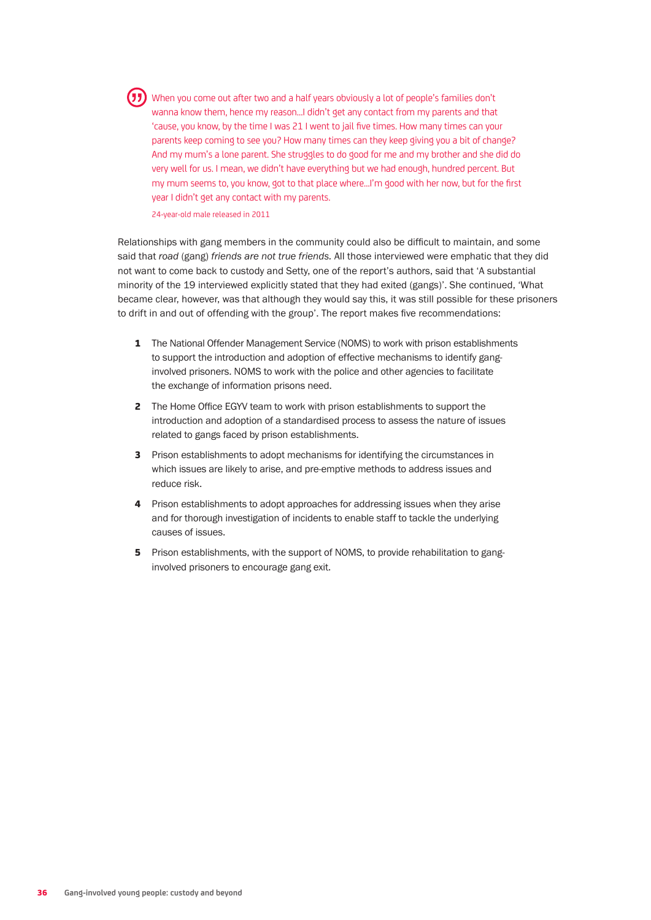> When you come out after two and a half years obviously a lot of people's families don't wanna know them, hence my reason...I didn't get any contact from my parents and that 'cause, you know, by the time I was 21 I went to jail five times. How many times can your parents keep coming to see you? How many times can they keep giving you a bit of change? And my mum's a lone parent. She struggles to do good for me and my brother and she did do very well for us. I mean, we didn't have everything but we had enough, hundred percent. But my mum seems to, you know, got to that place where...I'm good with her now, but for the first year I didn't get any contact with my parents.
>
> 24-year-old male released in 2011

Relationships with gang members in the community could also be difficult to maintain, and some said that *road* (gang) *friends are not true friends*. All those interviewed were emphatic that they did not want to come back to custody and Setty, one of the report's authors, said that 'A substantial minority of the 19 interviewed explicitly stated that they had exited (gangs)'. She continued, 'What became clear, however, was that although they would say this, it was still possible for these prisoners to drift in and out of offending with the group'. The report makes five recommendations:

1. The National Offender Management Service (NOMS) to work with prison establishments to support the introduction and adoption of effective mechanisms to identify gang-involved prisoners. NOMS to work with the police and other agencies to facilitate the exchange of information prisons need.
2. The Home Office EGYV team to work with prison establishments to support the introduction and adoption of a standardised process to assess the nature of issues related to gangs faced by prison establishments.
3. Prison establishments to adopt mechanisms for identifying the circumstances in which issues are likely to arise, and pre-emptive methods to address issues and reduce risk.
4. Prison establishments to adopt approaches for addressing issues when they arise and for thorough investigation of incidents to enable staff to tackle the underlying causes of issues.
5. Prison establishments, with the support of NOMS, to provide rehabilitation to gang-involved prisoners to encourage gang exit.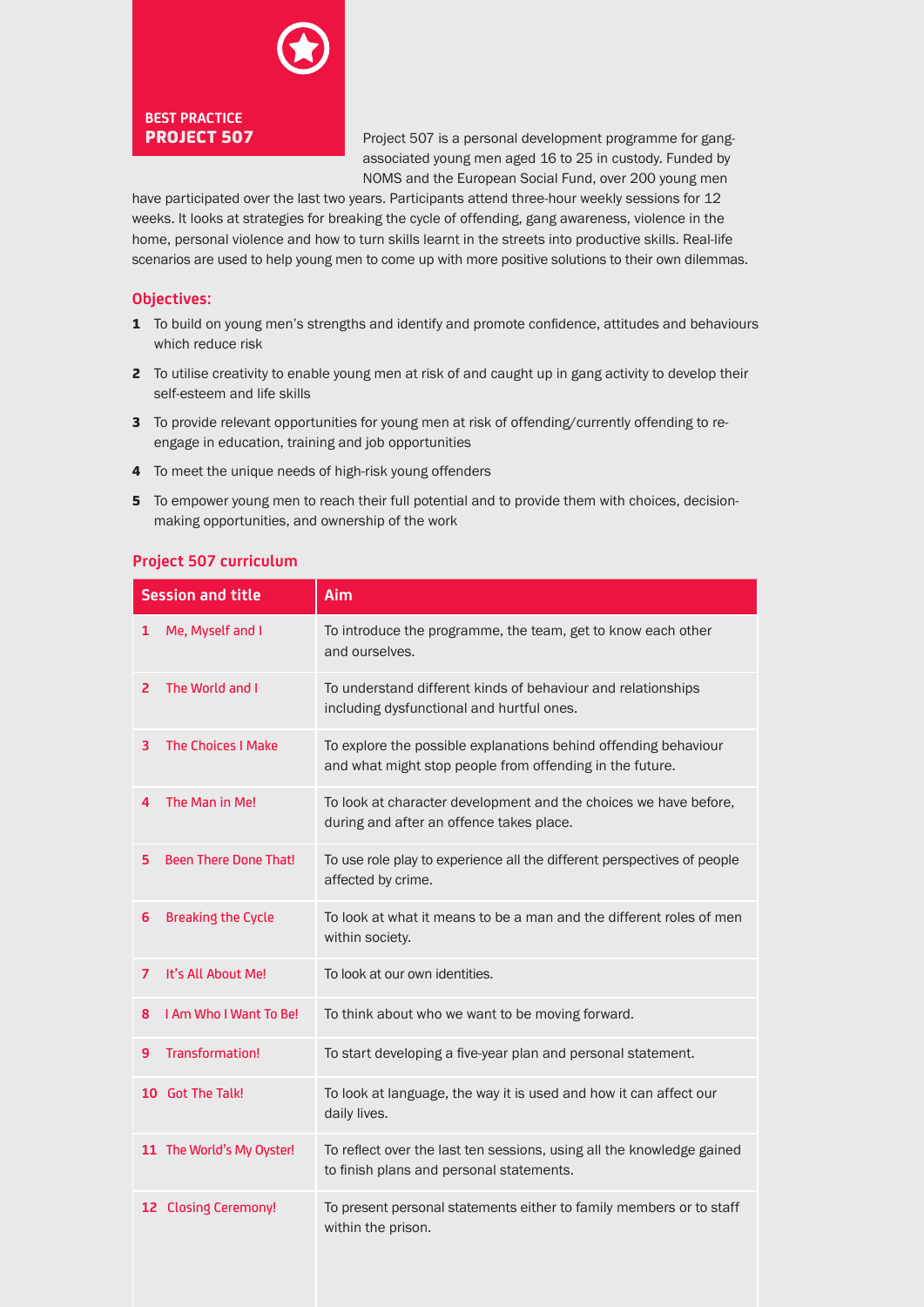BEST PRACTICE

## PROJECT 507

Project 507 is a personal development programme for gang-associated young men aged 16 to 25 in custody. Funded by NOMS and the European Social Fund, over 200 young men have participated over the last two years. Participants attend three-hour weekly sessions for 12 weeks. It looks at strategies for breaking the cycle of offending, gang awareness, violence in the home, personal violence and how to turn skills learnt in the streets into productive skills. Real-life scenarios are used to help young men to come up with more positive solutions to their own dilemmas.

### Objectives:

1. To build on young men's strengths and identify and promote confidence, attitudes and behaviours which reduce risk
2. To utilise creativity to enable young men at risk of and caught up in gang activity to develop their self-esteem and life skills
3. To provide relevant opportunities for young men at risk of offending/currently offending to re-engage in education, training and job opportunities
4. To meet the unique needs of high-risk young offenders
5. To empower young men to reach their full potential and to provide them with choices, decision-making opportunities, and ownership of the work

### Project 507 curriculum

| Session and title | Aim |
|---|---|
| 1 Me, Myself and I | To introduce the programme, the team, get to know each other and ourselves. |
| 2 The World and I | To understand different kinds of behaviour and relationships including dysfunctional and hurtful ones. |
| 3 The Choices I Make | To explore the possible explanations behind offending behaviour and what might stop people from offending in the future. |
| 4 The Man in Me! | To look at character development and the choices we have before, during and after an offence takes place. |
| 5 Been There Done That! | To use role play to experience all the different perspectives of people affected by crime. |
| 6 Breaking the Cycle | To look at what it means to be a man and the different roles of men within society. |
| 7 It's All About Me! | To look at our own identities. |
| 8 I Am Who I Want To Be! | To think about who we want to be moving forward. |
| 9 Transformation! | To start developing a five-year plan and personal statement. |
| 10 Got The Talk! | To look at language, the way it is used and how it can affect our daily lives. |
| 11 The World's My Oyster! | To reflect over the last ten sessions, using all the knowledge gained to finish plans and personal statements. |
| 12 Closing Ceremony! | To present personal statements either to family members or to staff within the prison. |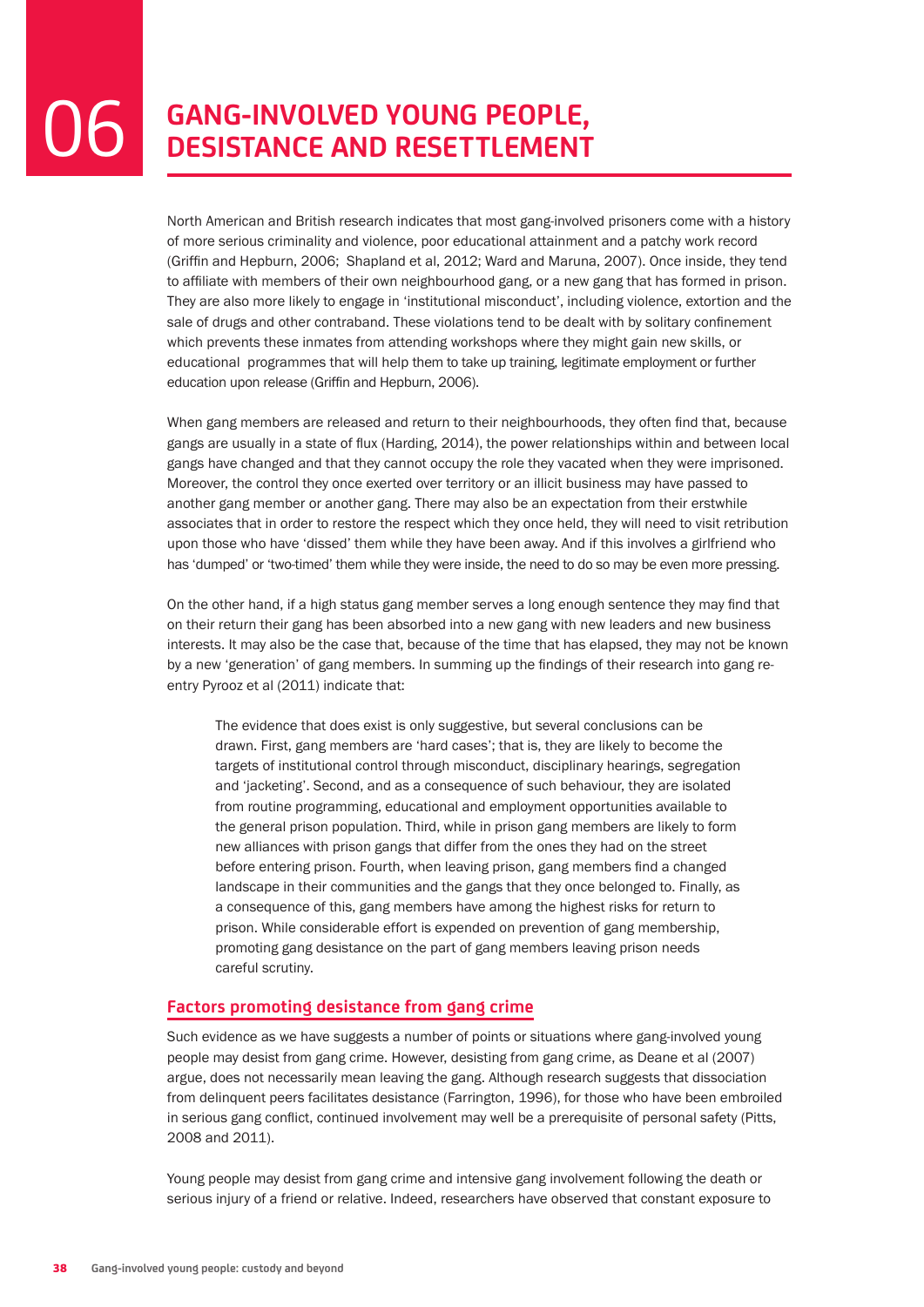# 06 GANG-INVOLVED YOUNG PEOPLE, DESISTANCE AND RESETTLEMENT

North American and British research indicates that most gang-involved prisoners come with a history of more serious criminality and violence, poor educational attainment and a patchy work record (Griffin and Hepburn, 2006; Shapland et al, 2012; Ward and Maruna, 2007). Once inside, they tend to affiliate with members of their own neighbourhood gang, or a new gang that has formed in prison. They are also more likely to engage in 'institutional misconduct', including violence, extortion and the sale of drugs and other contraband. These violations tend to be dealt with by solitary confinement which prevents these inmates from attending workshops where they might gain new skills, or educational programmes that will help them to take up training, legitimate employment or further education upon release (Griffin and Hepburn, 2006).

When gang members are released and return to their neighbourhoods, they often find that, because gangs are usually in a state of flux (Harding, 2014), the power relationships within and between local gangs have changed and that they cannot occupy the role they vacated when they were imprisoned. Moreover, the control they once exerted over territory or an illicit business may have passed to another gang member or another gang. There may also be an expectation from their erstwhile associates that in order to restore the respect which they once held, they will need to visit retribution upon those who have 'dissed' them while they have been away. And if this involves a girlfriend who has 'dumped' or 'two-timed' them while they were inside, the need to do so may be even more pressing.

On the other hand, if a high status gang member serves a long enough sentence they may find that on their return their gang has been absorbed into a new gang with new leaders and new business interests. It may also be the case that, because of the time that has elapsed, they may not be known by a new 'generation' of gang members. In summing up the findings of their research into gang re-entry Pyrooz et al (2011) indicate that:

> The evidence that does exist is only suggestive, but several conclusions can be drawn. First, gang members are 'hard cases'; that is, they are likely to become the targets of institutional control through misconduct, disciplinary hearings, segregation and 'jacketing'. Second, and as a consequence of such behaviour, they are isolated from routine programming, educational and employment opportunities available to the general prison population. Third, while in prison gang members are likely to form new alliances with prison gangs that differ from the ones they had on the street before entering prison. Fourth, when leaving prison, gang members find a changed landscape in their communities and the gangs that they once belonged to. Finally, as a consequence of this, gang members have among the highest risks for return to prison. While considerable effort is expended on prevention of gang membership, promoting gang desistance on the part of gang members leaving prison needs careful scrutiny.

## Factors promoting desistance from gang crime

Such evidence as we have suggests a number of points or situations where gang-involved young people may desist from gang crime. However, desisting from gang crime, as Deane et al (2007) argue, does not necessarily mean leaving the gang. Although research suggests that dissociation from delinquent peers facilitates desistance (Farrington, 1996), for those who have been embroiled in serious gang conflict, continued involvement may well be a prerequisite of personal safety (Pitts, 2008 and 2011).

Young people may desist from gang crime and intensive gang involvement following the death or serious injury of a friend or relative. Indeed, researchers have observed that constant exposure to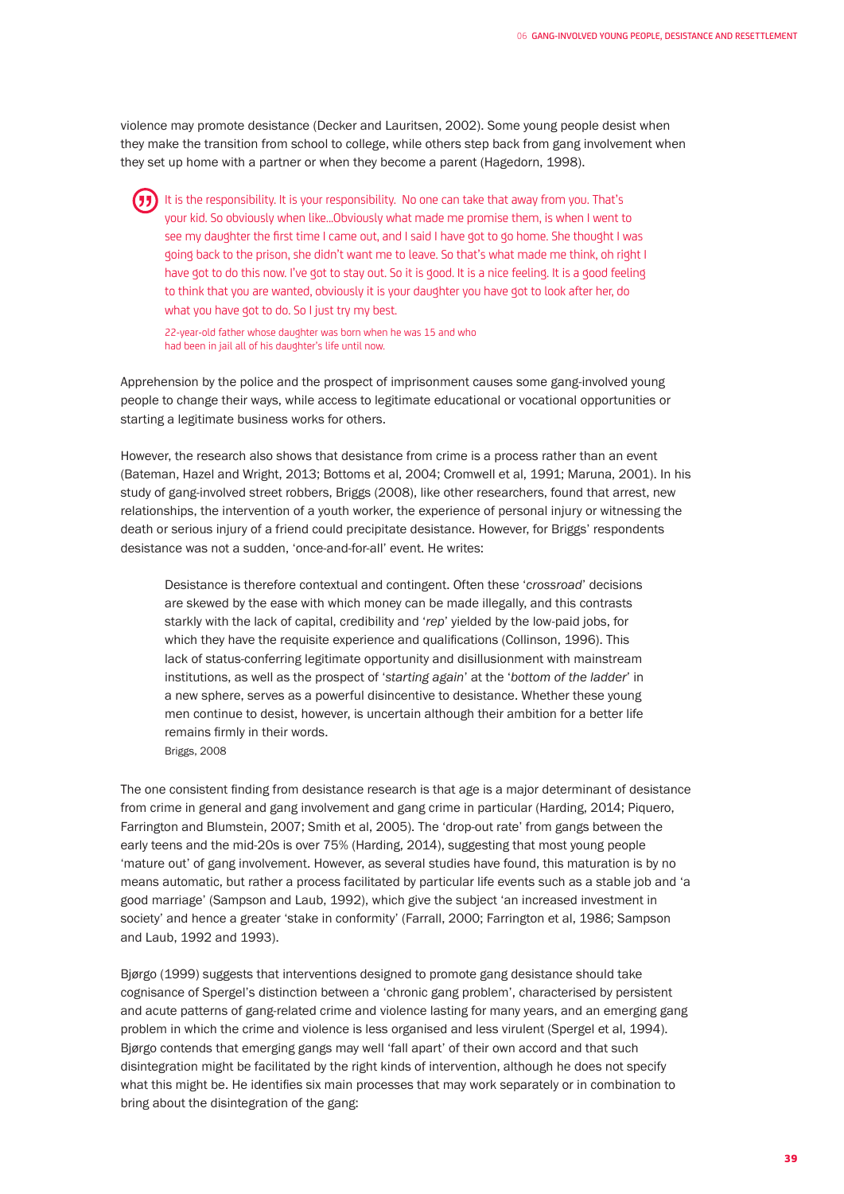violence may promote desistance (Decker and Lauritsen, 2002). Some young people desist when they make the transition from school to college, while others step back from gang involvement when they set up home with a partner or when they become a parent (Hagedorn, 1998).

> It is the responsibility. It is your responsibility. No one can take that away from you. That's your kid. So obviously when like…Obviously what made me promise them, is when I went to see my daughter the first time I came out, and I said I have got to go home. She thought I was going back to the prison, she didn't want me to leave. So that's what made me think, oh right I have got to do this now. I've got to stay out. So it is good. It is a nice feeling. It is a good feeling to think that you are wanted, obviously it is your daughter you have got to look after her, do what you have got to do. So I just try my best.
>
> 22-year-old father whose daughter was born when he was 15 and who had been in jail all of his daughter's life until now.

Apprehension by the police and the prospect of imprisonment causes some gang-involved young people to change their ways, while access to legitimate educational or vocational opportunities or starting a legitimate business works for others.

However, the research also shows that desistance from crime is a process rather than an event (Bateman, Hazel and Wright, 2013; Bottoms et al, 2004; Cromwell et al, 1991; Maruna, 2001). In his study of gang-involved street robbers, Briggs (2008), like other researchers, found that arrest, new relationships, the intervention of a youth worker, the experience of personal injury or witnessing the death or serious injury of a friend could precipitate desistance. However, for Briggs' respondents desistance was not a sudden, 'once-and-for-all' event. He writes:

> Desistance is therefore contextual and contingent. Often these '*crossroad*' decisions are skewed by the ease with which money can be made illegally, and this contrasts starkly with the lack of capital, credibility and '*rep*' yielded by the low-paid jobs, for which they have the requisite experience and qualifications (Collinson, 1996). This lack of status-conferring legitimate opportunity and disillusionment with mainstream institutions, as well as the prospect of '*starting again*' at the '*bottom of the ladder*' in a new sphere, serves as a powerful disincentive to desistance. Whether these young men continue to desist, however, is uncertain although their ambition for a better life remains firmly in their words.
>
> Briggs, 2008

The one consistent finding from desistance research is that age is a major determinant of desistance from crime in general and gang involvement and gang crime in particular (Harding, 2014; Piquero, Farrington and Blumstein, 2007; Smith et al, 2005). The 'drop-out rate' from gangs between the early teens and the mid-20s is over 75% (Harding, 2014), suggesting that most young people 'mature out' of gang involvement. However, as several studies have found, this maturation is by no means automatic, but rather a process facilitated by particular life events such as a stable job and 'a good marriage' (Sampson and Laub, 1992), which give the subject 'an increased investment in society' and hence a greater 'stake in conformity' (Farrall, 2000; Farrington et al, 1986; Sampson and Laub, 1992 and 1993).

Bjørgo (1999) suggests that interventions designed to promote gang desistance should take cognisance of Spergel's distinction between a 'chronic gang problem', characterised by persistent and acute patterns of gang-related crime and violence lasting for many years, and an emerging gang problem in which the crime and violence is less organised and less virulent (Spergel et al, 1994). Bjørgo contends that emerging gangs may well 'fall apart' of their own accord and that such disintegration might be facilitated by the right kinds of intervention, although he does not specify what this might be. He identifies six main processes that may work separately or in combination to bring about the disintegration of the gang: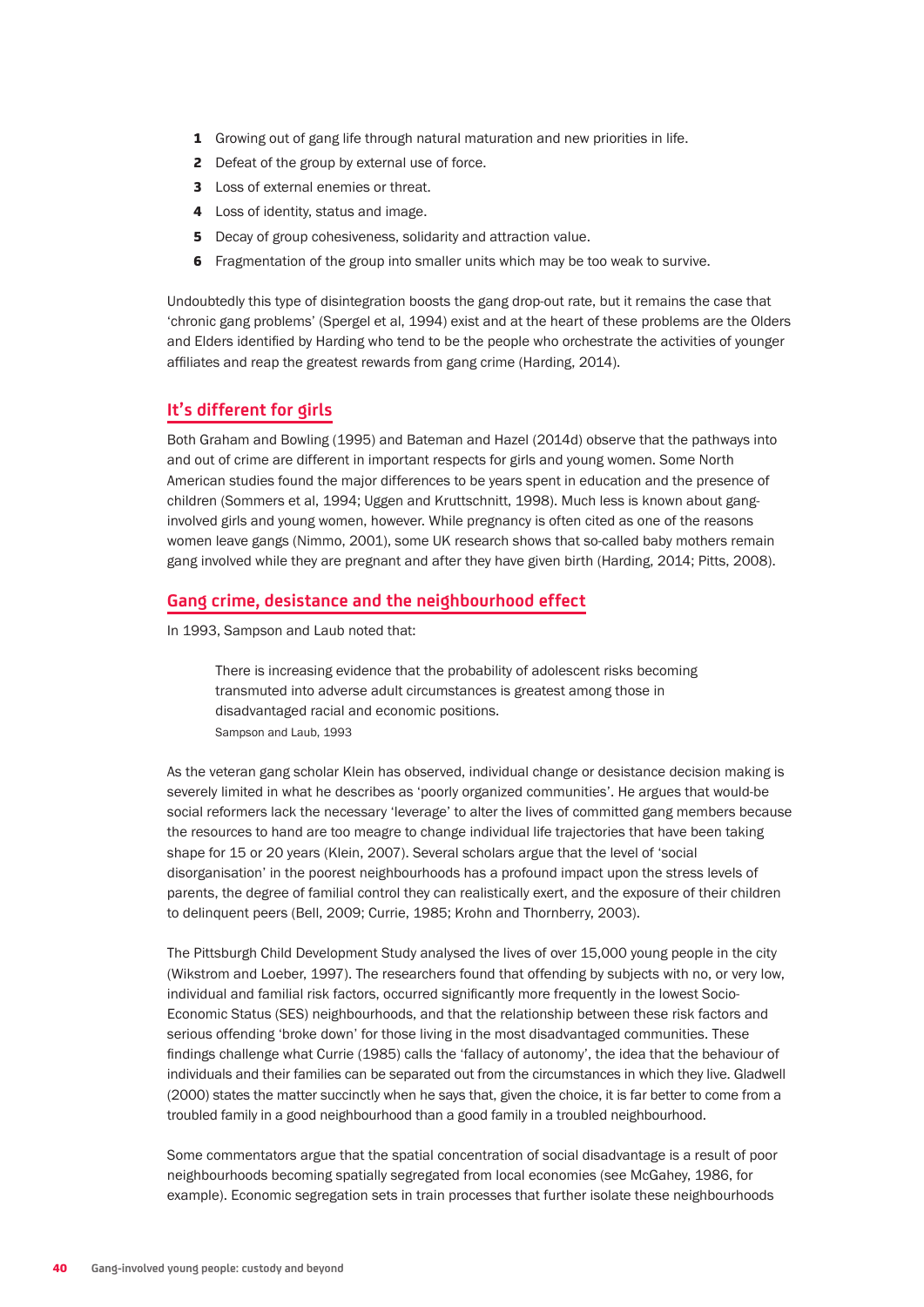1. Growing out of gang life through natural maturation and new priorities in life.
2. Defeat of the group by external use of force.
3. Loss of external enemies or threat.
4. Loss of identity, status and image.
5. Decay of group cohesiveness, solidarity and attraction value.
6. Fragmentation of the group into smaller units which may be too weak to survive.

Undoubtedly this type of disintegration boosts the gang drop-out rate, but it remains the case that 'chronic gang problems' (Spergel et al, 1994) exist and at the heart of these problems are the Olders and Elders identified by Harding who tend to be the people who orchestrate the activities of younger affiliates and reap the greatest rewards from gang crime (Harding, 2014).

## It's different for girls

Both Graham and Bowling (1995) and Bateman and Hazel (2014d) observe that the pathways into and out of crime are different in important respects for girls and young women. Some North American studies found the major differences to be years spent in education and the presence of children (Sommers et al, 1994; Uggen and Kruttschnitt, 1998). Much less is known about gang-involved girls and young women, however. While pregnancy is often cited as one of the reasons women leave gangs (Nimmo, 2001), some UK research shows that so-called baby mothers remain gang involved while they are pregnant and after they have given birth (Harding, 2014; Pitts, 2008).

## Gang crime, desistance and the neighbourhood effect

In 1993, Sampson and Laub noted that:

> There is increasing evidence that the probability of adolescent risks becoming transmuted into adverse adult circumstances is greatest among those in disadvantaged racial and economic positions.
> Sampson and Laub, 1993

As the veteran gang scholar Klein has observed, individual change or desistance decision making is severely limited in what he describes as 'poorly organized communities'. He argues that would-be social reformers lack the necessary 'leverage' to alter the lives of committed gang members because the resources to hand are too meagre to change individual life trajectories that have been taking shape for 15 or 20 years (Klein, 2007). Several scholars argue that the level of 'social disorganisation' in the poorest neighbourhoods has a profound impact upon the stress levels of parents, the degree of familial control they can realistically exert, and the exposure of their children to delinquent peers (Bell, 2009; Currie, 1985; Krohn and Thornberry, 2003).

The Pittsburgh Child Development Study analysed the lives of over 15,000 young people in the city (Wikstrom and Loeber, 1997). The researchers found that offending by subjects with no, or very low, individual and familial risk factors, occurred significantly more frequently in the lowest Socio-Economic Status (SES) neighbourhoods, and that the relationship between these risk factors and serious offending 'broke down' for those living in the most disadvantaged communities. These findings challenge what Currie (1985) calls the 'fallacy of autonomy', the idea that the behaviour of individuals and their families can be separated out from the circumstances in which they live. Gladwell (2000) states the matter succinctly when he says that, given the choice, it is far better to come from a troubled family in a good neighbourhood than a good family in a troubled neighbourhood.

Some commentators argue that the spatial concentration of social disadvantage is a result of poor neighbourhoods becoming spatially segregated from local economies (see McGahey, 1986, for example). Economic segregation sets in train processes that further isolate these neighbourhoods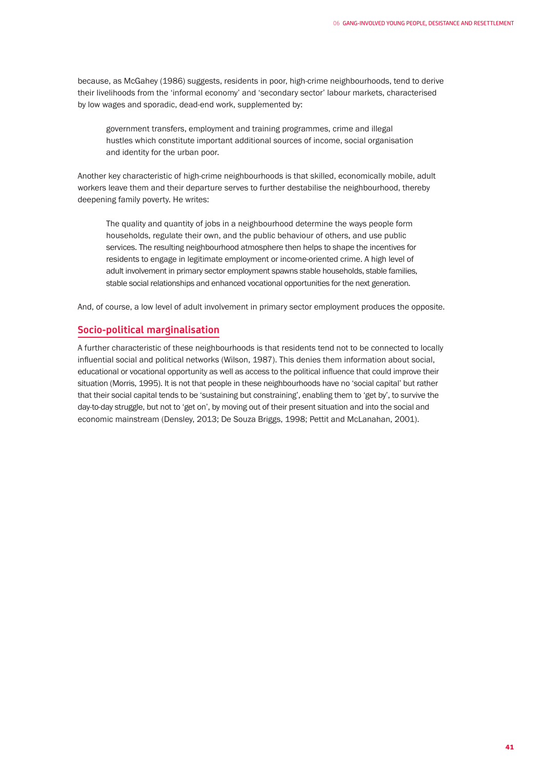because, as McGahey (1986) suggests, residents in poor, high-crime neighbourhoods, tend to derive their livelihoods from the 'informal economy' and 'secondary sector' labour markets, characterised by low wages and sporadic, dead-end work, supplemented by:

> government transfers, employment and training programmes, crime and illegal hustles which constitute important additional sources of income, social organisation and identity for the urban poor.

Another key characteristic of high-crime neighbourhoods is that skilled, economically mobile, adult workers leave them and their departure serves to further destabilise the neighbourhood, thereby deepening family poverty. He writes:

> The quality and quantity of jobs in a neighbourhood determine the ways people form households, regulate their own, and the public behaviour of others, and use public services. The resulting neighbourhood atmosphere then helps to shape the incentives for residents to engage in legitimate employment or income-oriented crime. A high level of adult involvement in primary sector employment spawns stable households, stable families, stable social relationships and enhanced vocational opportunities for the next generation.

And, of course, a low level of adult involvement in primary sector employment produces the opposite.

## Socio-political marginalisation

A further characteristic of these neighbourhoods is that residents tend not to be connected to locally influential social and political networks (Wilson, 1987). This denies them information about social, educational or vocational opportunity as well as access to the political influence that could improve their situation (Morris, 1995). It is not that people in these neighbourhoods have no 'social capital' but rather that their social capital tends to be 'sustaining but constraining', enabling them to 'get by', to survive the day-to-day struggle, but not to 'get on', by moving out of their present situation and into the social and economic mainstream (Densley, 2013; De Souza Briggs, 1998; Pettit and McLanahan, 2001).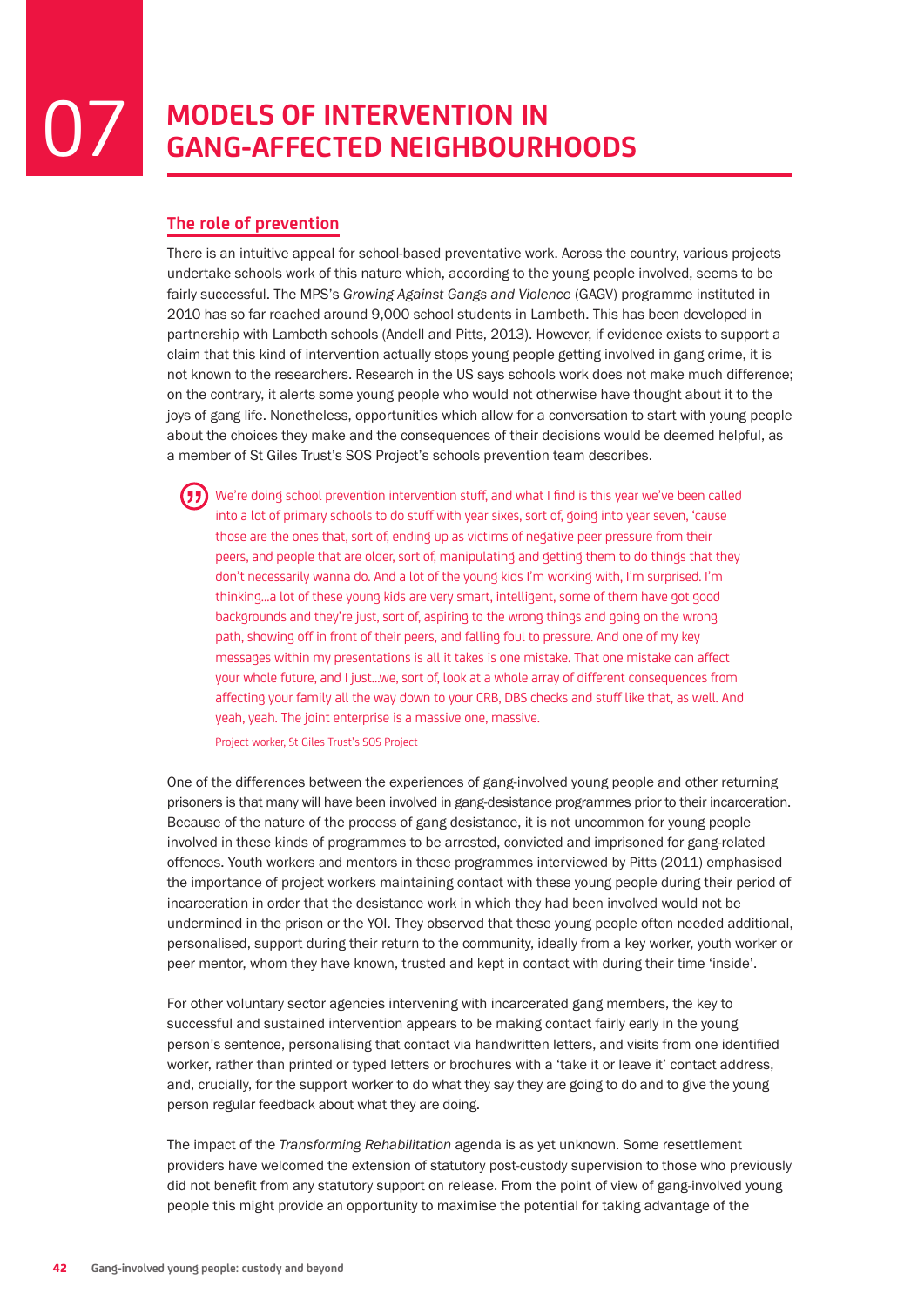# 07 MODELS OF INTERVENTION IN GANG-AFFECTED NEIGHBOURHOODS

## The role of prevention

There is an intuitive appeal for school-based preventative work. Across the country, various projects undertake schools work of this nature which, according to the young people involved, seems to be fairly successful. The MPS's *Growing Against Gangs and Violence* (GAGV) programme instituted in 2010 has so far reached around 9,000 school students in Lambeth. This has been developed in partnership with Lambeth schools (Andell and Pitts, 2013). However, if evidence exists to support a claim that this kind of intervention actually stops young people getting involved in gang crime, it is not known to the researchers. Research in the US says schools work does not make much difference; on the contrary, it alerts some young people who would not otherwise have thought about it to the joys of gang life. Nonetheless, opportunities which allow for a conversation to start with young people about the choices they make and the consequences of their decisions would be deemed helpful, as a member of St Giles Trust's SOS Project's schools prevention team describes.

> We're doing school prevention intervention stuff, and what I find is this year we've been called into a lot of primary schools to do stuff with year sixes, sort of, going into year seven, 'cause those are the ones that, sort of, ending up as victims of negative peer pressure from their peers, and people that are older, sort of, manipulating and getting them to do things that they don't necessarily wanna do. And a lot of the young kids I'm working with, I'm surprised. I'm thinking...a lot of these young kids are very smart, intelligent, some of them have got good backgrounds and they're just, sort of, aspiring to the wrong things and going on the wrong path, showing off in front of their peers, and falling foul to pressure. And one of my key messages within my presentations is all it takes is one mistake. That one mistake can affect your whole future, and I just...we, sort of, look at a whole array of different consequences from affecting your family all the way down to your CRB, DBS checks and stuff like that, as well. And yeah, yeah. The joint enterprise is a massive one, massive.
>
> Project worker, St Giles Trust's SOS Project

One of the differences between the experiences of gang-involved young people and other returning prisoners is that many will have been involved in gang-desistance programmes prior to their incarceration. Because of the nature of the process of gang desistance, it is not uncommon for young people involved in these kinds of programmes to be arrested, convicted and imprisoned for gang-related offences. Youth workers and mentors in these programmes interviewed by Pitts (2011) emphasised the importance of project workers maintaining contact with these young people during their period of incarceration in order that the desistance work in which they had been involved would not be undermined in the prison or the YOI. They observed that these young people often needed additional, personalised, support during their return to the community, ideally from a key worker, youth worker or peer mentor, whom they have known, trusted and kept in contact with during their time 'inside'.

For other voluntary sector agencies intervening with incarcerated gang members, the key to successful and sustained intervention appears to be making contact fairly early in the young person's sentence, personalising that contact via handwritten letters, and visits from one identified worker, rather than printed or typed letters or brochures with a 'take it or leave it' contact address, and, crucially, for the support worker to do what they say they are going to do and to give the young person regular feedback about what they are doing.

The impact of the *Transforming Rehabilitation* agenda is as yet unknown. Some resettlement providers have welcomed the extension of statutory post-custody supervision to those who previously did not benefit from any statutory support on release. From the point of view of gang-involved young people this might provide an opportunity to maximise the potential for taking advantage of the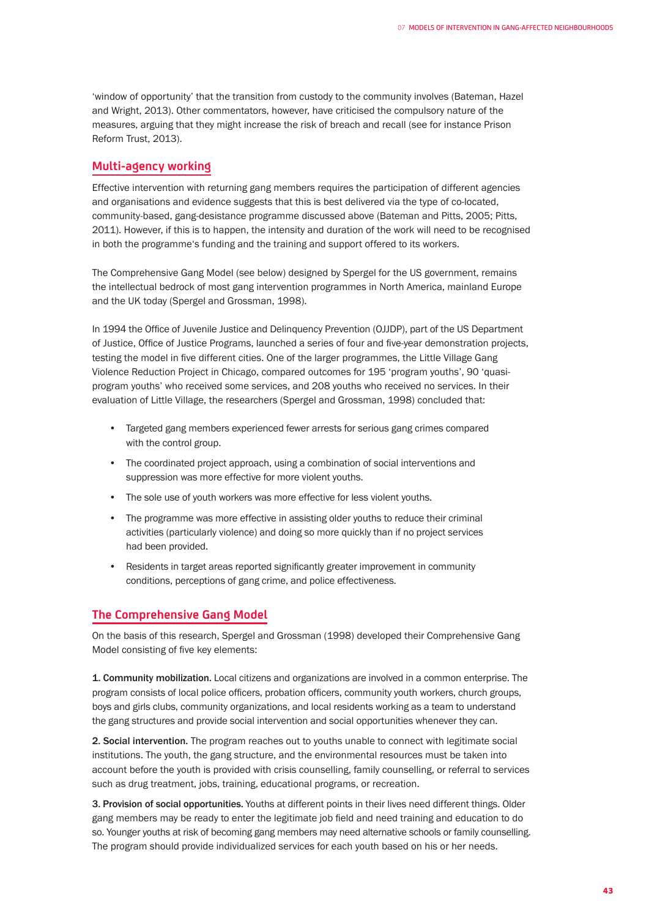'window of opportunity' that the transition from custody to the community involves (Bateman, Hazel and Wright, 2013). Other commentators, however, have criticised the compulsory nature of the measures, arguing that they might increase the risk of breach and recall (see for instance Prison Reform Trust, 2013).

## Multi-agency working

Effective intervention with returning gang members requires the participation of different agencies and organisations and evidence suggests that this is best delivered via the type of co-located, community-based, gang-desistance programme discussed above (Bateman and Pitts, 2005; Pitts, 2011). However, if this is to happen, the intensity and duration of the work will need to be recognised in both the programme's funding and the training and support offered to its workers.

The Comprehensive Gang Model (see below) designed by Spergel for the US government, remains the intellectual bedrock of most gang intervention programmes in North America, mainland Europe and the UK today (Spergel and Grossman, 1998).

In 1994 the Office of Juvenile Justice and Delinquency Prevention (OJJDP), part of the US Department of Justice, Office of Justice Programs, launched a series of four and five-year demonstration projects, testing the model in five different cities. One of the larger programmes, the Little Village Gang Violence Reduction Project in Chicago, compared outcomes for 195 'program youths', 90 'quasi-program youths' who received some services, and 208 youths who received no services. In their evaluation of Little Village, the researchers (Spergel and Grossman, 1998) concluded that:

- Targeted gang members experienced fewer arrests for serious gang crimes compared with the control group.
- The coordinated project approach, using a combination of social interventions and suppression was more effective for more violent youths.
- The sole use of youth workers was more effective for less violent youths.
- The programme was more effective in assisting older youths to reduce their criminal activities (particularly violence) and doing so more quickly than if no project services had been provided.
- Residents in target areas reported significantly greater improvement in community conditions, perceptions of gang crime, and police effectiveness.

## The Comprehensive Gang Model

On the basis of this research, Spergel and Grossman (1998) developed their Comprehensive Gang Model consisting of five key elements:

**1. Community mobilization.** Local citizens and organizations are involved in a common enterprise. The program consists of local police officers, probation officers, community youth workers, church groups, boys and girls clubs, community organizations, and local residents working as a team to understand the gang structures and provide social intervention and social opportunities whenever they can.

**2. Social intervention.** The program reaches out to youths unable to connect with legitimate social institutions. The youth, the gang structure, and the environmental resources must be taken into account before the youth is provided with crisis counselling, family counselling, or referral to services such as drug treatment, jobs, training, educational programs, or recreation.

**3. Provision of social opportunities.** Youths at different points in their lives need different things. Older gang members may be ready to enter the legitimate job field and need training and education to do so. Younger youths at risk of becoming gang members may need alternative schools or family counselling. The program should provide individualized services for each youth based on his or her needs.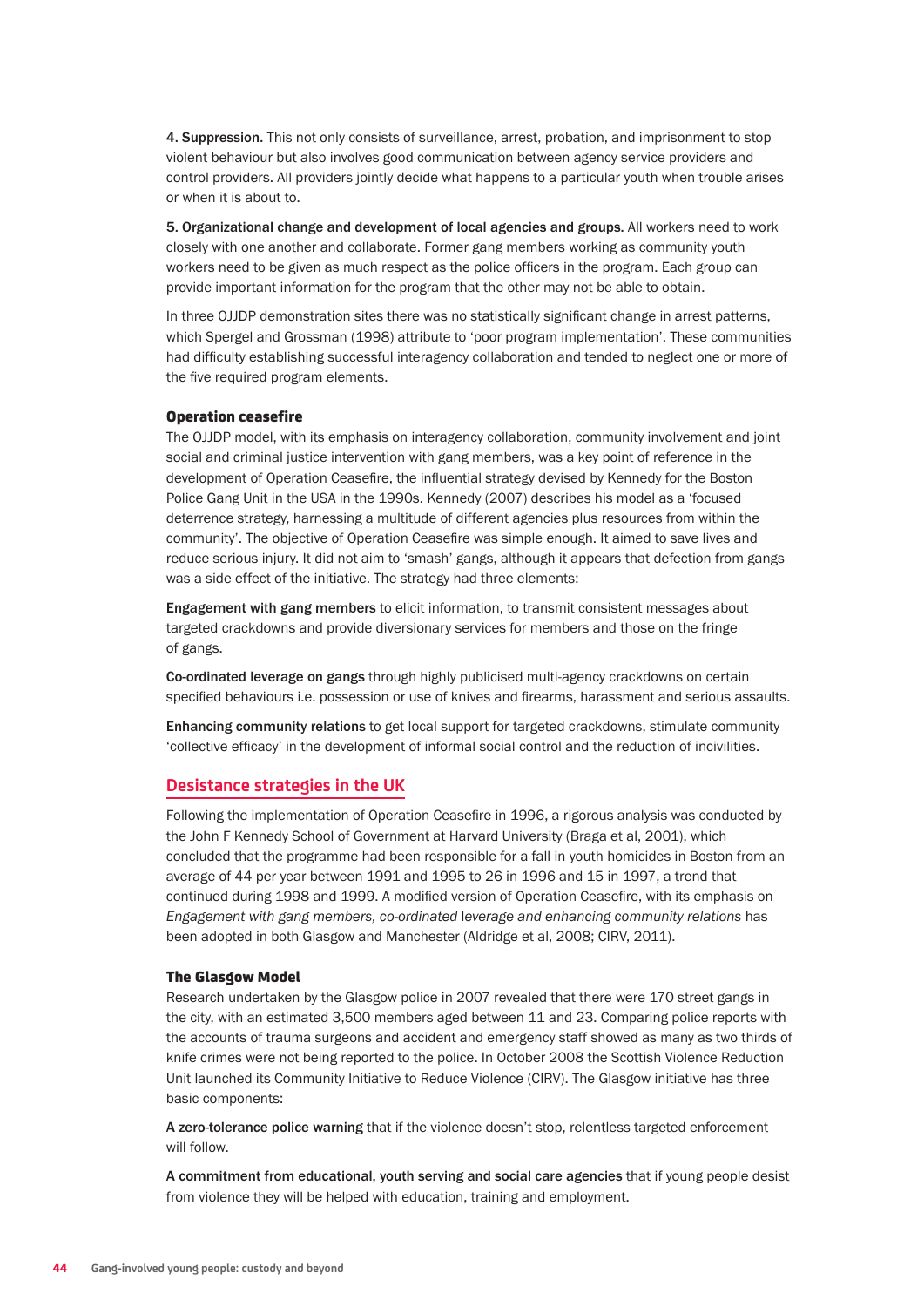**4. Suppression.** This not only consists of surveillance, arrest, probation, and imprisonment to stop violent behaviour but also involves good communication between agency service providers and control providers. All providers jointly decide what happens to a particular youth when trouble arises or when it is about to.

**5. Organizational change and development of local agencies and groups.** All workers need to work closely with one another and collaborate. Former gang members working as community youth workers need to be given as much respect as the police officers in the program. Each group can provide important information for the program that the other may not be able to obtain.

In three OJJDP demonstration sites there was no statistically significant change in arrest patterns, which Spergel and Grossman (1998) attribute to 'poor program implementation'. These communities had difficulty establishing successful interagency collaboration and tended to neglect one or more of the five required program elements.

### Operation ceasefire

The OJJDP model, with its emphasis on interagency collaboration, community involvement and joint social and criminal justice intervention with gang members, was a key point of reference in the development of Operation Ceasefire, the influential strategy devised by Kennedy for the Boston Police Gang Unit in the USA in the 1990s. Kennedy (2007) describes his model as a 'focused deterrence strategy, harnessing a multitude of different agencies plus resources from within the community'. The objective of Operation Ceasefire was simple enough. It aimed to save lives and reduce serious injury. It did not aim to 'smash' gangs, although it appears that defection from gangs was a side effect of the initiative. The strategy had three elements:

**Engagement with gang members** to elicit information, to transmit consistent messages about targeted crackdowns and provide diversionary services for members and those on the fringe of gangs.

**Co-ordinated leverage on gangs** through highly publicised multi-agency crackdowns on certain specified behaviours i.e. possession or use of knives and firearms, harassment and serious assaults.

**Enhancing community relations** to get local support for targeted crackdowns, stimulate community 'collective efficacy' in the development of informal social control and the reduction of incivilities.

## Desistance strategies in the UK

Following the implementation of Operation Ceasefire in 1996, a rigorous analysis was conducted by the John F Kennedy School of Government at Harvard University (Braga et al, 2001), which concluded that the programme had been responsible for a fall in youth homicides in Boston from an average of 44 per year between 1991 and 1995 to 26 in 1996 and 15 in 1997, a trend that continued during 1998 and 1999. A modified version of Operation Ceasefire, with its emphasis on *Engagement with gang members, co-ordinated leverage and enhancing community relations* has been adopted in both Glasgow and Manchester (Aldridge et al, 2008; CIRV, 2011).

### The Glasgow Model

Research undertaken by the Glasgow police in 2007 revealed that there were 170 street gangs in the city, with an estimated 3,500 members aged between 11 and 23. Comparing police reports with the accounts of trauma surgeons and accident and emergency staff showed as many as two thirds of knife crimes were not being reported to the police. In October 2008 the Scottish Violence Reduction Unit launched its Community Initiative to Reduce Violence (CIRV). The Glasgow initiative has three basic components:

**A zero-tolerance police warning** that if the violence doesn't stop, relentless targeted enforcement will follow.

**A commitment from educational, youth serving and social care agencies** that if young people desist from violence they will be helped with education, training and employment.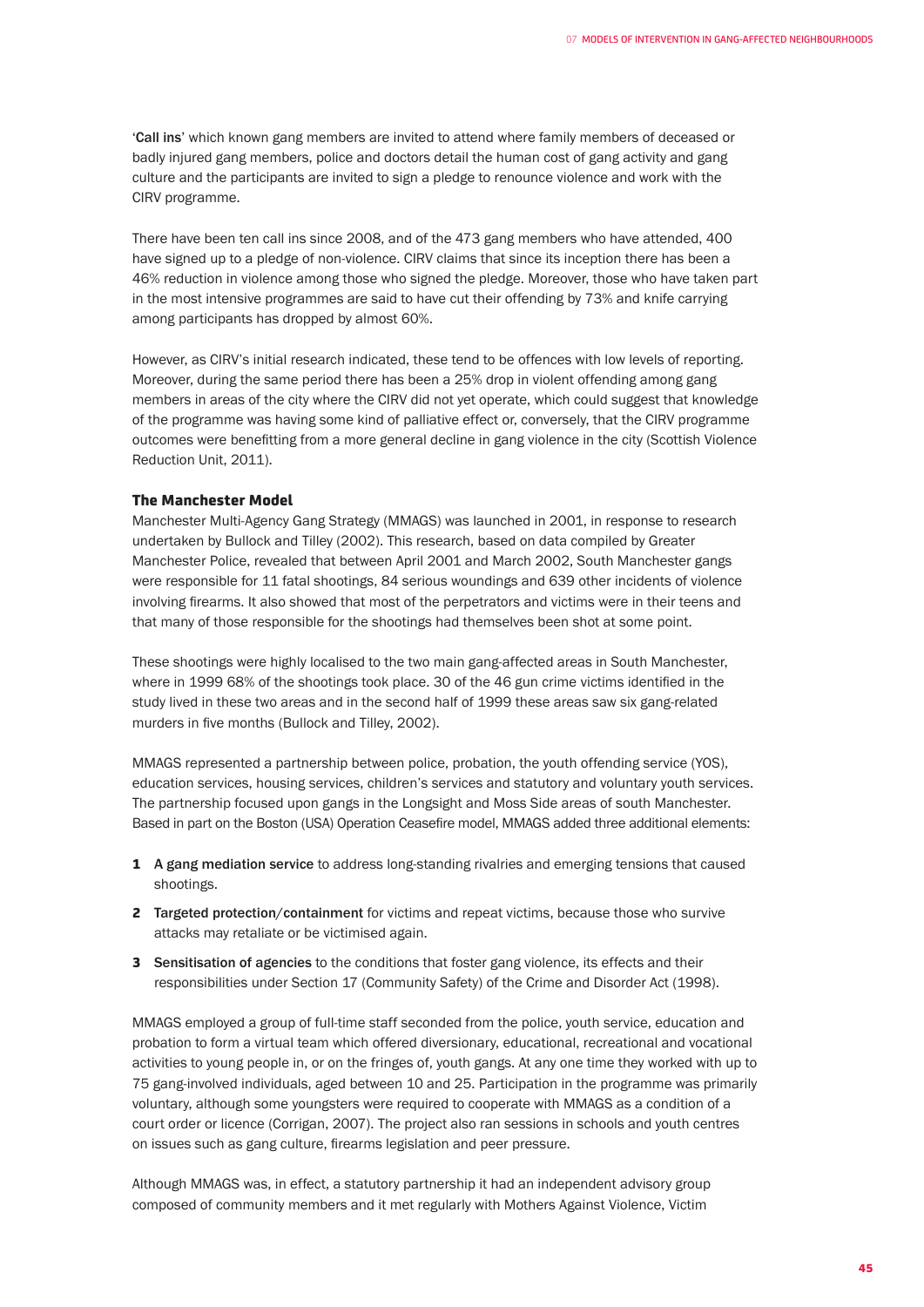'**Call ins**' which known gang members are invited to attend where family members of deceased or badly injured gang members, police and doctors detail the human cost of gang activity and gang culture and the participants are invited to sign a pledge to renounce violence and work with the CIRV programme.

There have been ten call ins since 2008, and of the 473 gang members who have attended, 400 have signed up to a pledge of non-violence. CIRV claims that since its inception there has been a 46% reduction in violence among those who signed the pledge. Moreover, those who have taken part in the most intensive programmes are said to have cut their offending by 73% and knife carrying among participants has dropped by almost 60%.

However, as CIRV's initial research indicated, these tend to be offences with low levels of reporting. Moreover, during the same period there has been a 25% drop in violent offending among gang members in areas of the city where the CIRV did not yet operate, which could suggest that knowledge of the programme was having some kind of palliative effect or, conversely, that the CIRV programme outcomes were benefitting from a more general decline in gang violence in the city (Scottish Violence Reduction Unit, 2011).

### The Manchester Model

Manchester Multi-Agency Gang Strategy (MMAGS) was launched in 2001, in response to research undertaken by Bullock and Tilley (2002). This research, based on data compiled by Greater Manchester Police, revealed that between April 2001 and March 2002, South Manchester gangs were responsible for 11 fatal shootings, 84 serious woundings and 639 other incidents of violence involving firearms. It also showed that most of the perpetrators and victims were in their teens and that many of those responsible for the shootings had themselves been shot at some point.

These shootings were highly localised to the two main gang-affected areas in South Manchester, where in 1999 68% of the shootings took place. 30 of the 46 gun crime victims identified in the study lived in these two areas and in the second half of 1999 these areas saw six gang-related murders in five months (Bullock and Tilley, 2002).

MMAGS represented a partnership between police, probation, the youth offending service (YOS), education services, housing services, children's services and statutory and voluntary youth services. The partnership focused upon gangs in the Longsight and Moss Side areas of south Manchester. Based in part on the Boston (USA) Operation Ceasefire model, MMAGS added three additional elements:

1. **A gang mediation service** to address long-standing rivalries and emerging tensions that caused shootings.
2. **Targeted protection/containment** for victims and repeat victims, because those who survive attacks may retaliate or be victimised again.
3. **Sensitisation of agencies** to the conditions that foster gang violence, its effects and their responsibilities under Section 17 (Community Safety) of the Crime and Disorder Act (1998).

MMAGS employed a group of full-time staff seconded from the police, youth service, education and probation to form a virtual team which offered diversionary, educational, recreational and vocational activities to young people in, or on the fringes of, youth gangs. At any one time they worked with up to 75 gang-involved individuals, aged between 10 and 25. Participation in the programme was primarily voluntary, although some youngsters were required to cooperate with MMAGS as a condition of a court order or licence (Corrigan, 2007). The project also ran sessions in schools and youth centres on issues such as gang culture, firearms legislation and peer pressure.

Although MMAGS was, in effect, a statutory partnership it had an independent advisory group composed of community members and it met regularly with Mothers Against Violence, Victim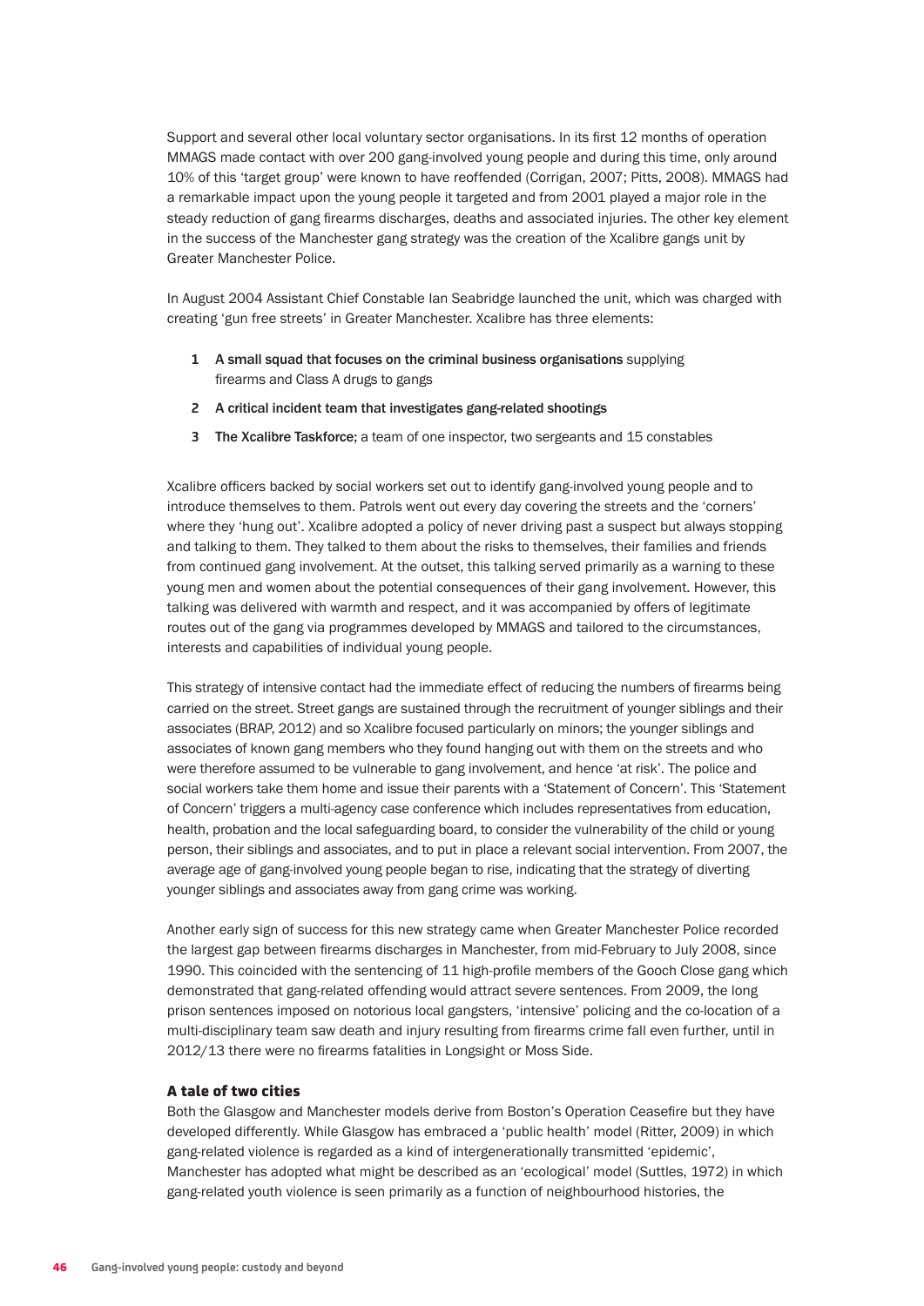Support and several other local voluntary sector organisations. In its first 12 months of operation MMAGS made contact with over 200 gang-involved young people and during this time, only around 10% of this 'target group' were known to have reoffended (Corrigan, 2007; Pitts, 2008). MMAGS had a remarkable impact upon the young people it targeted and from 2001 played a major role in the steady reduction of gang firearms discharges, deaths and associated injuries. The other key element in the success of the Manchester gang strategy was the creation of the Xcalibre gangs unit by Greater Manchester Police.

In August 2004 Assistant Chief Constable Ian Seabridge launched the unit, which was charged with creating 'gun free streets' in Greater Manchester. Xcalibre has three elements:

1. **A small squad that focuses on the criminal business organisations** supplying firearms and Class A drugs to gangs
2. **A critical incident team that investigates gang-related shootings**
3. **The Xcalibre Taskforce;** a team of one inspector, two sergeants and 15 constables

Xcalibre officers backed by social workers set out to identify gang-involved young people and to introduce themselves to them. Patrols went out every day covering the streets and the 'corners' where they 'hung out'. Xcalibre adopted a policy of never driving past a suspect but always stopping and talking to them. They talked to them about the risks to themselves, their families and friends from continued gang involvement. At the outset, this talking served primarily as a warning to these young men and women about the potential consequences of their gang involvement. However, this talking was delivered with warmth and respect, and it was accompanied by offers of legitimate routes out of the gang via programmes developed by MMAGS and tailored to the circumstances, interests and capabilities of individual young people.

This strategy of intensive contact had the immediate effect of reducing the numbers of firearms being carried on the street. Street gangs are sustained through the recruitment of younger siblings and their associates (BRAP, 2012) and so Xcalibre focused particularly on minors; the younger siblings and associates of known gang members who they found hanging out with them on the streets and who were therefore assumed to be vulnerable to gang involvement, and hence 'at risk'. The police and social workers take them home and issue their parents with a 'Statement of Concern'. This 'Statement of Concern' triggers a multi-agency case conference which includes representatives from education, health, probation and the local safeguarding board, to consider the vulnerability of the child or young person, their siblings and associates, and to put in place a relevant social intervention. From 2007, the average age of gang-involved young people began to rise, indicating that the strategy of diverting younger siblings and associates away from gang crime was working.

Another early sign of success for this new strategy came when Greater Manchester Police recorded the largest gap between firearms discharges in Manchester, from mid-February to July 2008, since 1990. This coincided with the sentencing of 11 high-profile members of the Gooch Close gang which demonstrated that gang-related offending would attract severe sentences. From 2009, the long prison sentences imposed on notorious local gangsters, 'intensive' policing and the co-location of a multi-disciplinary team saw death and injury resulting from firearms crime fall even further, until in 2012/13 there were no firearms fatalities in Longsight or Moss Side.

### A tale of two cities

Both the Glasgow and Manchester models derive from Boston's Operation Ceasefire but they have developed differently. While Glasgow has embraced a 'public health' model (Ritter, 2009) in which gang-related violence is regarded as a kind of intergenerationally transmitted 'epidemic', Manchester has adopted what might be described as an 'ecological' model (Suttles, 1972) in which gang-related youth violence is seen primarily as a function of neighbourhood histories, the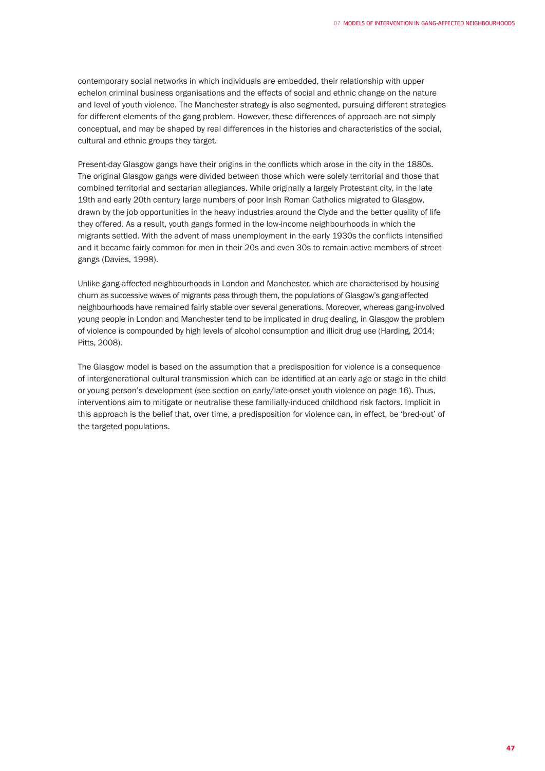contemporary social networks in which individuals are embedded, their relationship with upper echelon criminal business organisations and the effects of social and ethnic change on the nature and level of youth violence. The Manchester strategy is also segmented, pursuing different strategies for different elements of the gang problem. However, these differences of approach are not simply conceptual, and may be shaped by real differences in the histories and characteristics of the social, cultural and ethnic groups they target.

Present-day Glasgow gangs have their origins in the conflicts which arose in the city in the 1880s. The original Glasgow gangs were divided between those which were solely territorial and those that combined territorial and sectarian allegiances. While originally a largely Protestant city, in the late 19th and early 20th century large numbers of poor Irish Roman Catholics migrated to Glasgow, drawn by the job opportunities in the heavy industries around the Clyde and the better quality of life they offered. As a result, youth gangs formed in the low-income neighbourhoods in which the migrants settled. With the advent of mass unemployment in the early 1930s the conflicts intensified and it became fairly common for men in their 20s and even 30s to remain active members of street gangs (Davies, 1998).

Unlike gang-affected neighbourhoods in London and Manchester, which are characterised by housing churn as successive waves of migrants pass through them, the populations of Glasgow's gang-affected neighbourhoods have remained fairly stable over several generations. Moreover, whereas gang-involved young people in London and Manchester tend to be implicated in drug dealing, in Glasgow the problem of violence is compounded by high levels of alcohol consumption and illicit drug use (Harding, 2014; Pitts, 2008).

The Glasgow model is based on the assumption that a predisposition for violence is a consequence of intergenerational cultural transmission which can be identified at an early age or stage in the child or young person's development (see section on early/late-onset youth violence on page 16). Thus, interventions aim to mitigate or neutralise these familially-induced childhood risk factors. Implicit in this approach is the belief that, over time, a predisposition for violence can, in effect, be 'bred-out' of the targeted populations.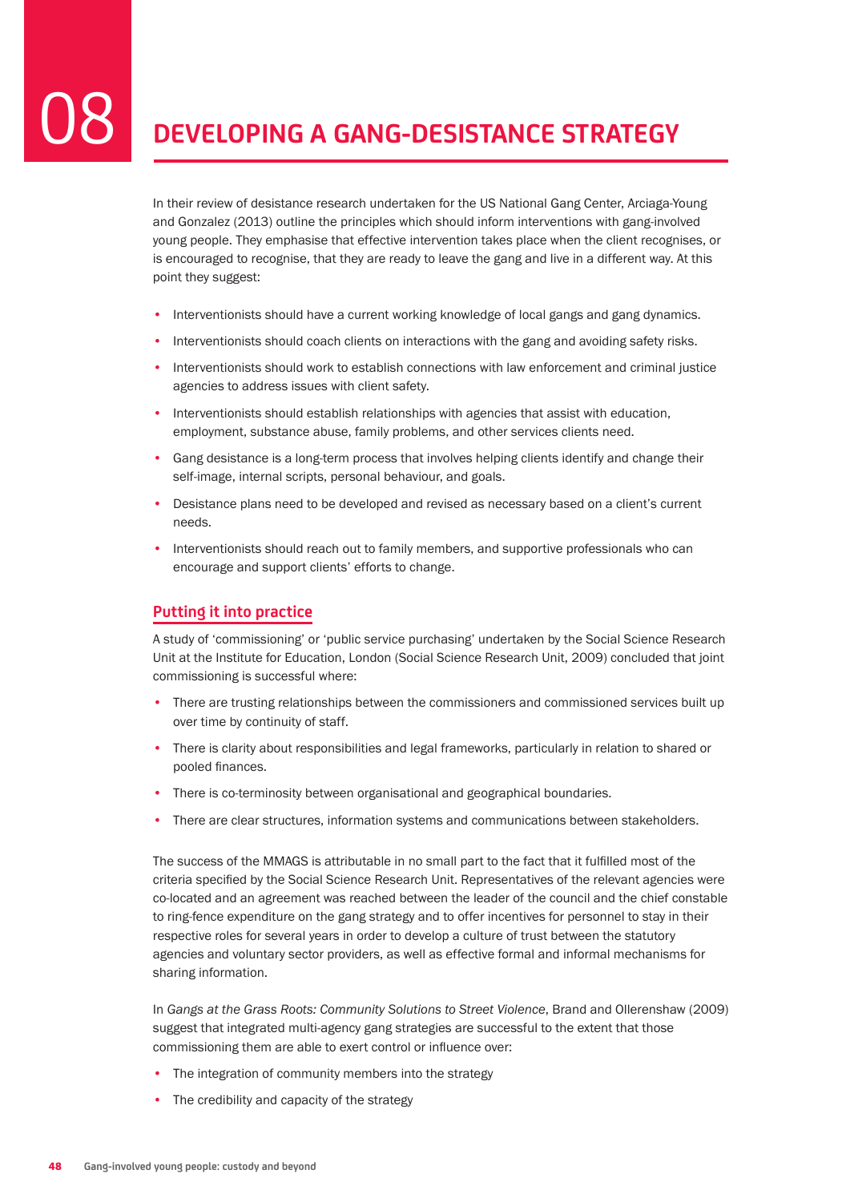# 08 DEVELOPING A GANG-DESISTANCE STRATEGY

In their review of desistance research undertaken for the US National Gang Center, Arciaga-Young and Gonzalez (2013) outline the principles which should inform interventions with gang-involved young people. They emphasise that effective intervention takes place when the client recognises, or is encouraged to recognise, that they are ready to leave the gang and live in a different way. At this point they suggest:

- Interventionists should have a current working knowledge of local gangs and gang dynamics.
- Interventionists should coach clients on interactions with the gang and avoiding safety risks.
- Interventionists should work to establish connections with law enforcement and criminal justice agencies to address issues with client safety.
- Interventionists should establish relationships with agencies that assist with education, employment, substance abuse, family problems, and other services clients need.
- Gang desistance is a long-term process that involves helping clients identify and change their self-image, internal scripts, personal behaviour, and goals.
- Desistance plans need to be developed and revised as necessary based on a client's current needs.
- Interventionists should reach out to family members, and supportive professionals who can encourage and support clients' efforts to change.

## Putting it into practice

A study of 'commissioning' or 'public service purchasing' undertaken by the Social Science Research Unit at the Institute for Education, London (Social Science Research Unit, 2009) concluded that joint commissioning is successful where:

- There are trusting relationships between the commissioners and commissioned services built up over time by continuity of staff.
- There is clarity about responsibilities and legal frameworks, particularly in relation to shared or pooled finances.
- There is co-terminosity between organisational and geographical boundaries.
- There are clear structures, information systems and communications between stakeholders.

The success of the MMAGS is attributable in no small part to the fact that it fulfilled most of the criteria specified by the Social Science Research Unit. Representatives of the relevant agencies were co-located and an agreement was reached between the leader of the council and the chief constable to ring-fence expenditure on the gang strategy and to offer incentives for personnel to stay in their respective roles for several years in order to develop a culture of trust between the statutory agencies and voluntary sector providers, as well as effective formal and informal mechanisms for sharing information.

In *Gangs at the Grass Roots: Community Solutions to Street Violence*, Brand and Ollerenshaw (2009) suggest that integrated multi-agency gang strategies are successful to the extent that those commissioning them are able to exert control or influence over:

- The integration of community members into the strategy
- The credibility and capacity of the strategy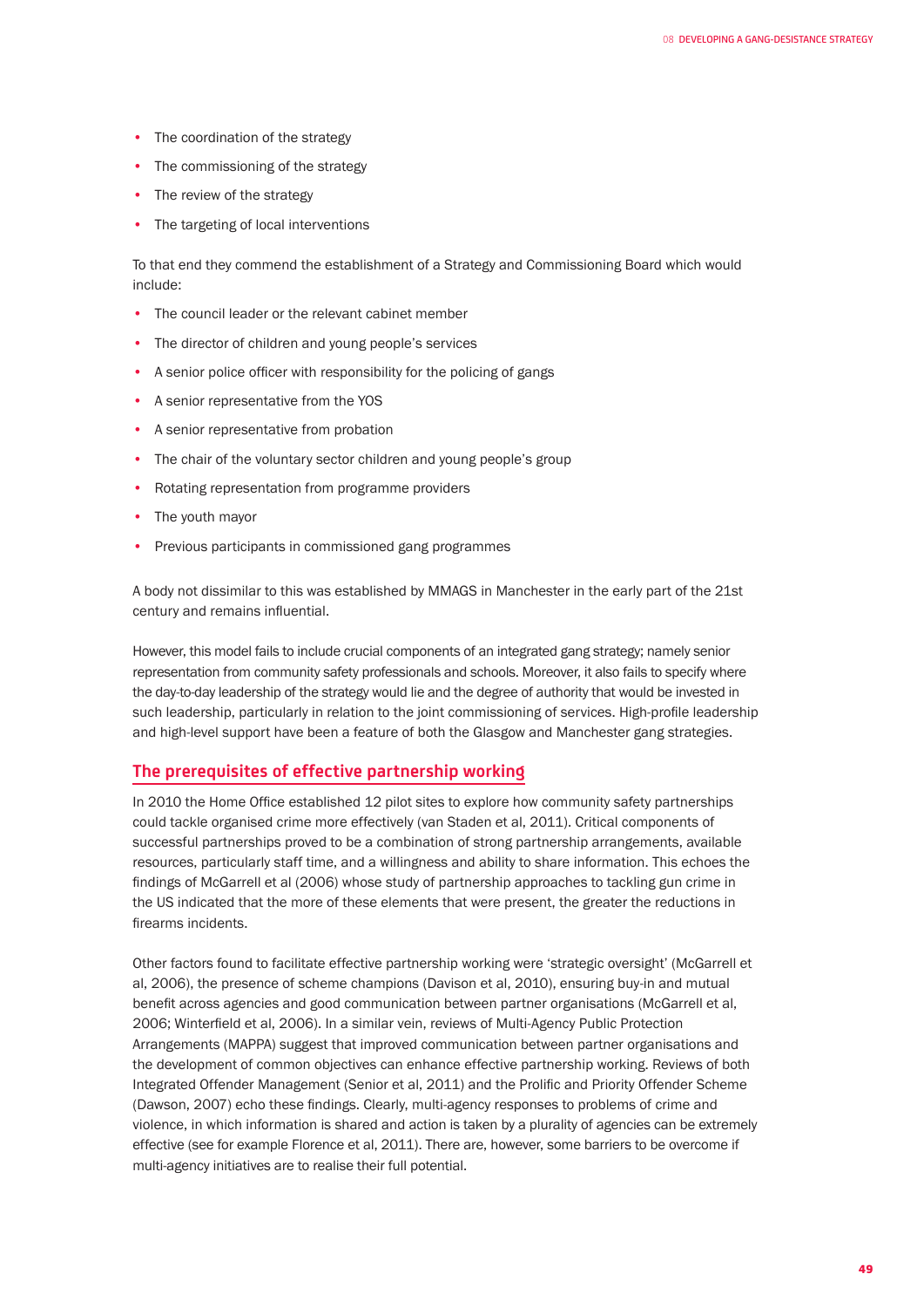- The coordination of the strategy
- The commissioning of the strategy
- The review of the strategy
- The targeting of local interventions

To that end they commend the establishment of a Strategy and Commissioning Board which would include:

- The council leader or the relevant cabinet member
- The director of children and young people's services
- A senior police officer with responsibility for the policing of gangs
- A senior representative from the YOS
- A senior representative from probation
- The chair of the voluntary sector children and young people's group
- Rotating representation from programme providers
- The youth mayor
- Previous participants in commissioned gang programmes

A body not dissimilar to this was established by MMAGS in Manchester in the early part of the 21st century and remains influential.

However, this model fails to include crucial components of an integrated gang strategy; namely senior representation from community safety professionals and schools. Moreover, it also fails to specify where the day-to-day leadership of the strategy would lie and the degree of authority that would be invested in such leadership, particularly in relation to the joint commissioning of services. High-profile leadership and high-level support have been a feature of both the Glasgow and Manchester gang strategies.

## The prerequisites of effective partnership working

In 2010 the Home Office established 12 pilot sites to explore how community safety partnerships could tackle organised crime more effectively (van Staden et al, 2011). Critical components of successful partnerships proved to be a combination of strong partnership arrangements, available resources, particularly staff time, and a willingness and ability to share information. This echoes the findings of McGarrell et al (2006) whose study of partnership approaches to tackling gun crime in the US indicated that the more of these elements that were present, the greater the reductions in firearms incidents.

Other factors found to facilitate effective partnership working were 'strategic oversight' (McGarrell et al, 2006), the presence of scheme champions (Davison et al, 2010), ensuring buy-in and mutual benefit across agencies and good communication between partner organisations (McGarrell et al, 2006; Winterfield et al, 2006). In a similar vein, reviews of Multi-Agency Public Protection Arrangements (MAPPA) suggest that improved communication between partner organisations and the development of common objectives can enhance effective partnership working. Reviews of both Integrated Offender Management (Senior et al, 2011) and the Prolific and Priority Offender Scheme (Dawson, 2007) echo these findings. Clearly, multi-agency responses to problems of crime and violence, in which information is shared and action is taken by a plurality of agencies can be extremely effective (see for example Florence et al, 2011). There are, however, some barriers to be overcome if multi-agency initiatives are to realise their full potential.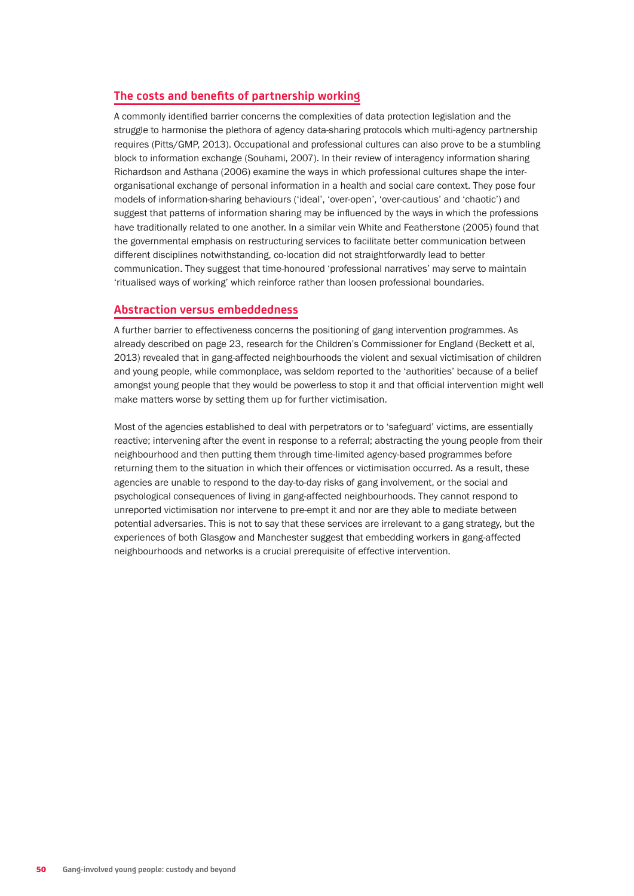## The costs and benefits of partnership working

A commonly identified barrier concerns the complexities of data protection legislation and the struggle to harmonise the plethora of agency data-sharing protocols which multi-agency partnership requires (Pitts/GMP, 2013). Occupational and professional cultures can also prove to be a stumbling block to information exchange (Souhami, 2007). In their review of interagency information sharing Richardson and Asthana (2006) examine the ways in which professional cultures shape the inter-organisational exchange of personal information in a health and social care context. They pose four models of information-sharing behaviours ('ideal', 'over-open', 'over-cautious' and 'chaotic') and suggest that patterns of information sharing may be influenced by the ways in which the professions have traditionally related to one another. In a similar vein White and Featherstone (2005) found that the governmental emphasis on restructuring services to facilitate better communication between different disciplines notwithstanding, co-location did not straightforwardly lead to better communication. They suggest that time-honoured 'professional narratives' may serve to maintain 'ritualised ways of working' which reinforce rather than loosen professional boundaries.

## Abstraction versus embeddedness

A further barrier to effectiveness concerns the positioning of gang intervention programmes. As already described on page 23, research for the Children's Commissioner for England (Beckett et al, 2013) revealed that in gang-affected neighbourhoods the violent and sexual victimisation of children and young people, while commonplace, was seldom reported to the 'authorities' because of a belief amongst young people that they would be powerless to stop it and that official intervention might well make matters worse by setting them up for further victimisation.

Most of the agencies established to deal with perpetrators or to 'safeguard' victims, are essentially reactive; intervening after the event in response to a referral; abstracting the young people from their neighbourhood and then putting them through time-limited agency-based programmes before returning them to the situation in which their offences or victimisation occurred. As a result, these agencies are unable to respond to the day-to-day risks of gang involvement, or the social and psychological consequences of living in gang-affected neighbourhoods. They cannot respond to unreported victimisation nor intervene to pre-empt it and nor are they able to mediate between potential adversaries. This is not to say that these services are irrelevant to a gang strategy, but the experiences of both Glasgow and Manchester suggest that embedding workers in gang-affected neighbourhoods and networks is a crucial prerequisite of effective intervention.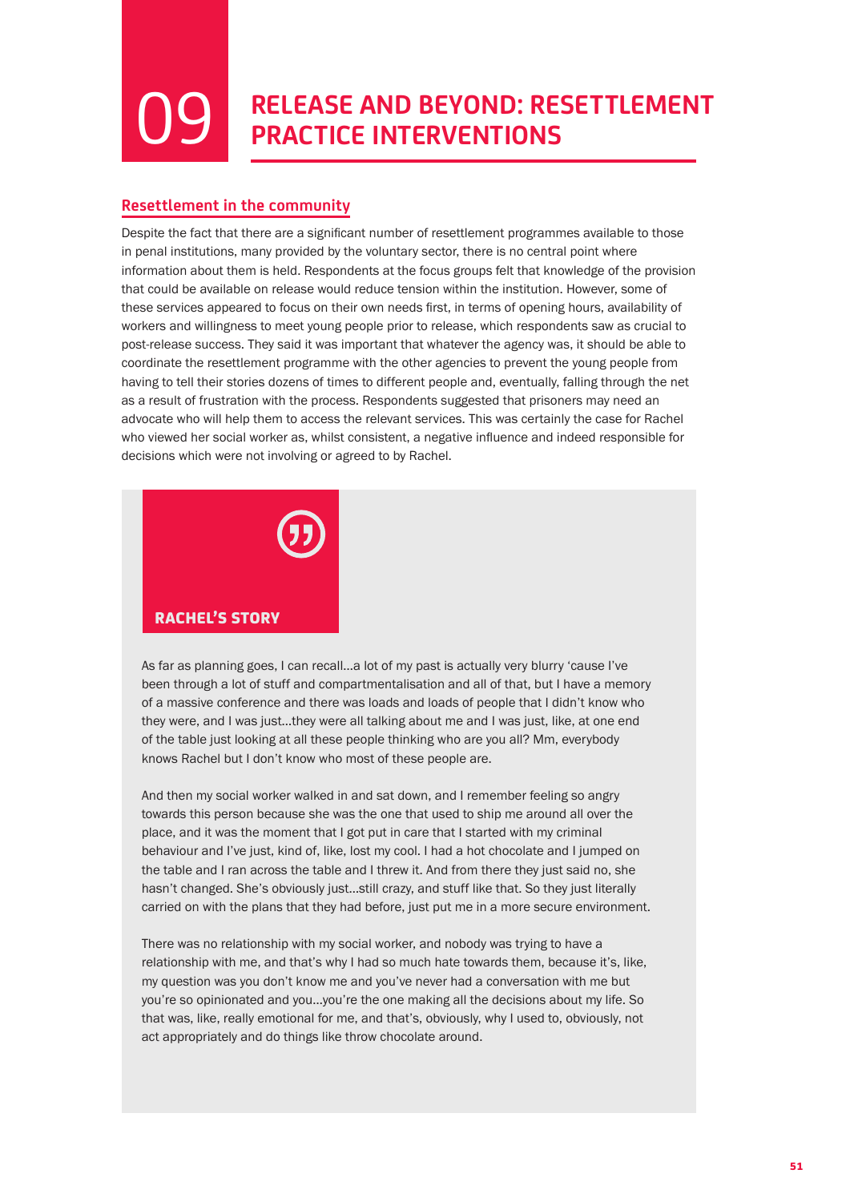# 09 RELEASE AND BEYOND: RESETTLEMENT PRACTICE INTERVENTIONS

## Resettlement in the community

Despite the fact that there are a significant number of resettlement programmes available to those in penal institutions, many provided by the voluntary sector, there is no central point where information about them is held. Respondents at the focus groups felt that knowledge of the provision that could be available on release would reduce tension within the institution. However, some of these services appeared to focus on their own needs first, in terms of opening hours, availability of workers and willingness to meet young people prior to release, which respondents saw as crucial to post-release success. They said it was important that whatever the agency was, it should be able to coordinate the resettlement programme with the other agencies to prevent the young people from having to tell their stories dozens of times to different people and, eventually, falling through the net as a result of frustration with the process. Respondents suggested that prisoners may need an advocate who will help them to access the relevant services. This was certainly the case for Rachel who viewed her social worker as, whilst consistent, a negative influence and indeed responsible for decisions which were not involving or agreed to by Rachel.

### RACHEL'S STORY

As far as planning goes, I can recall…a lot of my past is actually very blurry 'cause I've been through a lot of stuff and compartmentalisation and all of that, but I have a memory of a massive conference and there was loads and loads of people that I didn't know who they were, and I was just…they were all talking about me and I was just, like, at one end of the table just looking at all these people thinking who are you all? Mm, everybody knows Rachel but I don't know who most of these people are.

And then my social worker walked in and sat down, and I remember feeling so angry towards this person because she was the one that used to ship me around all over the place, and it was the moment that I got put in care that I started with my criminal behaviour and I've just, kind of, like, lost my cool. I had a hot chocolate and I jumped on the table and I ran across the table and I threw it. And from there they just said no, she hasn't changed. She's obviously just…still crazy, and stuff like that. So they just literally carried on with the plans that they had before, just put me in a more secure environment.

There was no relationship with my social worker, and nobody was trying to have a relationship with me, and that's why I had so much hate towards them, because it's, like, my question was you don't know me and you've never had a conversation with me but you're so opinionated and you…you're the one making all the decisions about my life. So that was, like, really emotional for me, and that's, obviously, why I used to, obviously, not act appropriately and do things like throw chocolate around.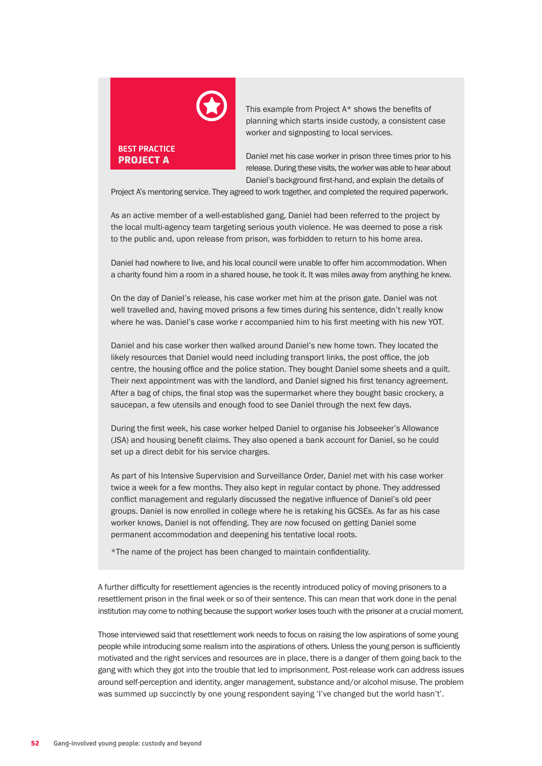**BEST PRACTICE**
**PROJECT A**

This example from Project A* shows the benefits of planning which starts inside custody, a consistent case worker and signposting to local services.

Daniel met his case worker in prison three times prior to his release. During these visits, the worker was able to hear about Daniel's background first-hand, and explain the details of Project A's mentoring service. They agreed to work together, and completed the required paperwork.

As an active member of a well-established gang, Daniel had been referred to the project by the local multi-agency team targeting serious youth violence. He was deemed to pose a risk to the public and, upon release from prison, was forbidden to return to his home area.

Daniel had nowhere to live, and his local council were unable to offer him accommodation. When a charity found him a room in a shared house, he took it. It was miles away from anything he knew.

On the day of Daniel's release, his case worker met him at the prison gate. Daniel was not well travelled and, having moved prisons a few times during his sentence, didn't really know where he was. Daniel's case worke r accompanied him to his first meeting with his new YOT.

Daniel and his case worker then walked around Daniel's new home town. They located the likely resources that Daniel would need including transport links, the post office, the job centre, the housing office and the police station. They bought Daniel some sheets and a quilt. Their next appointment was with the landlord, and Daniel signed his first tenancy agreement. After a bag of chips, the final stop was the supermarket where they bought basic crockery, a saucepan, a few utensils and enough food to see Daniel through the next few days.

During the first week, his case worker helped Daniel to organise his Jobseeker's Allowance (JSA) and housing benefit claims. They also opened a bank account for Daniel, so he could set up a direct debit for his service charges.

As part of his Intensive Supervision and Surveillance Order, Daniel met with his case worker twice a week for a few months. They also kept in regular contact by phone. They addressed conflict management and regularly discussed the negative influence of Daniel's old peer groups. Daniel is now enrolled in college where he is retaking his GCSEs. As far as his case worker knows, Daniel is not offending. They are now focused on getting Daniel some permanent accommodation and deepening his tentative local roots.

*The name of the project has been changed to maintain confidentiality.

A further difficulty for resettlement agencies is the recently introduced policy of moving prisoners to a resettlement prison in the final week or so of their sentence. This can mean that work done in the penal institution may come to nothing because the support worker loses touch with the prisoner at a crucial moment.

Those interviewed said that resettlement work needs to focus on raising the low aspirations of some young people while introducing some realism into the aspirations of others. Unless the young person is sufficiently motivated and the right services and resources are in place, there is a danger of them going back to the gang with which they got into the trouble that led to imprisonment. Post-release work can address issues around self-perception and identity, anger management, substance and/or alcohol misuse. The problem was summed up succinctly by one young respondent saying 'I've changed but the world hasn't'.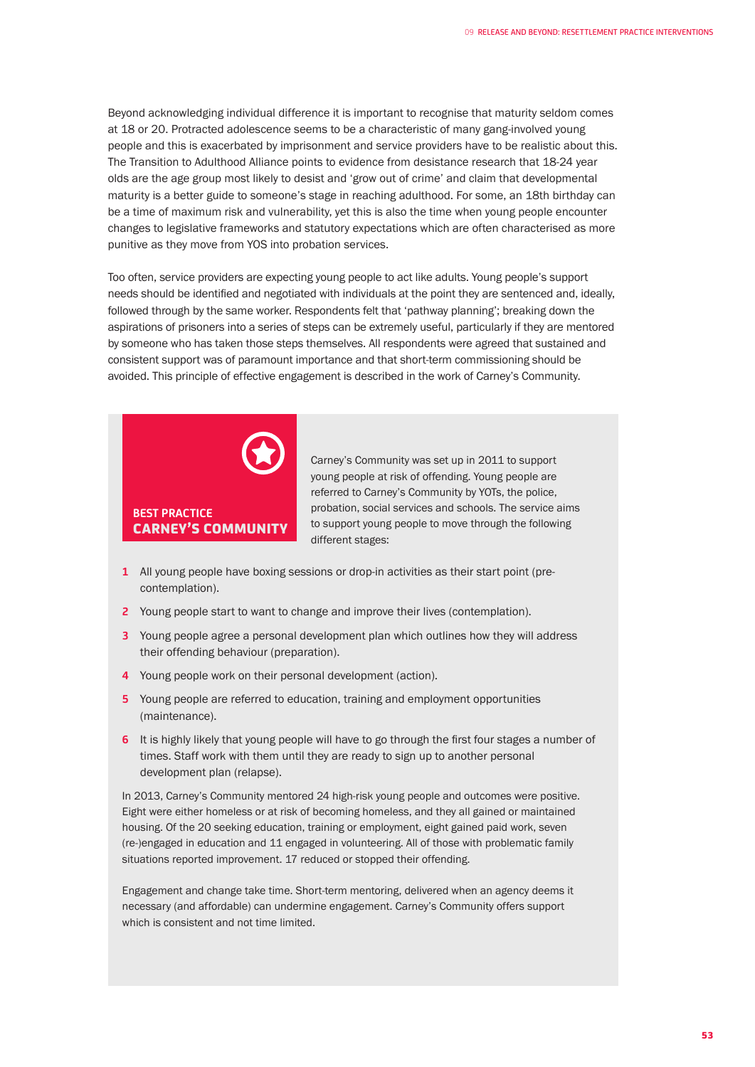Beyond acknowledging individual difference it is important to recognise that maturity seldom comes at 18 or 20. Protracted adolescence seems to be a characteristic of many gang-involved young people and this is exacerbated by imprisonment and service providers have to be realistic about this. The Transition to Adulthood Alliance points to evidence from desistance research that 18-24 year olds are the age group most likely to desist and 'grow out of crime' and claim that developmental maturity is a better guide to someone's stage in reaching adulthood. For some, an 18th birthday can be a time of maximum risk and vulnerability, yet this is also the time when young people encounter changes to legislative frameworks and statutory expectations which are often characterised as more punitive as they move from YOS into probation services.

Too often, service providers are expecting young people to act like adults. Young people's support needs should be identified and negotiated with individuals at the point they are sentenced and, ideally, followed through by the same worker. Respondents felt that 'pathway planning'; breaking down the aspirations of prisoners into a series of steps can be extremely useful, particularly if they are mentored by someone who has taken those steps themselves. All respondents were agreed that sustained and consistent support was of paramount importance and that short-term commissioning should be avoided. This principle of effective engagement is described in the work of Carney's Community.

### BEST PRACTICE
## CARNEY'S COMMUNITY

Carney's Community was set up in 2011 to support young people at risk of offending. Young people are referred to Carney's Community by YOTs, the police, probation, social services and schools. The service aims to support young people to move through the following different stages:

1. All young people have boxing sessions or drop-in activities as their start point (pre-contemplation).
2. Young people start to want to change and improve their lives (contemplation).
3. Young people agree a personal development plan which outlines how they will address their offending behaviour (preparation).
4. Young people work on their personal development (action).
5. Young people are referred to education, training and employment opportunities (maintenance).
6. It is highly likely that young people will have to go through the first four stages a number of times. Staff work with them until they are ready to sign up to another personal development plan (relapse).

In 2013, Carney's Community mentored 24 high-risk young people and outcomes were positive. Eight were either homeless or at risk of becoming homeless, and they all gained or maintained housing. Of the 20 seeking education, training or employment, eight gained paid work, seven (re-)engaged in education and 11 engaged in volunteering. All of those with problematic family situations reported improvement. 17 reduced or stopped their offending.

Engagement and change take time. Short-term mentoring, delivered when an agency deems it necessary (and affordable) can undermine engagement. Carney's Community offers support which is consistent and not time limited.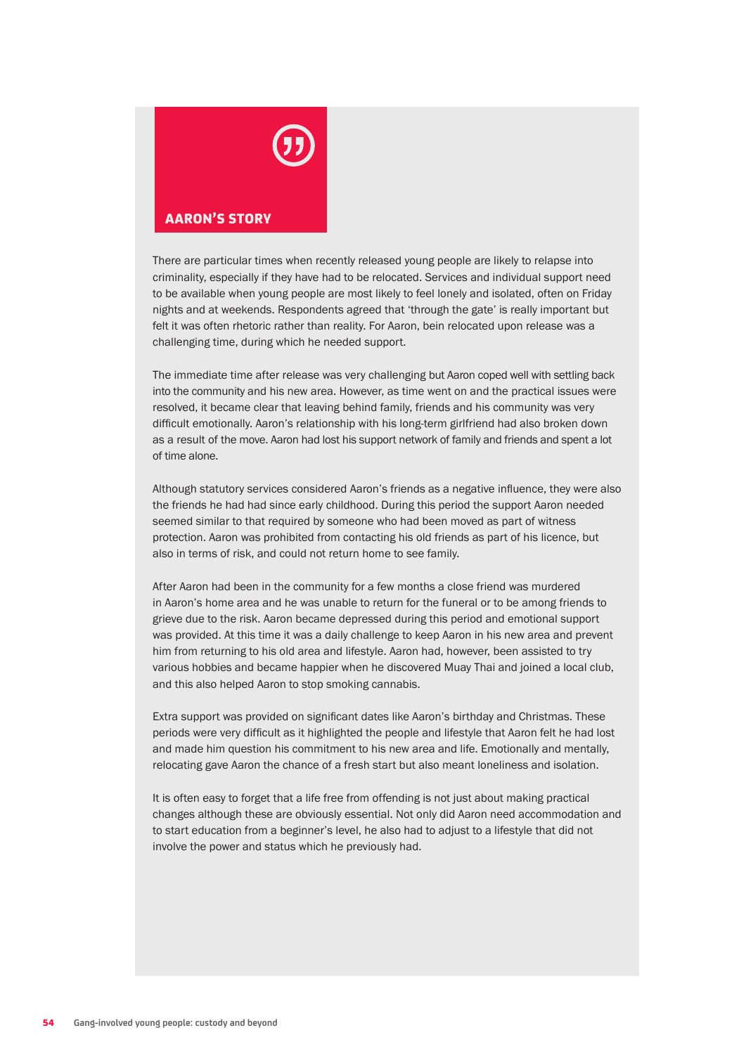## AARON'S STORY

There are particular times when recently released young people are likely to relapse into criminality, especially if they have had to be relocated. Services and individual support need to be available when young people are most likely to feel lonely and isolated, often on Friday nights and at weekends. Respondents agreed that 'through the gate' is really important but felt it was often rhetoric rather than reality. For Aaron, bein relocated upon release was a challenging time, during which he needed support.

The immediate time after release was very challenging but Aaron coped well with settling back into the community and his new area. However, as time went on and the practical issues were resolved, it became clear that leaving behind family, friends and his community was very difficult emotionally. Aaron's relationship with his long-term girlfriend had also broken down as a result of the move. Aaron had lost his support network of family and friends and spent a lot of time alone.

Although statutory services considered Aaron's friends as a negative influence, they were also the friends he had had since early childhood. During this period the support Aaron needed seemed similar to that required by someone who had been moved as part of witness protection. Aaron was prohibited from contacting his old friends as part of his licence, but also in terms of risk, and could not return home to see family.

After Aaron had been in the community for a few months a close friend was murdered in Aaron's home area and he was unable to return for the funeral or to be among friends to grieve due to the risk. Aaron became depressed during this period and emotional support was provided. At this time it was a daily challenge to keep Aaron in his new area and prevent him from returning to his old area and lifestyle. Aaron had, however, been assisted to try various hobbies and became happier when he discovered Muay Thai and joined a local club, and this also helped Aaron to stop smoking cannabis.

Extra support was provided on significant dates like Aaron's birthday and Christmas. These periods were very difficult as it highlighted the people and lifestyle that Aaron felt he had lost and made him question his commitment to his new area and life. Emotionally and mentally, relocating gave Aaron the chance of a fresh start but also meant loneliness and isolation.

It is often easy to forget that a life free from offending is not just about making practical changes although these are obviously essential. Not only did Aaron need accommodation and to start education from a beginner's level, he also had to adjust to a lifestyle that did not involve the power and status which he previously had.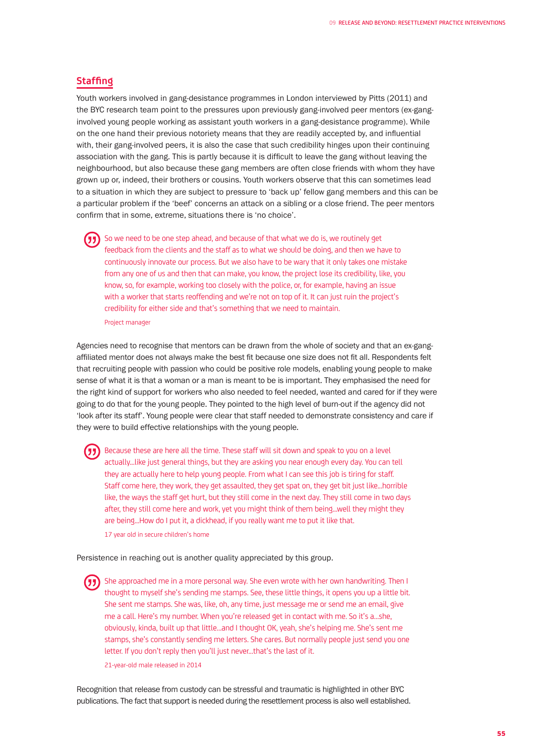## Staffing

Youth workers involved in gang-desistance programmes in London interviewed by Pitts (2011) and the BYC research team point to the pressures upon previously gang-involved peer mentors (ex-gang-involved young people working as assistant youth workers in a gang-desistance programme). While on the one hand their previous notoriety means that they are readily accepted by, and influential with, their gang-involved peers, it is also the case that such credibility hinges upon their continuing association with the gang. This is partly because it is difficult to leave the gang without leaving the neighbourhood, but also because these gang members are often close friends with whom they have grown up or, indeed, their brothers or cousins. Youth workers observe that this can sometimes lead to a situation in which they are subject to pressure to 'back up' fellow gang members and this can be a particular problem if the 'beef' concerns an attack on a sibling or a close friend. The peer mentors confirm that in some, extreme, situations there is 'no choice'.

> So we need to be one step ahead, and because of that what we do is, we routinely get feedback from the clients and the staff as to what we should be doing, and then we have to continuously innovate our process. But we also have to be wary that it only takes one mistake from any one of us and then that can make, you know, the project lose its credibility, like, you know, so, for example, working too closely with the police, or, for example, having an issue with a worker that starts reoffending and we're not on top of it. It can just ruin the project's credibility for either side and that's something that we need to maintain.
>
> Project manager

Agencies need to recognise that mentors can be drawn from the whole of society and that an ex-gang-affiliated mentor does not always make the best fit because one size does not fit all. Respondents felt that recruiting people with passion who could be positive role models, enabling young people to make sense of what it is that a woman or a man is meant to be is important. They emphasised the need for the right kind of support for workers who also needed to feel needed, wanted and cared for if they were going to do that for the young people. They pointed to the high level of burn-out if the agency did not 'look after its staff'. Young people were clear that staff needed to demonstrate consistency and care if they were to build effective relationships with the young people.

> Because these are here all the time. These staff will sit down and speak to you on a level actually...like just general things, but they are asking you near enough every day. You can tell they are actually here to help young people. From what I can see this job is tiring for staff. Staff come here, they work, they get assaulted, they get spat on, they get bit just like...horrible like, the ways the staff get hurt, but they still come in the next day. They still come in two days after, they still come here and work, yet you might think of them being...well they might they are being...How do I put it, a dickhead, if you really want me to put it like that.
>
> 17 year old in secure children's home

Persistence in reaching out is another quality appreciated by this group.

> She approached me in a more personal way. She even wrote with her own handwriting. Then I thought to myself she's sending me stamps. See, these little things, it opens you up a little bit. She sent me stamps. She was, like, oh, any time, just message me or send me an email, give me a call. Here's my number. When you're released get in contact with me. So it's a...she, obviously, kinda, built up that little...and I thought OK, yeah, she's helping me. She's sent me stamps, she's constantly sending me letters. She cares. But normally people just send you one letter. If you don't reply then you'll just never...that's the last of it.
>
> 21-year-old male released in 2014

Recognition that release from custody can be stressful and traumatic is highlighted in other BYC publications. The fact that support is needed during the resettlement process is also well established.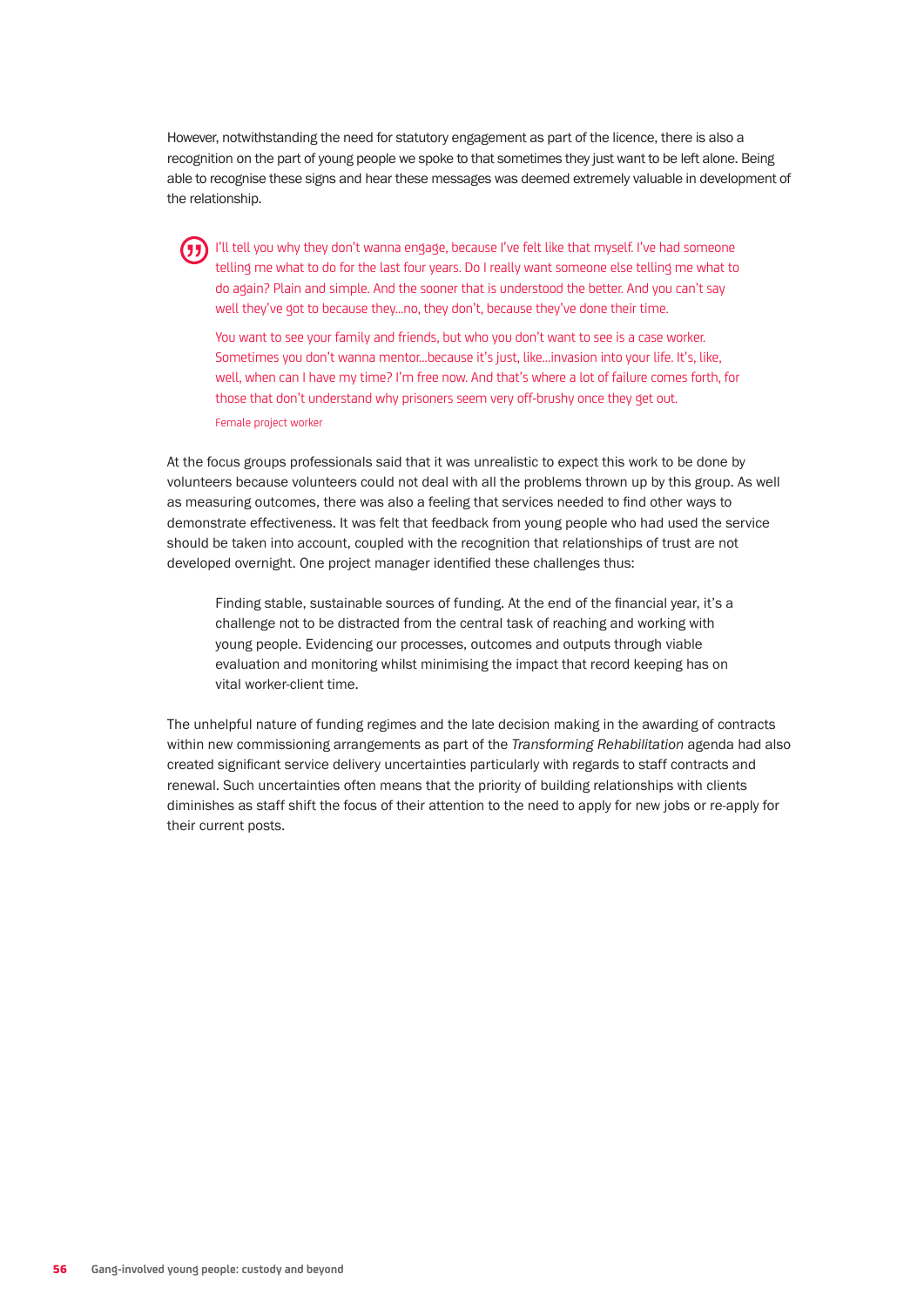However, notwithstanding the need for statutory engagement as part of the licence, there is also a recognition on the part of young people we spoke to that sometimes they just want to be left alone. Being able to recognise these signs and hear these messages was deemed extremely valuable in development of the relationship.

> I'll tell you why they don't wanna engage, because I've felt like that myself. I've had someone telling me what to do for the last four years. Do I really want someone else telling me what to do again? Plain and simple. And the sooner that is understood the better. And you can't say well they've got to because they...no, they don't, because they've done their time.
>
> You want to see your family and friends, but who you don't want to see is a case worker. Sometimes you don't wanna mentor...because it's just, like...invasion into your life. It's, like, well, when can I have my time? I'm free now. And that's where a lot of failure comes forth, for those that don't understand why prisoners seem very off-brushy once they get out.
>
> Female project worker

At the focus groups professionals said that it was unrealistic to expect this work to be done by volunteers because volunteers could not deal with all the problems thrown up by this group. As well as measuring outcomes, there was also a feeling that services needed to find other ways to demonstrate effectiveness. It was felt that feedback from young people who had used the service should be taken into account, coupled with the recognition that relationships of trust are not developed overnight. One project manager identified these challenges thus:

> Finding stable, sustainable sources of funding. At the end of the financial year, it's a challenge not to be distracted from the central task of reaching and working with young people. Evidencing our processes, outcomes and outputs through viable evaluation and monitoring whilst minimising the impact that record keeping has on vital worker-client time.

The unhelpful nature of funding regimes and the late decision making in the awarding of contracts within new commissioning arrangements as part of the *Transforming Rehabilitation* agenda had also created significant service delivery uncertainties particularly with regards to staff contracts and renewal. Such uncertainties often means that the priority of building relationships with clients diminishes as staff shift the focus of their attention to the need to apply for new jobs or re-apply for their current posts.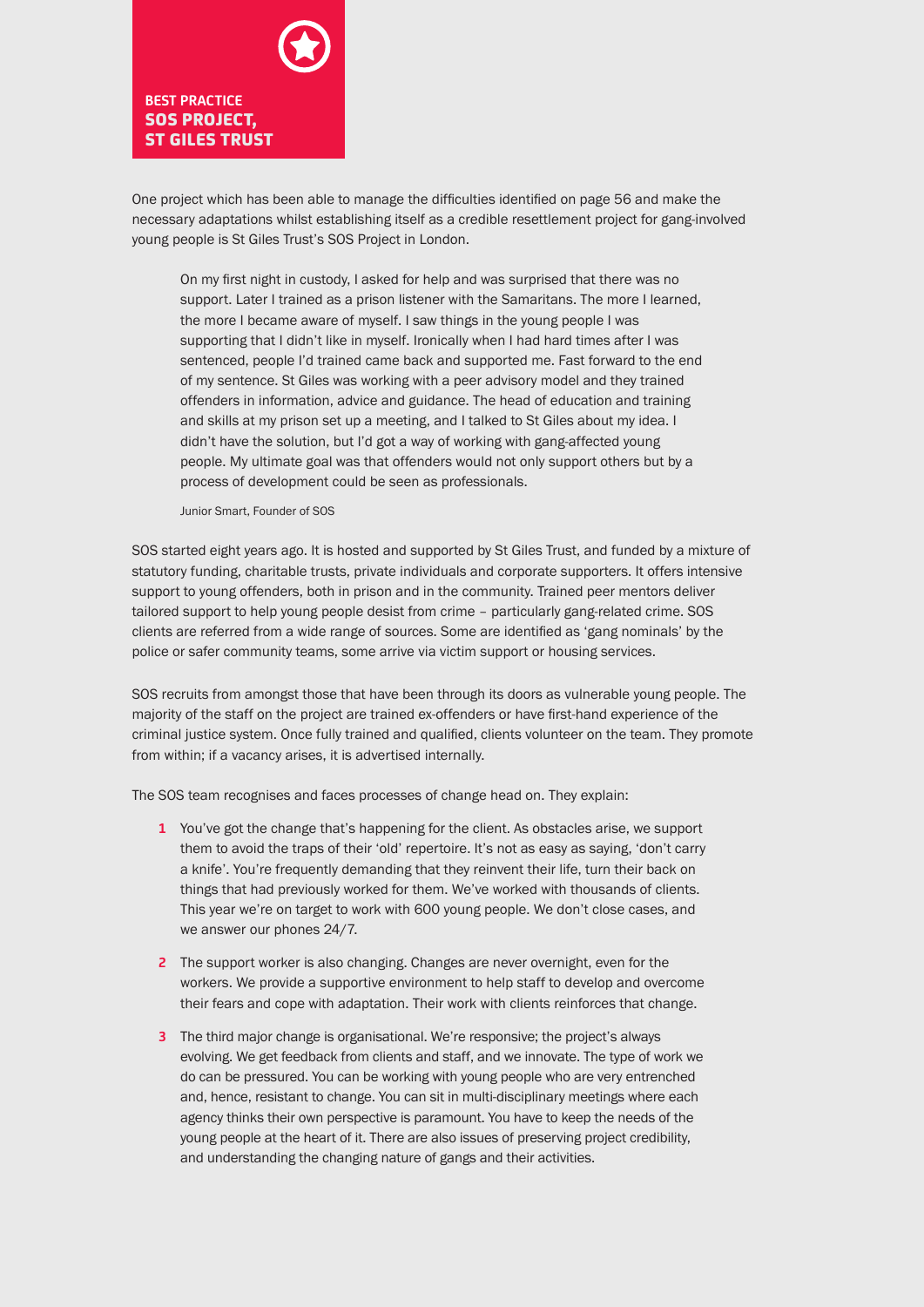**BEST PRACTICE**
## SOS PROJECT, ST GILES TRUST

One project which has been able to manage the difficulties identified on page 56 and make the necessary adaptations whilst establishing itself as a credible resettlement project for gang-involved young people is St Giles Trust's SOS Project in London.

> On my first night in custody, I asked for help and was surprised that there was no support. Later I trained as a prison listener with the Samaritans. The more I learned, the more I became aware of myself. I saw things in the young people I was supporting that I didn't like in myself. Ironically when I had hard times after I was sentenced, people I'd trained came back and supported me. Fast forward to the end of my sentence. St Giles was working with a peer advisory model and they trained offenders in information, advice and guidance. The head of education and training and skills at my prison set up a meeting, and I talked to St Giles about my idea. I didn't have the solution, but I'd got a way of working with gang-affected young people. My ultimate goal was that offenders would not only support others but by a process of development could be seen as professionals.
>
> Junior Smart, Founder of SOS

SOS started eight years ago. It is hosted and supported by St Giles Trust, and funded by a mixture of statutory funding, charitable trusts, private individuals and corporate supporters. It offers intensive support to young offenders, both in prison and in the community. Trained peer mentors deliver tailored support to help young people desist from crime – particularly gang-related crime. SOS clients are referred from a wide range of sources. Some are identified as 'gang nominals' by the police or safer community teams, some arrive via victim support or housing services.

SOS recruits from amongst those that have been through its doors as vulnerable young people. The majority of the staff on the project are trained ex-offenders or have first-hand experience of the criminal justice system. Once fully trained and qualified, clients volunteer on the team. They promote from within; if a vacancy arises, it is advertised internally.

The SOS team recognises and faces processes of change head on. They explain:

1. You've got the change that's happening for the client. As obstacles arise, we support them to avoid the traps of their 'old' repertoire. It's not as easy as saying, 'don't carry a knife'. You're frequently demanding that they reinvent their life, turn their back on things that had previously worked for them. We've worked with thousands of clients. This year we're on target to work with 600 young people. We don't close cases, and we answer our phones 24/7.
2. The support worker is also changing. Changes are never overnight, even for the workers. We provide a supportive environment to help staff to develop and overcome their fears and cope with adaptation. Their work with clients reinforces that change.
3. The third major change is organisational. We're responsive; the project's always evolving. We get feedback from clients and staff, and we innovate. The type of work we do can be pressured. You can be working with young people who are very entrenched and, hence, resistant to change. You can sit in multi-disciplinary meetings where each agency thinks their own perspective is paramount. You have to keep the needs of the young people at the heart of it. There are also issues of preserving project credibility, and understanding the changing nature of gangs and their activities.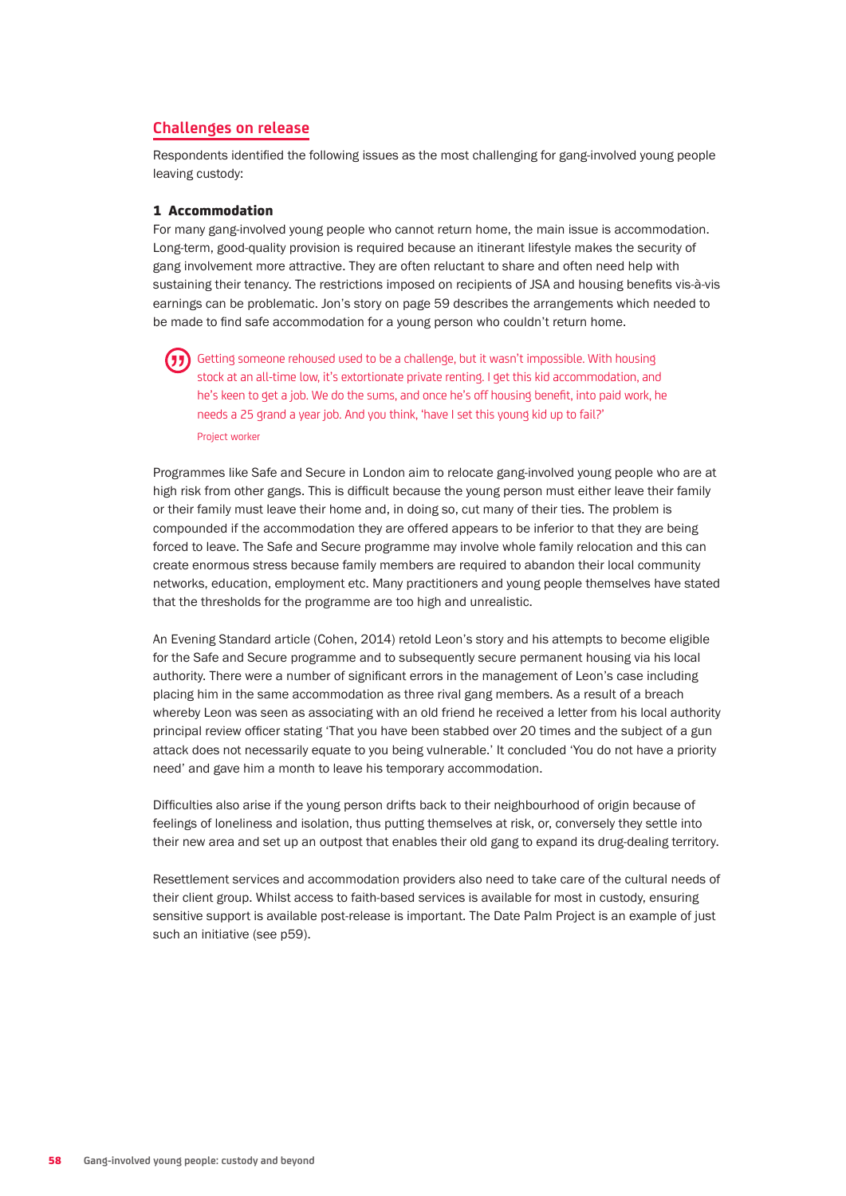## Challenges on release

Respondents identified the following issues as the most challenging for gang-involved young people leaving custody:

### 1 Accommodation

For many gang-involved young people who cannot return home, the main issue is accommodation. Long-term, good-quality provision is required because an itinerant lifestyle makes the security of gang involvement more attractive. They are often reluctant to share and often need help with sustaining their tenancy. The restrictions imposed on recipients of JSA and housing benefits vis-à-vis earnings can be problematic. Jon's story on page 59 describes the arrangements which needed to be made to find safe accommodation for a young person who couldn't return home.

> Getting someone rehoused used to be a challenge, but it wasn't impossible. With housing stock at an all-time low, it's extortionate private renting. I get this kid accommodation, and he's keen to get a job. We do the sums, and once he's off housing benefit, into paid work, he needs a 25 grand a year job. And you think, 'have I set this young kid up to fail?'
>
> Project worker

Programmes like Safe and Secure in London aim to relocate gang-involved young people who are at high risk from other gangs. This is difficult because the young person must either leave their family or their family must leave their home and, in doing so, cut many of their ties. The problem is compounded if the accommodation they are offered appears to be inferior to that they are being forced to leave. The Safe and Secure programme may involve whole family relocation and this can create enormous stress because family members are required to abandon their local community networks, education, employment etc. Many practitioners and young people themselves have stated that the thresholds for the programme are too high and unrealistic.

An Evening Standard article (Cohen, 2014) retold Leon's story and his attempts to become eligible for the Safe and Secure programme and to subsequently secure permanent housing via his local authority. There were a number of significant errors in the management of Leon's case including placing him in the same accommodation as three rival gang members. As a result of a breach whereby Leon was seen as associating with an old friend he received a letter from his local authority principal review officer stating 'That you have been stabbed over 20 times and the subject of a gun attack does not necessarily equate to you being vulnerable.' It concluded 'You do not have a priority need' and gave him a month to leave his temporary accommodation.

Difficulties also arise if the young person drifts back to their neighbourhood of origin because of feelings of loneliness and isolation, thus putting themselves at risk, or, conversely they settle into their new area and set up an outpost that enables their old gang to expand its drug-dealing territory.

Resettlement services and accommodation providers also need to take care of the cultural needs of their client group. Whilst access to faith-based services is available for most in custody, ensuring sensitive support is available post-release is important. The Date Palm Project is an example of just such an initiative (see p59).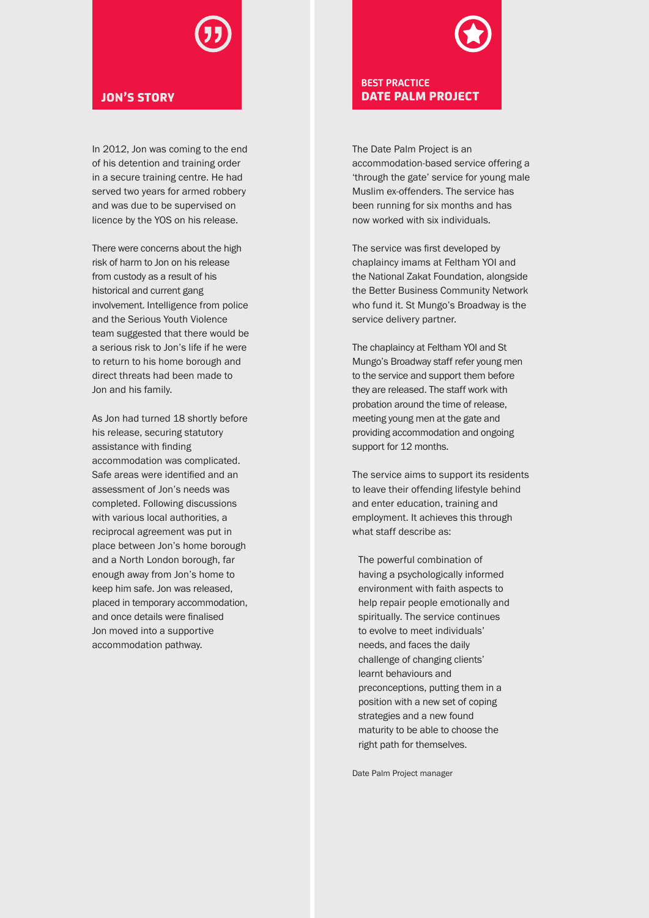## JON'S STORY

In 2012, Jon was coming to the end of his detention and training order in a secure training centre. He had served two years for armed robbery and was due to be supervised on licence by the YOS on his release.

There were concerns about the high risk of harm to Jon on his release from custody as a result of his historical and current gang involvement. Intelligence from police and the Serious Youth Violence team suggested that there would be a serious risk to Jon's life if he were to return to his home borough and direct threats had been made to Jon and his family.

As Jon had turned 18 shortly before his release, securing statutory assistance with finding accommodation was complicated. Safe areas were identified and an assessment of Jon's needs was completed. Following discussions with various local authorities, a reciprocal agreement was put in place between Jon's home borough and a North London borough, far enough away from Jon's home to keep him safe. Jon was released, placed in temporary accommodation, and once details were finalised Jon moved into a supportive accommodation pathway.

## BEST PRACTICE
## DATE PALM PROJECT

The Date Palm Project is an accommodation-based service offering a 'through the gate' service for young male Muslim ex-offenders. The service has been running for six months and has now worked with six individuals.

The service was first developed by chaplaincy imams at Feltham YOI and the National Zakat Foundation, alongside the Better Business Community Network who fund it. St Mungo's Broadway is the service delivery partner.

The chaplaincy at Feltham YOI and St Mungo's Broadway staff refer young men to the service and support them before they are released. The staff work with probation around the time of release, meeting young men at the gate and providing accommodation and ongoing support for 12 months.

The service aims to support its residents to leave their offending lifestyle behind and enter education, training and employment. It achieves this through what staff describe as:

> The powerful combination of having a psychologically informed environment with faith aspects to help repair people emotionally and spiritually. The service continues to evolve to meet individuals' needs, and faces the daily challenge of changing clients' learnt behaviours and preconceptions, putting them in a position with a new set of coping strategies and a new found maturity to be able to choose the right path for themselves.

Date Palm Project manager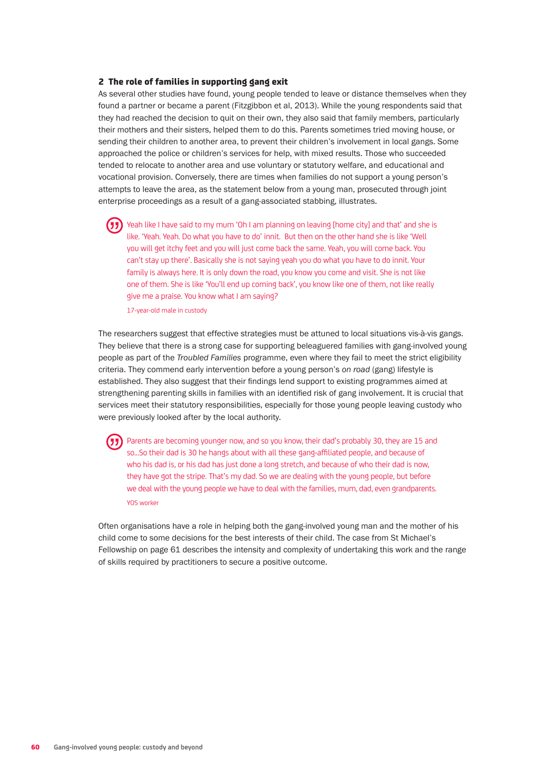## 2 The role of families in supporting gang exit

As several other studies have found, young people tended to leave or distance themselves when they found a partner or became a parent (Fitzgibbon et al, 2013). While the young respondents said that they had reached the decision to quit on their own, they also said that family members, particularly their mothers and their sisters, helped them to do this. Parents sometimes tried moving house, or sending their children to another area, to prevent their children's involvement in local gangs. Some approached the police or children's services for help, with mixed results. Those who succeeded tended to relocate to another area and use voluntary or statutory welfare, and educational and vocational provision. Conversely, there are times when families do not support a young person's attempts to leave the area, as the statement below from a young man, prosecuted through joint enterprise proceedings as a result of a gang-associated stabbing, illustrates.

> Yeah like I have said to my mum 'Oh I am planning on leaving [home city] and that' and she is like. 'Yeah. Yeah. Do what you have to do' innit. But then on the other hand she is like 'Well you will get itchy feet and you will just come back the same. Yeah, you will come back. You can't stay up there'. Basically she is not saying yeah you do what you have to do innit. Your family is always here. It is only down the road, you know you come and visit. She is not like one of them. She is like 'You'll end up coming back', you know like one of them, not like really give me a praise. You know what I am saying?
>
> 17-year-old male in custody

The researchers suggest that effective strategies must be attuned to local situations vis-à-vis gangs. They believe that there is a strong case for supporting beleaguered families with gang-involved young people as part of the *Troubled Families* programme, even where they fail to meet the strict eligibility criteria. They commend early intervention before a young person's *on road* (gang) lifestyle is established. They also suggest that their findings lend support to existing programmes aimed at strengthening parenting skills in families with an identified risk of gang involvement. It is crucial that services meet their statutory responsibilities, especially for those young people leaving custody who were previously looked after by the local authority.

> Parents are becoming younger now, and so you know, their dad's probably 30, they are 15 and so...So their dad is 30 he hangs about with all these gang-affiliated people, and because of who his dad is, or his dad has just done a long stretch, and because of who their dad is now, they have got the stripe. That's my dad. So we are dealing with the young people, but before we deal with the young people we have to deal with the families, mum, dad, even grandparents.
>
> YOS worker

Often organisations have a role in helping both the gang-involved young man and the mother of his child come to some decisions for the best interests of their child. The case from St Michael's Fellowship on page 61 describes the intensity and complexity of undertaking this work and the range of skills required by practitioners to secure a positive outcome.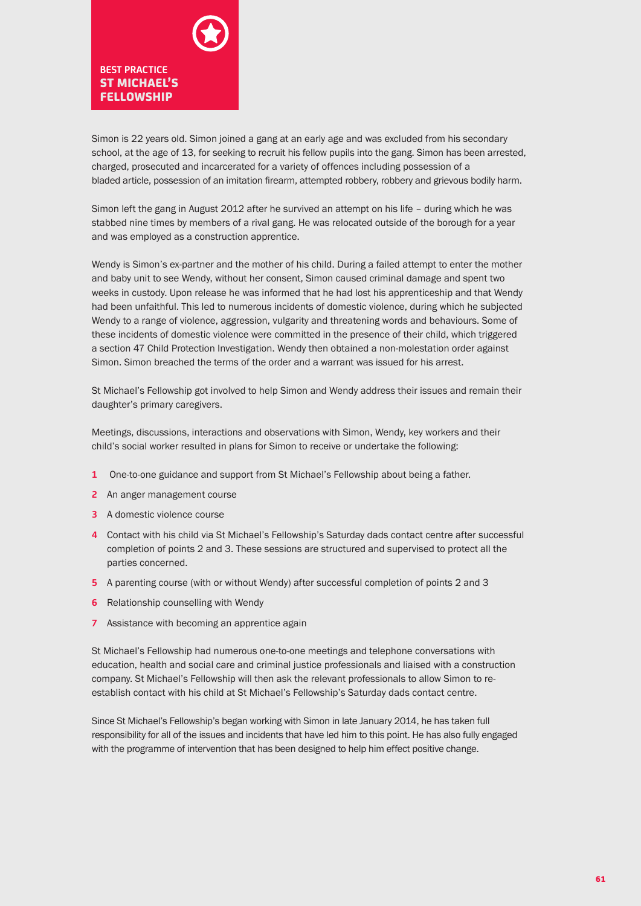**BEST PRACTICE**
## ST MICHAEL'S FELLOWSHIP

Simon is 22 years old. Simon joined a gang at an early age and was excluded from his secondary school, at the age of 13, for seeking to recruit his fellow pupils into the gang. Simon has been arrested, charged, prosecuted and incarcerated for a variety of offences including possession of a bladed article, possession of an imitation firearm, attempted robbery, robbery and grievous bodily harm.

Simon left the gang in August 2012 after he survived an attempt on his life – during which he was stabbed nine times by members of a rival gang. He was relocated outside of the borough for a year and was employed as a construction apprentice.

Wendy is Simon's ex-partner and the mother of his child. During a failed attempt to enter the mother and baby unit to see Wendy, without her consent, Simon caused criminal damage and spent two weeks in custody. Upon release he was informed that he had lost his apprenticeship and that Wendy had been unfaithful. This led to numerous incidents of domestic violence, during which he subjected Wendy to a range of violence, aggression, vulgarity and threatening words and behaviours. Some of these incidents of domestic violence were committed in the presence of their child, which triggered a section 47 Child Protection Investigation. Wendy then obtained a non-molestation order against Simon. Simon breached the terms of the order and a warrant was issued for his arrest.

St Michael's Fellowship got involved to help Simon and Wendy address their issues and remain their daughter's primary caregivers.

Meetings, discussions, interactions and observations with Simon, Wendy, key workers and their child's social worker resulted in plans for Simon to receive or undertake the following:

1. One-to-one guidance and support from St Michael's Fellowship about being a father.
2. An anger management course
3. A domestic violence course
4. Contact with his child via St Michael's Fellowship's Saturday dads contact centre after successful completion of points 2 and 3. These sessions are structured and supervised to protect all the parties concerned.
5. A parenting course (with or without Wendy) after successful completion of points 2 and 3
6. Relationship counselling with Wendy
7. Assistance with becoming an apprentice again

St Michael's Fellowship had numerous one-to-one meetings and telephone conversations with education, health and social care and criminal justice professionals and liaised with a construction company. St Michael's Fellowship will then ask the relevant professionals to allow Simon to re-establish contact with his child at St Michael's Fellowship's Saturday dads contact centre.

Since St Michael's Fellowship's began working with Simon in late January 2014, he has taken full responsibility for all of the issues and incidents that have led him to this point. He has also fully engaged with the programme of intervention that has been designed to help him effect positive change.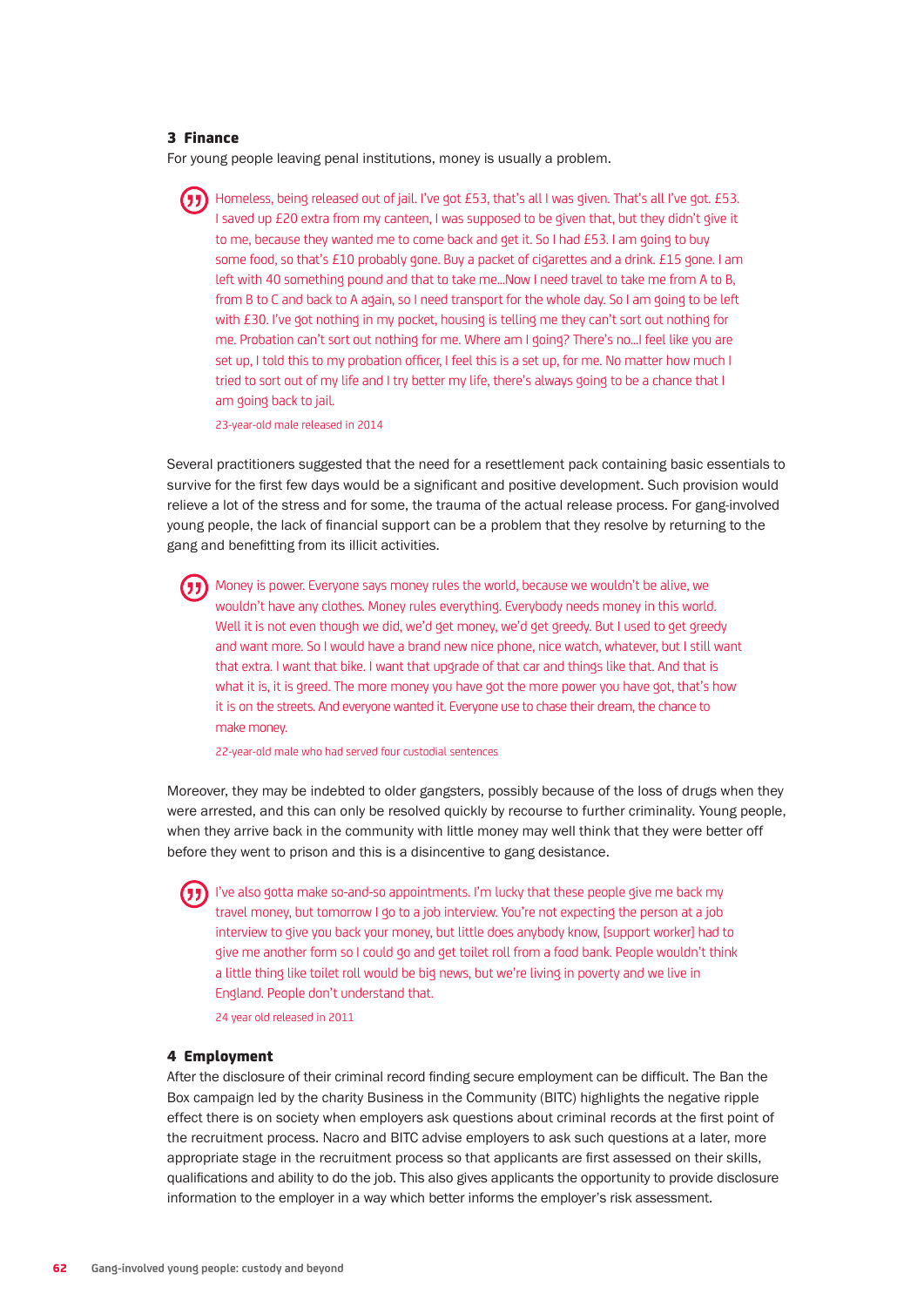## 3 Finance

For young people leaving penal institutions, money is usually a problem.

> Homeless, being released out of jail. I've got £53, that's all I was given. That's all I've got. £53. I saved up £20 extra from my canteen, I was supposed to be given that, but they didn't give it to me, because they wanted me to come back and get it. So I had £53. I am going to buy some food, so that's £10 probably gone. Buy a packet of cigarettes and a drink. £15 gone. I am left with 40 something pound and that to take me…Now I need travel to take me from A to B, from B to C and back to A again, so I need transport for the whole day. So I am going to be left with £30. I've got nothing in my pocket, housing is telling me they can't sort out nothing for me. Probation can't sort out nothing for me. Where am I going? There's no…I feel like you are set up, I told this to my probation officer, I feel this is a set up, for me. No matter how much I tried to sort out of my life and I try better my life, there's always going to be a chance that I am going back to jail.
>
> 23-year-old male released in 2014

Several practitioners suggested that the need for a resettlement pack containing basic essentials to survive for the first few days would be a significant and positive development. Such provision would relieve a lot of the stress and for some, the trauma of the actual release process. For gang-involved young people, the lack of financial support can be a problem that they resolve by returning to the gang and benefitting from its illicit activities.

> Money is power. Everyone says money rules the world, because we wouldn't be alive, we wouldn't have any clothes. Money rules everything. Everybody needs money in this world. Well it is not even though we did, we'd get money, we'd get greedy. But I used to get greedy and want more. So I would have a brand new nice phone, nice watch, whatever, but I still want that extra. I want that bike. I want that upgrade of that car and things like that. And that is what it is, it is greed. The more money you have got the more power you have got, that's how it is on the streets. And everyone wanted it. Everyone use to chase their dream, the chance to make money.
>
> 22-year-old male who had served four custodial sentences

Moreover, they may be indebted to older gangsters, possibly because of the loss of drugs when they were arrested, and this can only be resolved quickly by recourse to further criminality. Young people, when they arrive back in the community with little money may well think that they were better off before they went to prison and this is a disincentive to gang desistance.

> I've also gotta make so-and-so appointments. I'm lucky that these people give me back my travel money, but tomorrow I go to a job interview. You're not expecting the person at a job interview to give you back your money, but little does anybody know, [support worker] had to give me another form so I could go and get toilet roll from a food bank. People wouldn't think a little thing like toilet roll would be big news, but we're living in poverty and we live in England. People don't understand that.
>
> 24 year old released in 2011

## 4 Employment

After the disclosure of their criminal record finding secure employment can be difficult. The Ban the Box campaign led by the charity Business in the Community (BITC) highlights the negative ripple effect there is on society when employers ask questions about criminal records at the first point of the recruitment process. Nacro and BITC advise employers to ask such questions at a later, more appropriate stage in the recruitment process so that applicants are first assessed on their skills, qualifications and ability to do the job. This also gives applicants the opportunity to provide disclosure information to the employer in a way which better informs the employer's risk assessment.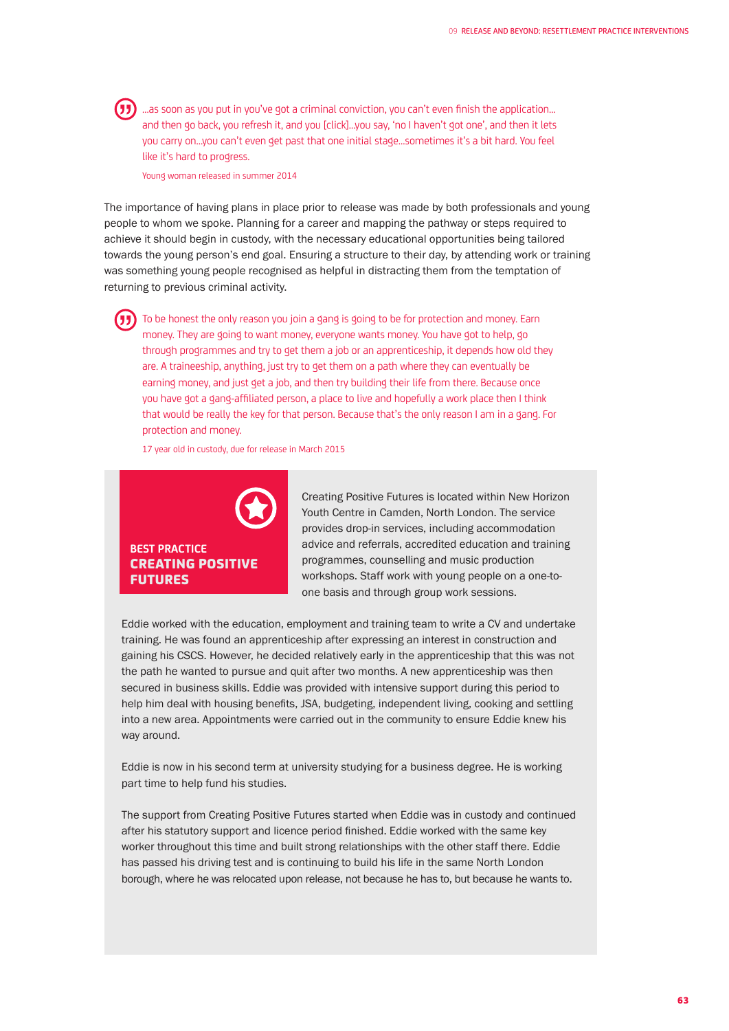> …as soon as you put in you've got a criminal conviction, you can't even finish the application… and then go back, you refresh it, and you [click]…you say, 'no I haven't got one', and then it lets you carry on…you can't even get past that one initial stage…sometimes it's a bit hard. You feel like it's hard to progress.
>
> Young woman released in summer 2014

The importance of having plans in place prior to release was made by both professionals and young people to whom we spoke. Planning for a career and mapping the pathway or steps required to achieve it should begin in custody, with the necessary educational opportunities being tailored towards the young person's end goal. Ensuring a structure to their day, by attending work or training was something young people recognised as helpful in distracting them from the temptation of returning to previous criminal activity.

> To be honest the only reason you join a gang is going to be for protection and money. Earn money. They are going to want money, everyone wants money. You have got to help, go through programmes and try to get them a job or an apprenticeship, it depends how old they are. A traineeship, anything, just try to get them on a path where they can eventually be earning money, and just get a job, and then try building their life from there. Because once you have got a gang-affiliated person, a place to live and hopefully a work place then I think that would be really the key for that person. Because that's the only reason I am in a gang. For protection and money.
>
> 17 year old in custody, due for release in March 2015

## BEST PRACTICE
## CREATING POSITIVE FUTURES

Creating Positive Futures is located within New Horizon Youth Centre in Camden, North London. The service provides drop-in services, including accommodation advice and referrals, accredited education and training programmes, counselling and music production workshops. Staff work with young people on a one-to-one basis and through group work sessions.

Eddie worked with the education, employment and training team to write a CV and undertake training. He was found an apprenticeship after expressing an interest in construction and gaining his CSCS. However, he decided relatively early in the apprenticeship that this was not the path he wanted to pursue and quit after two months. A new apprenticeship was then secured in business skills. Eddie was provided with intensive support during this period to help him deal with housing benefits, JSA, budgeting, independent living, cooking and settling into a new area. Appointments were carried out in the community to ensure Eddie knew his way around.

Eddie is now in his second term at university studying for a business degree. He is working part time to help fund his studies.

The support from Creating Positive Futures started when Eddie was in custody and continued after his statutory support and licence period finished. Eddie worked with the same key worker throughout this time and built strong relationships with the other staff there. Eddie has passed his driving test and is continuing to build his life in the same North London borough, where he was relocated upon release, not because he has to, but because he wants to.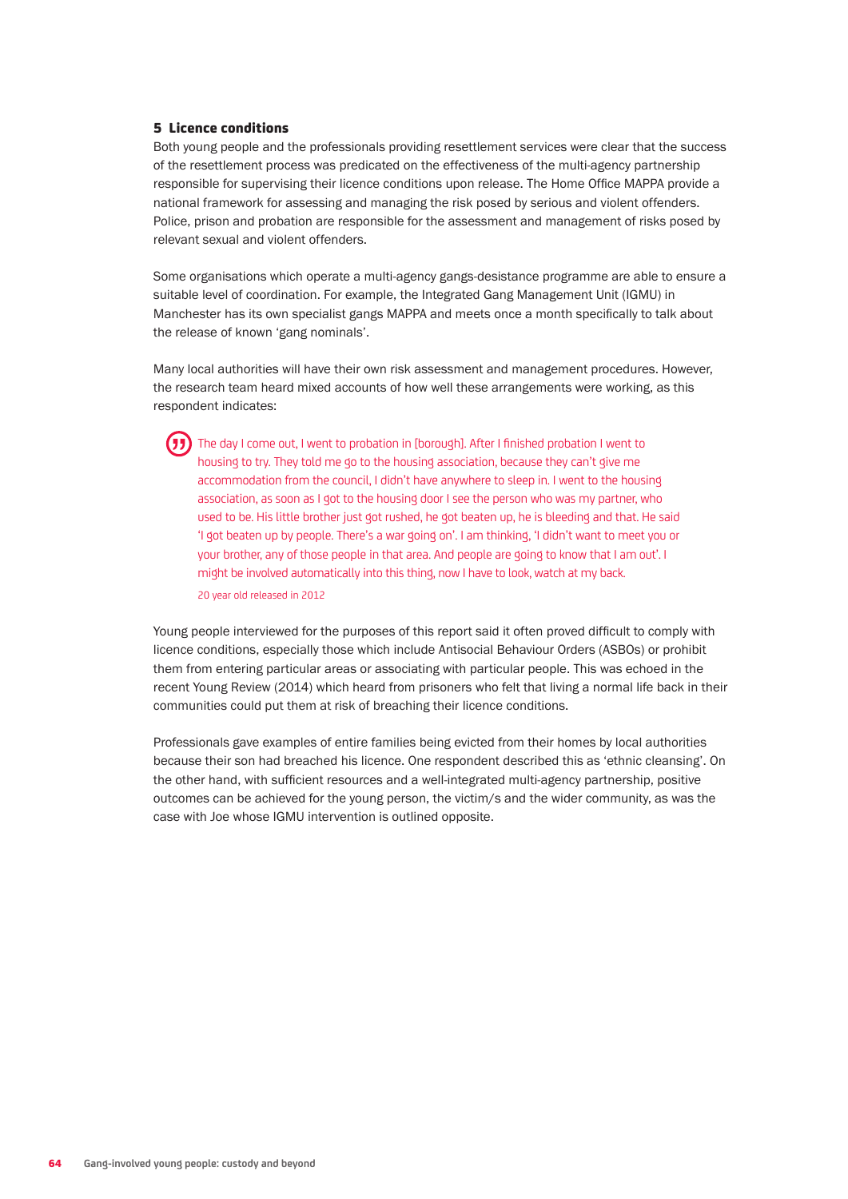### 5 Licence conditions

Both young people and the professionals providing resettlement services were clear that the success of the resettlement process was predicated on the effectiveness of the multi-agency partnership responsible for supervising their licence conditions upon release. The Home Office MAPPA provide a national framework for assessing and managing the risk posed by serious and violent offenders. Police, prison and probation are responsible for the assessment and management of risks posed by relevant sexual and violent offenders.

Some organisations which operate a multi-agency gangs-desistance programme are able to ensure a suitable level of coordination. For example, the Integrated Gang Management Unit (IGMU) in Manchester has its own specialist gangs MAPPA and meets once a month specifically to talk about the release of known 'gang nominals'.

Many local authorities will have their own risk assessment and management procedures. However, the research team heard mixed accounts of how well these arrangements were working, as this respondent indicates:

> The day I come out, I went to probation in [borough]. After I finished probation I went to housing to try. They told me go to the housing association, because they can't give me accommodation from the council, I didn't have anywhere to sleep in. I went to the housing association, as soon as I got to the housing door I see the person who was my partner, who used to be. His little brother just got rushed, he got beaten up, he is bleeding and that. He said 'I got beaten up by people. There's a war going on'. I am thinking, 'I didn't want to meet you or your brother, any of those people in that area. And people are going to know that I am out'. I might be involved automatically into this thing, now I have to look, watch at my back.
>
> 20 year old released in 2012

Young people interviewed for the purposes of this report said it often proved difficult to comply with licence conditions, especially those which include Antisocial Behaviour Orders (ASBOs) or prohibit them from entering particular areas or associating with particular people. This was echoed in the recent Young Review (2014) which heard from prisoners who felt that living a normal life back in their communities could put them at risk of breaching their licence conditions.

Professionals gave examples of entire families being evicted from their homes by local authorities because their son had breached his licence. One respondent described this as 'ethnic cleansing'. On the other hand, with sufficient resources and a well-integrated multi-agency partnership, positive outcomes can be achieved for the young person, the victim/s and the wider community, as was the case with Joe whose IGMU intervention is outlined opposite.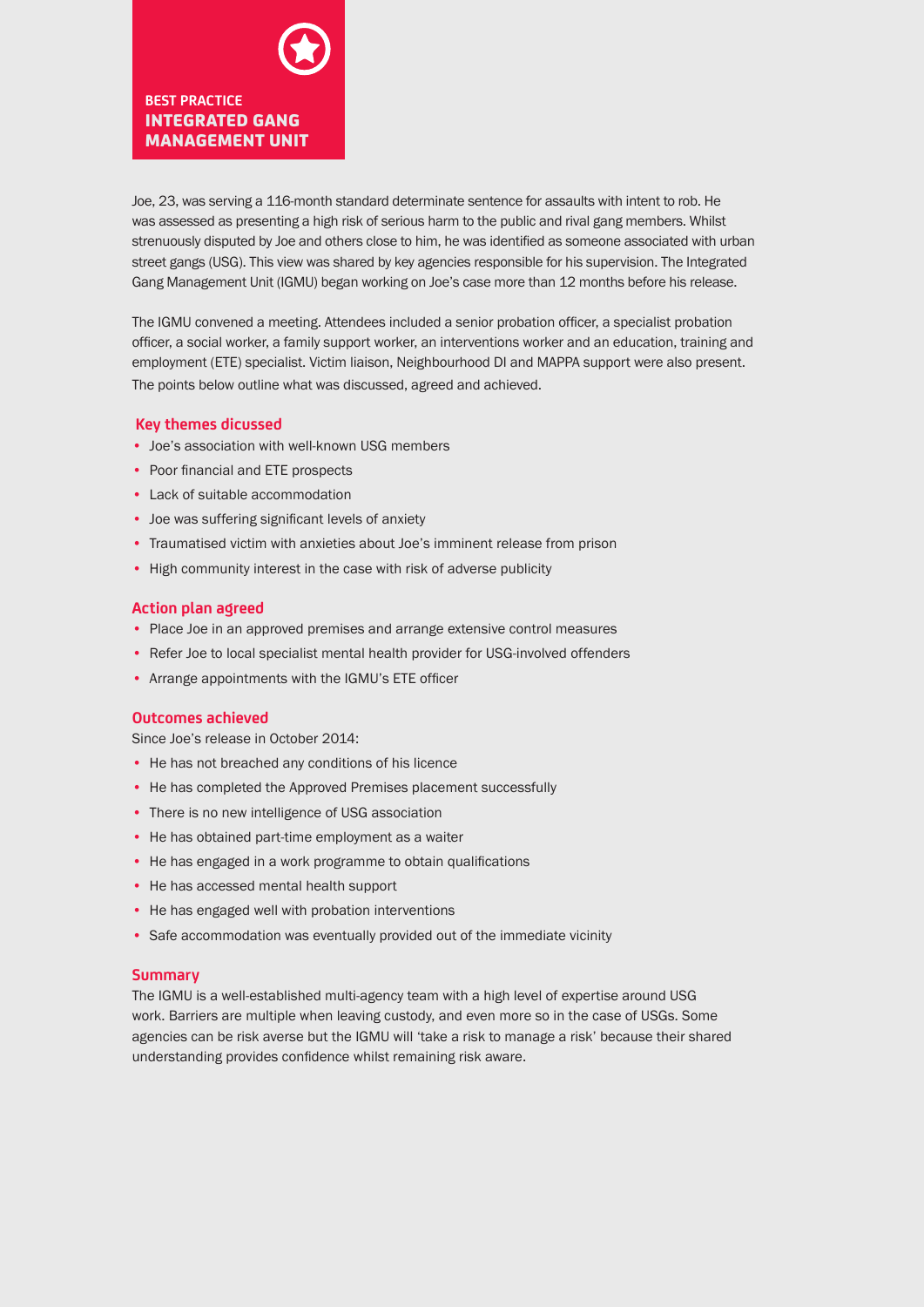**BEST PRACTICE**
**INTEGRATED GANG MANAGEMENT UNIT**

Joe, 23, was serving a 116-month standard determinate sentence for assaults with intent to rob. He was assessed as presenting a high risk of serious harm to the public and rival gang members. Whilst strenuously disputed by Joe and others close to him, he was identified as someone associated with urban street gangs (USG). This view was shared by key agencies responsible for his supervision. The Integrated Gang Management Unit (IGMU) began working on Joe's case more than 12 months before his release.

The IGMU convened a meeting. Attendees included a senior probation officer, a specialist probation officer, a social worker, a family support worker, an interventions worker and an education, training and employment (ETE) specialist. Victim liaison, Neighbourhood DI and MAPPA support were also present. The points below outline what was discussed, agreed and achieved.

### Key themes dicussed

- Joe's association with well-known USG members
- Poor financial and ETE prospects
- Lack of suitable accommodation
- Joe was suffering significant levels of anxiety
- Traumatised victim with anxieties about Joe's imminent release from prison
- High community interest in the case with risk of adverse publicity

### Action plan agreed

- Place Joe in an approved premises and arrange extensive control measures
- Refer Joe to local specialist mental health provider for USG-involved offenders
- Arrange appointments with the IGMU's ETE officer

### Outcomes achieved

Since Joe's release in October 2014:

- He has not breached any conditions of his licence
- He has completed the Approved Premises placement successfully
- There is no new intelligence of USG association
- He has obtained part-time employment as a waiter
- He has engaged in a work programme to obtain qualifications
- He has accessed mental health support
- He has engaged well with probation interventions
- Safe accommodation was eventually provided out of the immediate vicinity

### Summary

The IGMU is a well-established multi-agency team with a high level of expertise around USG work. Barriers are multiple when leaving custody, and even more so in the case of USGs. Some agencies can be risk averse but the IGMU will 'take a risk to manage a risk' because their shared understanding provides confidence whilst remaining risk aware.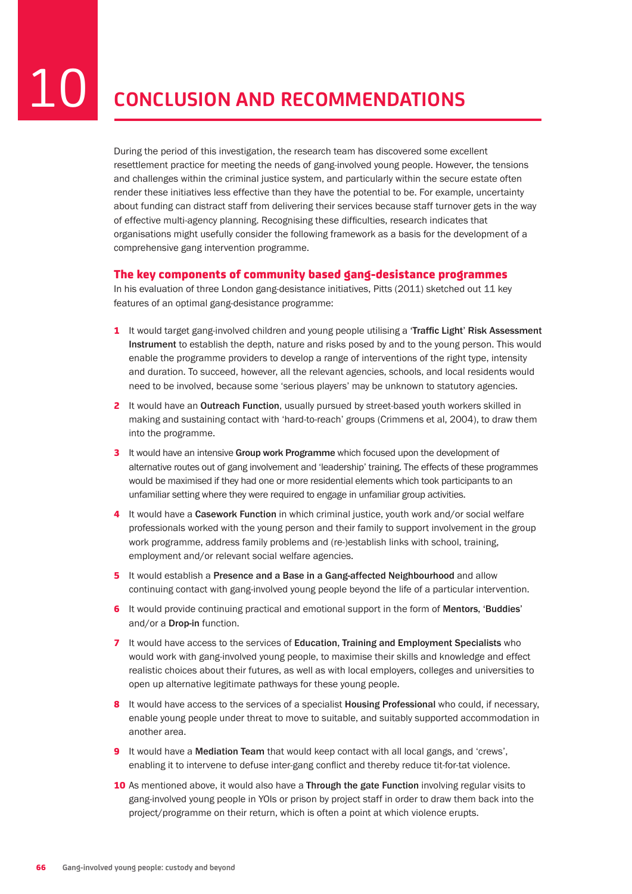# 10 CONCLUSION AND RECOMMENDATIONS

During the period of this investigation, the research team has discovered some excellent resettlement practice for meeting the needs of gang-involved young people. However, the tensions and challenges within the criminal justice system, and particularly within the secure estate often render these initiatives less effective than they have the potential to be. For example, uncertainty about funding can distract staff from delivering their services because staff turnover gets in the way of effective multi-agency planning. Recognising these difficulties, research indicates that organisations might usefully consider the following framework as a basis for the development of a comprehensive gang intervention programme.

## The key components of community based gang-desistance programmes

In his evaluation of three London gang-desistance initiatives, Pitts (2011) sketched out 11 key features of an optimal gang-desistance programme:

1. It would target gang-involved children and young people utilising a '**Traffic Light**' **Risk Assessment Instrument** to establish the depth, nature and risks posed by and to the young person. This would enable the programme providers to develop a range of interventions of the right type, intensity and duration. To succeed, however, all the relevant agencies, schools, and local residents would need to be involved, because some 'serious players' may be unknown to statutory agencies.
2. It would have an **Outreach Function**, usually pursued by street-based youth workers skilled in making and sustaining contact with 'hard-to-reach' groups (Crimmens et al, 2004), to draw them into the programme.
3. It would have an intensive **Group work Programme** which focused upon the development of alternative routes out of gang involvement and 'leadership' training. The effects of these programmes would be maximised if they had one or more residential elements which took participants to an unfamiliar setting where they were required to engage in unfamiliar group activities.
4. It would have a **Casework Function** in which criminal justice, youth work and/or social welfare professionals worked with the young person and their family to support involvement in the group work programme, address family problems and (re-)establish links with school, training, employment and/or relevant social welfare agencies.
5. It would establish a **Presence and a Base in a Gang-affected Neighbourhood** and allow continuing contact with gang-involved young people beyond the life of a particular intervention.
6. It would provide continuing practical and emotional support in the form of **Mentors**, '**Buddies**' and/or a **Drop-in** function.
7. It would have access to the services of **Education, Training and Employment Specialists** who would work with gang-involved young people, to maximise their skills and knowledge and effect realistic choices about their futures, as well as with local employers, colleges and universities to open up alternative legitimate pathways for these young people.
8. It would have access to the services of a specialist **Housing Professional** who could, if necessary, enable young people under threat to move to suitable, and suitably supported accommodation in another area.
9. It would have a **Mediation Team** that would keep contact with all local gangs, and 'crews', enabling it to intervene to defuse inter-gang conflict and thereby reduce tit-for-tat violence.
10. As mentioned above, it would also have a **Through the gate Function** involving regular visits to gang-involved young people in YOIs or prison by project staff in order to draw them back into the project/programme on their return, which is often a point at which violence erupts.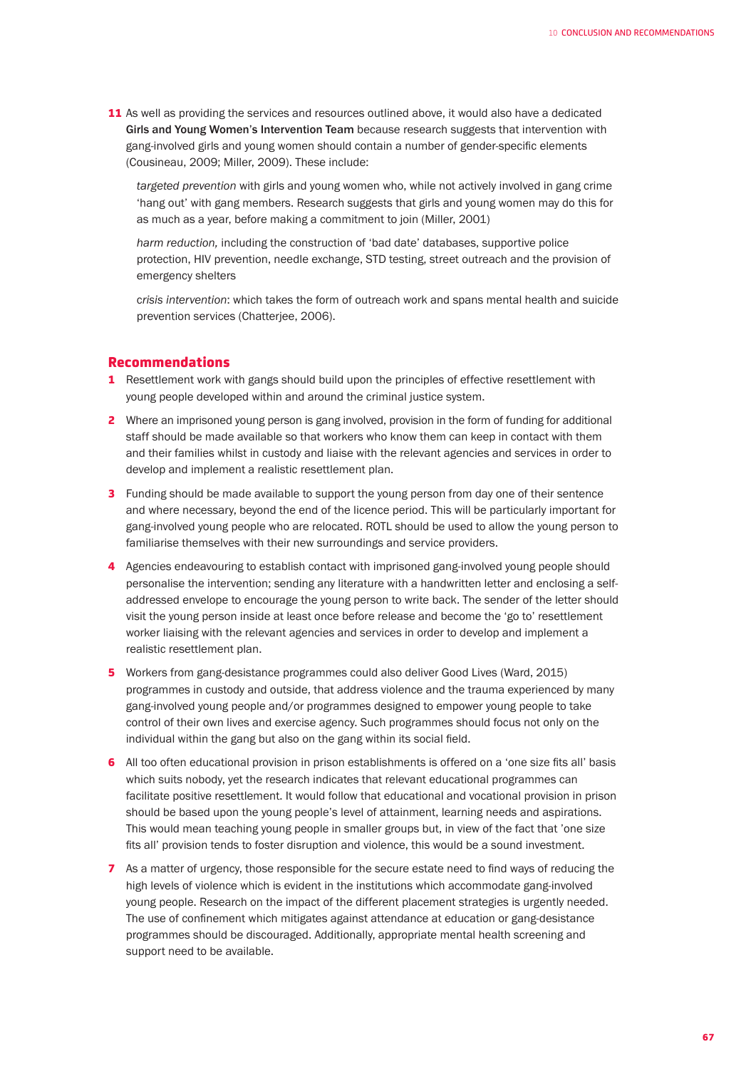**11** As well as providing the services and resources outlined above, it would also have a dedicated **Girls and Young Women's Intervention Team** because research suggests that intervention with gang-involved girls and young women should contain a number of gender-specific elements (Cousineau, 2009; Miller, 2009). These include:

*targeted prevention* with girls and young women who, while not actively involved in gang crime 'hang out' with gang members. Research suggests that girls and young women may do this for as much as a year, before making a commitment to join (Miller, 2001)

*harm reduction,* including the construction of 'bad date' databases, supportive police protection, HIV prevention, needle exchange, STD testing, street outreach and the provision of emergency shelters

*crisis intervention*: which takes the form of outreach work and spans mental health and suicide prevention services (Chatterjee, 2006).

## Recommendations

1. Resettlement work with gangs should build upon the principles of effective resettlement with young people developed within and around the criminal justice system.
2. Where an imprisoned young person is gang involved, provision in the form of funding for additional staff should be made available so that workers who know them can keep in contact with them and their families whilst in custody and liaise with the relevant agencies and services in order to develop and implement a realistic resettlement plan.
3. Funding should be made available to support the young person from day one of their sentence and where necessary, beyond the end of the licence period. This will be particularly important for gang-involved young people who are relocated. ROTL should be used to allow the young person to familiarise themselves with their new surroundings and service providers.
4. Agencies endeavouring to establish contact with imprisoned gang-involved young people should personalise the intervention; sending any literature with a handwritten letter and enclosing a self-addressed envelope to encourage the young person to write back. The sender of the letter should visit the young person inside at least once before release and become the 'go to' resettlement worker liaising with the relevant agencies and services in order to develop and implement a realistic resettlement plan.
5. Workers from gang-desistance programmes could also deliver Good Lives (Ward, 2015) programmes in custody and outside, that address violence and the trauma experienced by many gang-involved young people and/or programmes designed to empower young people to take control of their own lives and exercise agency. Such programmes should focus not only on the individual within the gang but also on the gang within its social field.
6. All too often educational provision in prison establishments is offered on a 'one size fits all' basis which suits nobody, yet the research indicates that relevant educational programmes can facilitate positive resettlement. It would follow that educational and vocational provision in prison should be based upon the young people's level of attainment, learning needs and aspirations. This would mean teaching young people in smaller groups but, in view of the fact that 'one size fits all' provision tends to foster disruption and violence, this would be a sound investment.
7. As a matter of urgency, those responsible for the secure estate need to find ways of reducing the high levels of violence which is evident in the institutions which accommodate gang-involved young people. Research on the impact of the different placement strategies is urgently needed. The use of confinement which mitigates against attendance at education or gang-desistance programmes should be discouraged. Additionally, appropriate mental health screening and support need to be available.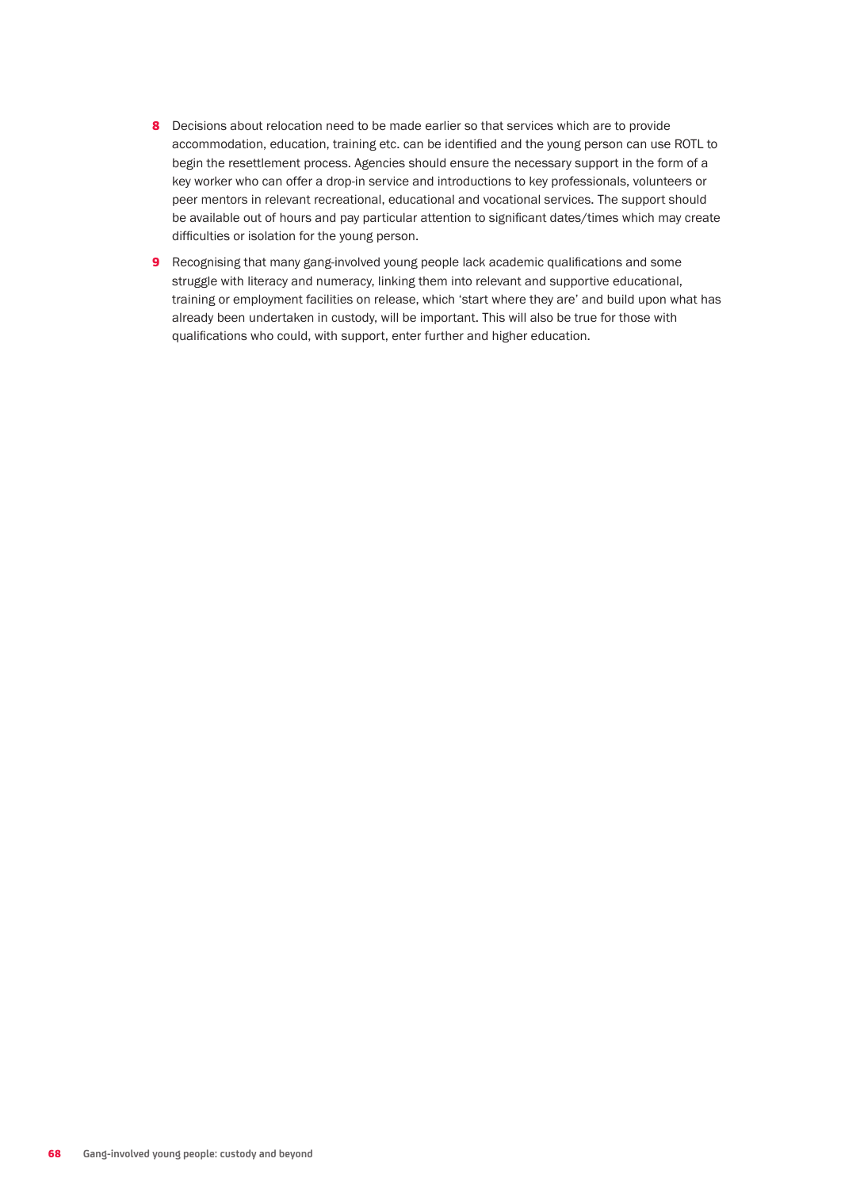8. Decisions about relocation need to be made earlier so that services which are to provide accommodation, education, training etc. can be identified and the young person can use ROTL to begin the resettlement process. Agencies should ensure the necessary support in the form of a key worker who can offer a drop-in service and introductions to key professionals, volunteers or peer mentors in relevant recreational, educational and vocational services. The support should be available out of hours and pay particular attention to significant dates/times which may create difficulties or isolation for the young person.

9. Recognising that many gang-involved young people lack academic qualifications and some struggle with literacy and numeracy, linking them into relevant and supportive educational, training or employment facilities on release, which 'start where they are' and build upon what has already been undertaken in custody, will be important. This will also be true for those with qualifications who could, with support, enter further and higher education.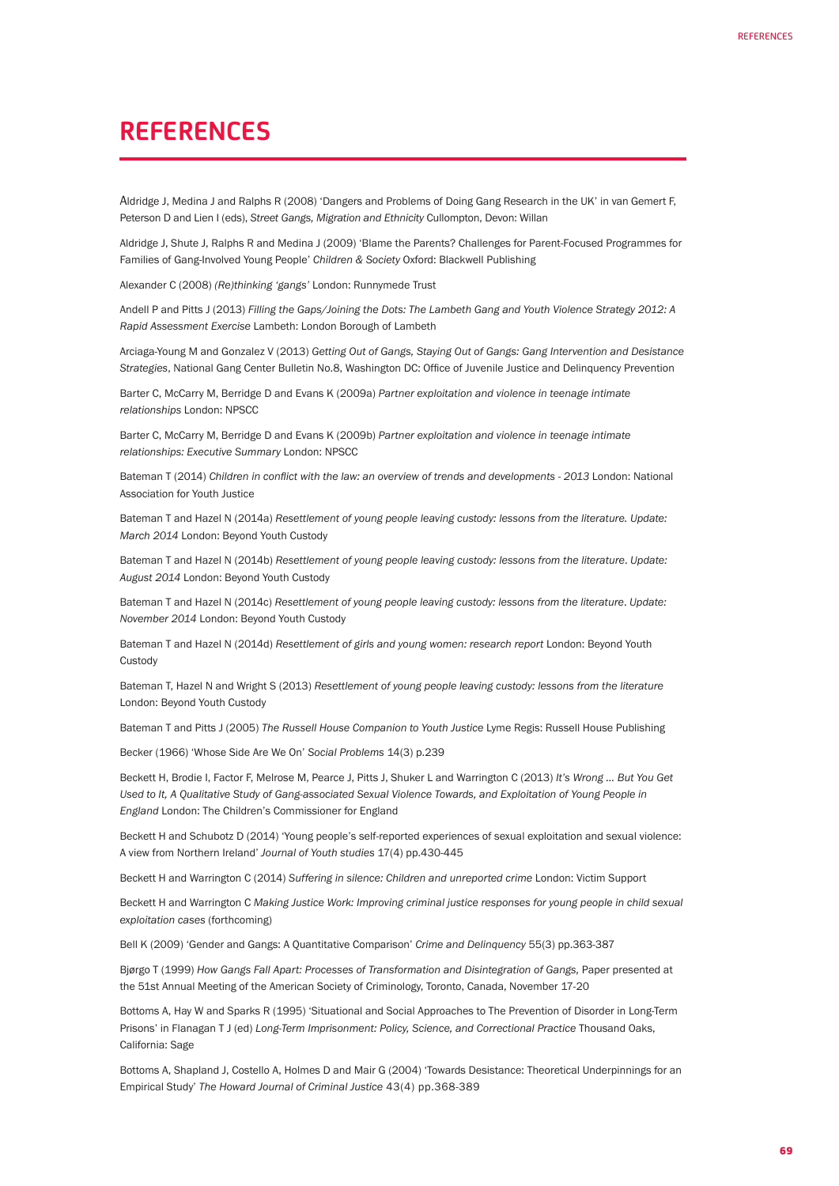# REFERENCES

Aldridge J, Medina J and Ralphs R (2008) 'Dangers and Problems of Doing Gang Research in the UK' in van Gemert F, Peterson D and Lien I (eds), *Street Gangs, Migration and Ethnicity* Cullompton, Devon: Willan

Aldridge J, Shute J, Ralphs R and Medina J (2009) 'Blame the Parents? Challenges for Parent-Focused Programmes for Families of Gang-Involved Young People' *Children & Society* Oxford: Blackwell Publishing

Alexander C (2008) *(Re)thinking 'gangs'* London: Runnymede Trust

Andell P and Pitts J (2013) *Filling the Gaps/Joining the Dots: The Lambeth Gang and Youth Violence Strategy 2012: A Rapid Assessment Exercise* Lambeth: London Borough of Lambeth

Arciaga-Young M and Gonzalez V (2013) *Getting Out of Gangs, Staying Out of Gangs: Gang Intervention and Desistance Strategies*, National Gang Center Bulletin No.8, Washington DC: Office of Juvenile Justice and Delinquency Prevention

Barter C, McCarry M, Berridge D and Evans K (2009a) *Partner exploitation and violence in teenage intimate relationships* London: NPSCC

Barter C, McCarry M, Berridge D and Evans K (2009b) *Partner exploitation and violence in teenage intimate relationships: Executive Summary* London: NPSCC

Bateman T (2014) *Children in conflict with the law: an overview of trends and developments - 2013* London: National Association for Youth Justice

Bateman T and Hazel N (2014a) *Resettlement of young people leaving custody: lessons from the literature. Update: March 2014* London: Beyond Youth Custody

Bateman T and Hazel N (2014b) *Resettlement of young people leaving custody: lessons from the literature*. *Update: August 2014* London: Beyond Youth Custody

Bateman T and Hazel N (2014c) *Resettlement of young people leaving custody: lessons from the literature*. *Update: November 2014* London: Beyond Youth Custody

Bateman T and Hazel N (2014d) *Resettlement of girls and young women: research report* London: Beyond Youth Custody

Bateman T, Hazel N and Wright S (2013) *Resettlement of young people leaving custody: lessons from the literature* London: Beyond Youth Custody

Bateman T and Pitts J (2005) *The Russell House Companion to Youth Justice* Lyme Regis: Russell House Publishing

Becker (1966) 'Whose Side Are We On' *Social Problems* 14(3) p.239

Beckett H, Brodie I, Factor F, Melrose M, Pearce J, Pitts J, Shuker L and Warrington C (2013) *It's Wrong ... But You Get Used to It, A Qualitative Study of Gang-associated Sexual Violence Towards, and Exploitation of Young People in England* London: The Children's Commissioner for England

Beckett H and Schubotz D (2014) 'Young people's self-reported experiences of sexual exploitation and sexual violence: A view from Northern Ireland' *Journal of Youth studies* 17(4) pp.430-445

Beckett H and Warrington C (2014) *Suffering in silence: Children and unreported crime* London: Victim Support

Beckett H and Warrington C *Making Justice Work: Improving criminal justice responses for young people in child sexual exploitation cases* (forthcoming)

Bell K (2009) 'Gender and Gangs: A Quantitative Comparison' *Crime and Delinquency* 55(3) pp.363-387

Bjørgo T (1999) *How Gangs Fall Apart: Processes of Transformation and Disintegration of Gangs*, Paper presented at the 51st Annual Meeting of the American Society of Criminology, Toronto, Canada, November 17-20

Bottoms A, Hay W and Sparks R (1995) 'Situational and Social Approaches to The Prevention of Disorder in Long-Term Prisons' in Flanagan T J (ed) *Long-Term Imprisonment: Policy, Science, and Correctional Practice* Thousand Oaks, California: Sage

Bottoms A, Shapland J, Costello A, Holmes D and Mair G (2004) 'Towards Desistance: Theoretical Underpinnings for an Empirical Study' *The Howard Journal of Criminal Justice* 43(4) pp.368-389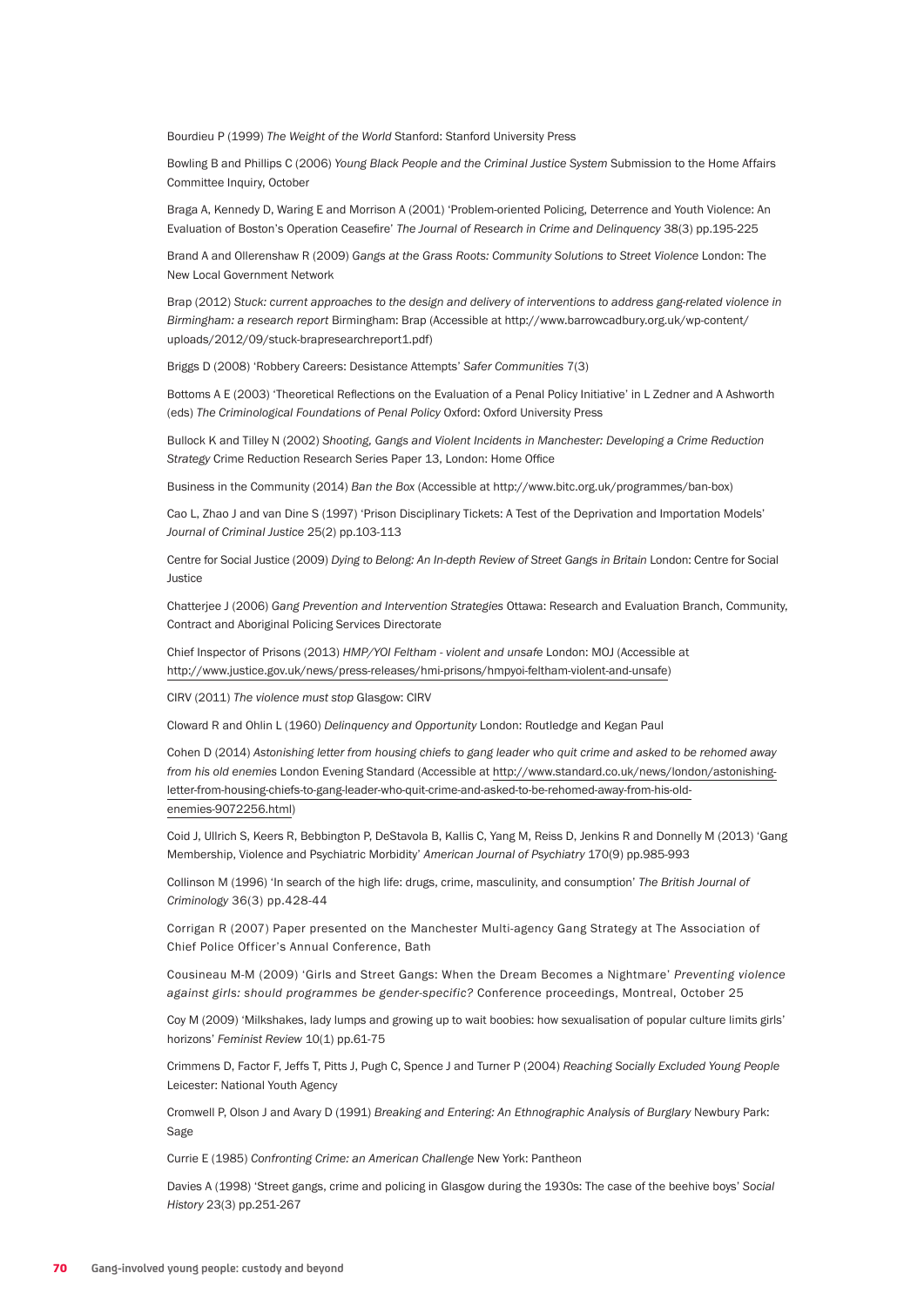Bourdieu P (1999) *The Weight of the World* Stanford: Stanford University Press

Bowling B and Phillips C (2006) *Young Black People and the Criminal Justice System* Submission to the Home Affairs Committee Inquiry, October

Braga A, Kennedy D, Waring E and Morrison A (2001) 'Problem-oriented Policing, Deterrence and Youth Violence: An Evaluation of Boston's Operation Ceasefire' *The Journal of Research in Crime and Delinquency* 38(3) pp.195-225

Brand A and Ollerenshaw R (2009) *Gangs at the Grass Roots: Community Solutions to Street Violence* London: The New Local Government Network

Brap (2012) *Stuck: current approaches to the design and delivery of interventions to address gang-related violence in Birmingham: a research report* Birmingham: Brap (Accessible at http://www.barrowcadbury.org.uk/wp-content/uploads/2012/09/stuck-brapresearchreport1.pdf)

Briggs D (2008) 'Robbery Careers: Desistance Attempts' *Safer Communities* 7(3)

Bottoms A E (2003) 'Theoretical Reflections on the Evaluation of a Penal Policy Initiative' in L Zedner and A Ashworth (eds) *The Criminological Foundations of Penal Policy* Oxford: Oxford University Press

Bullock K and Tilley N (2002) *Shooting, Gangs and Violent Incidents in Manchester: Developing a Crime Reduction Strategy* Crime Reduction Research Series Paper 13, London: Home Office

Business in the Community (2014) *Ban the Box* (Accessible at http://www.bitc.org.uk/programmes/ban-box)

Cao L, Zhao J and van Dine S (1997) 'Prison Disciplinary Tickets: A Test of the Deprivation and Importation Models' *Journal of Criminal Justice* 25(2) pp.103-113

Centre for Social Justice (2009) *Dying to Belong: An In-depth Review of Street Gangs in Britain* London: Centre for Social Justice

Chatterjee J (2006) *Gang Prevention and Intervention Strategies* Ottawa: Research and Evaluation Branch, Community, Contract and Aboriginal Policing Services Directorate

Chief Inspector of Prisons (2013) *HMP/YOI Feltham - violent and unsafe* London: MOJ (Accessible at http://www.justice.gov.uk/news/press-releases/hmi-prisons/hmpyoi-feltham-violent-and-unsafe)

CIRV (2011) *The violence must stop* Glasgow: CIRV

Cloward R and Ohlin L (1960) *Delinquency and Opportunity* London: Routledge and Kegan Paul

Cohen D (2014) *Astonishing letter from housing chiefs to gang leader who quit crime and asked to be rehomed away from his old enemies* London Evening Standard (Accessible at http://www.standard.co.uk/news/london/astonishing-letter-from-housing-chiefs-to-gang-leader-who-quit-crime-and-asked-to-be-rehomed-away-from-his-old-enemies-9072256.html)

Coid J, Ullrich S, Keers R, Bebbington P, DeStavola B, Kallis C, Yang M, Reiss D, Jenkins R and Donnelly M (2013) 'Gang Membership, Violence and Psychiatric Morbidity' *American Journal of Psychiatry* 170(9) pp.985-993

Collinson M (1996) 'In search of the high life: drugs, crime, masculinity, and consumption' *The British Journal of Criminology* 36(3) pp.428-44

Corrigan R (2007) Paper presented on the Manchester Multi-agency Gang Strategy at The Association of Chief Police Officer's Annual Conference, Bath

Cousineau M-M (2009) 'Girls and Street Gangs: When the Dream Becomes a Nightmare' *Preventing violence against girls: should programmes be gender-specific?* Conference proceedings, Montreal, October 25

Coy M (2009) 'Milkshakes, lady lumps and growing up to wait boobies: how sexualisation of popular culture limits girls' horizons' *Feminist Review* 10(1) pp.61-75

Crimmens D, Factor F, Jeffs T, Pitts J, Pugh C, Spence J and Turner P (2004) *Reaching Socially Excluded Young People* Leicester: National Youth Agency

Cromwell P, Olson J and Avary D (1991) *Breaking and Entering: An Ethnographic Analysis of Burglary* Newbury Park: Sage

Currie E (1985) *Confronting Crime: an American Challenge* New York: Pantheon

Davies A (1998) 'Street gangs, crime and policing in Glasgow during the 1930s: The case of the beehive boys' *Social History* 23(3) pp.251-267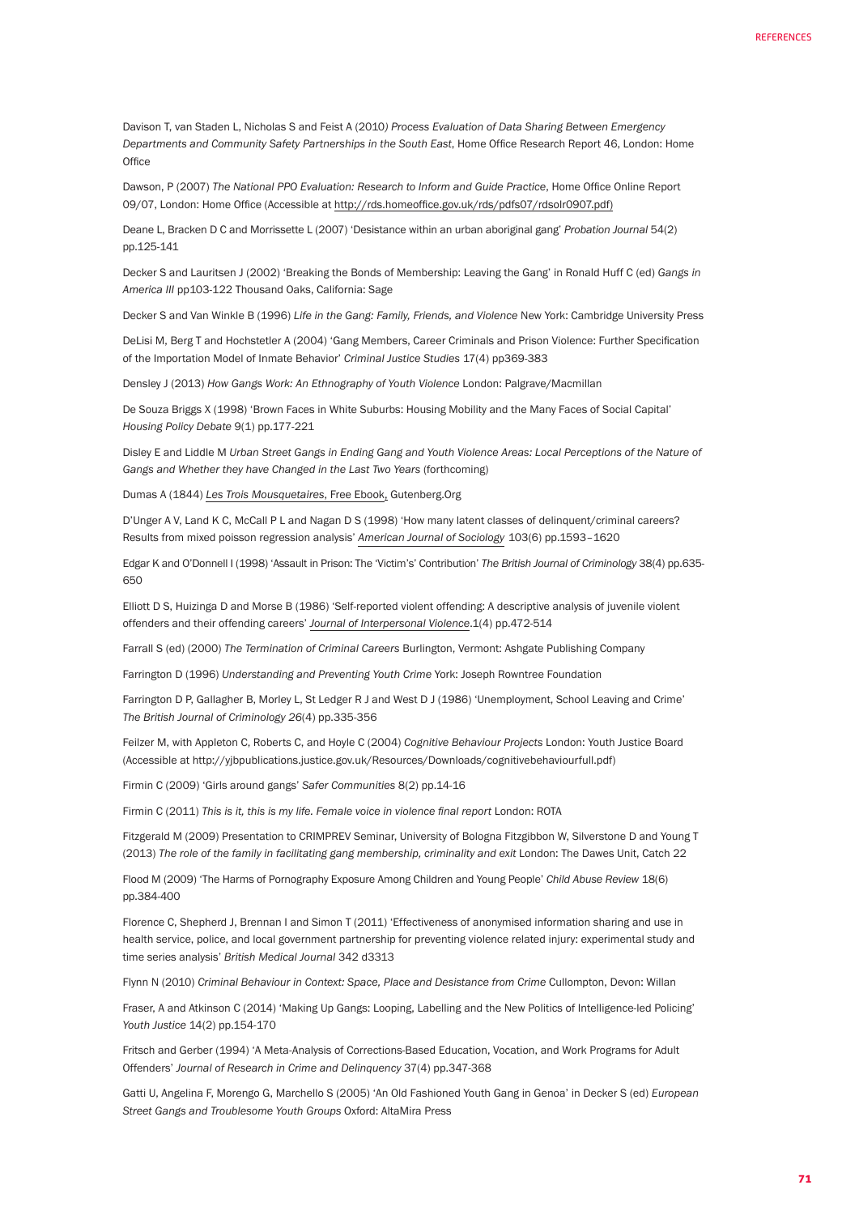Davison T, van Staden L, Nicholas S and Feist A (2010*) Process Evaluation of Data Sharing Between Emergency Departments and Community Safety Partnerships in the South East*, Home Office Research Report 46, London: Home Office

Dawson, P (2007) *The National PPO Evaluation: Research to Inform and Guide Practice*, Home Office Online Report 09/07, London: Home Office (Accessible at http://rds.homeoffice.gov.uk/rds/pdfs07/rdsolr0907.pdf)

Deane L, Bracken D C and Morrissette L (2007) 'Desistance within an urban aboriginal gang' *Probation Journal* 54(2) pp.125-141

Decker S and Lauritsen J (2002) 'Breaking the Bonds of Membership: Leaving the Gang' in Ronald Huff C (ed) *Gangs in America III* pp103-122 Thousand Oaks, California: Sage

Decker S and Van Winkle B (1996) *Life in the Gang: Family, Friends, and Violence* New York: Cambridge University Press

DeLisi M, Berg T and Hochstetler A (2004) 'Gang Members, Career Criminals and Prison Violence: Further Specification of the Importation Model of Inmate Behavior' *Criminal Justice Studies* 17(4) pp369-383

Densley J (2013) *How Gangs Work: An Ethnography of Youth Violence* London: Palgrave/Macmillan

De Souza Briggs X (1998) 'Brown Faces in White Suburbs: Housing Mobility and the Many Faces of Social Capital' *Housing Policy Debate* 9(1) pp.177-221

Disley E and Liddle M *Urban Street Gangs in Ending Gang and Youth Violence Areas: Local Perceptions of the Nature of Gangs and Whether they have Changed in the Last Two Years* (forthcoming)

Dumas A (1844) *Les Trois Mousquetaires*, Free Ebook, Gutenberg.Org

D'Unger A V, Land K C, McCall P L and Nagan D S (1998) 'How many latent classes of delinquent/criminal careers? Results from mixed poisson regression analysis' *American Journal of Sociology* 103(6) pp.1593–1620

Edgar K and O'Donnell I (1998) 'Assault in Prison: The 'Victim's' Contribution' *The British Journal of Criminology* 38(4) pp.635-650

Elliott D S, Huizinga D and Morse B (1986) 'Self-reported violent offending: A descriptive analysis of juvenile violent offenders and their offending careers' *Journal of Interpersonal Violence*.1(4) pp.472-514

Farrall S (ed) (2000) *The Termination of Criminal Careers* Burlington, Vermont: Ashgate Publishing Company

Farrington D (1996) *Understanding and Preventing Youth Crime* York: Joseph Rowntree Foundation

Farrington D P, Gallagher B, Morley L, St Ledger R J and West D J (1986) 'Unemployment, School Leaving and Crime' *The British Journal of Criminology 26*(4) pp.335-356

Feilzer M, with Appleton C, Roberts C, and Hoyle C (2004) *Cognitive Behaviour Projects* London: Youth Justice Board (Accessible at http://yjbpublications.justice.gov.uk/Resources/Downloads/cognitivebehaviourfull.pdf)

Firmin C (2009) 'Girls around gangs' *Safer Communities* 8(2) pp.14-16

Firmin C (2011) *This is it, this is my life. Female voice in violence final report* London: ROTA

Fitzgerald M (2009) Presentation to CRIMPREV Seminar, University of Bologna Fitzgibbon W, Silverstone D and Young T (2013) *The role of the family in facilitating gang membership, criminality and exit* London: The Dawes Unit, Catch 22

Flood M (2009) 'The Harms of Pornography Exposure Among Children and Young People' *Child Abuse Review* 18(6) pp.384-400

Florence C, Shepherd J, Brennan I and Simon T (2011) 'Effectiveness of anonymised information sharing and use in health service, police, and local government partnership for preventing violence related injury: experimental study and time series analysis' *British Medical Journal* 342 d3313

Flynn N (2010) *Criminal Behaviour in Context: Space, Place and Desistance from Crime* Cullompton, Devon: Willan

Fraser, A and Atkinson C (2014) 'Making Up Gangs: Looping, Labelling and the New Politics of Intelligence-led Policing' *Youth Justice* 14(2) pp.154-170

Fritsch and Gerber (1994) 'A Meta-Analysis of Corrections-Based Education, Vocation, and Work Programs for Adult Offenders' *Journal of Research in Crime and Delinquency* 37(4) pp.347-368

Gatti U, Angelina F, Morengo G, Marchello S (2005) 'An Old Fashioned Youth Gang in Genoa' in Decker S (ed) *European Street Gangs and Troublesome Youth Groups* Oxford: AltaMira Press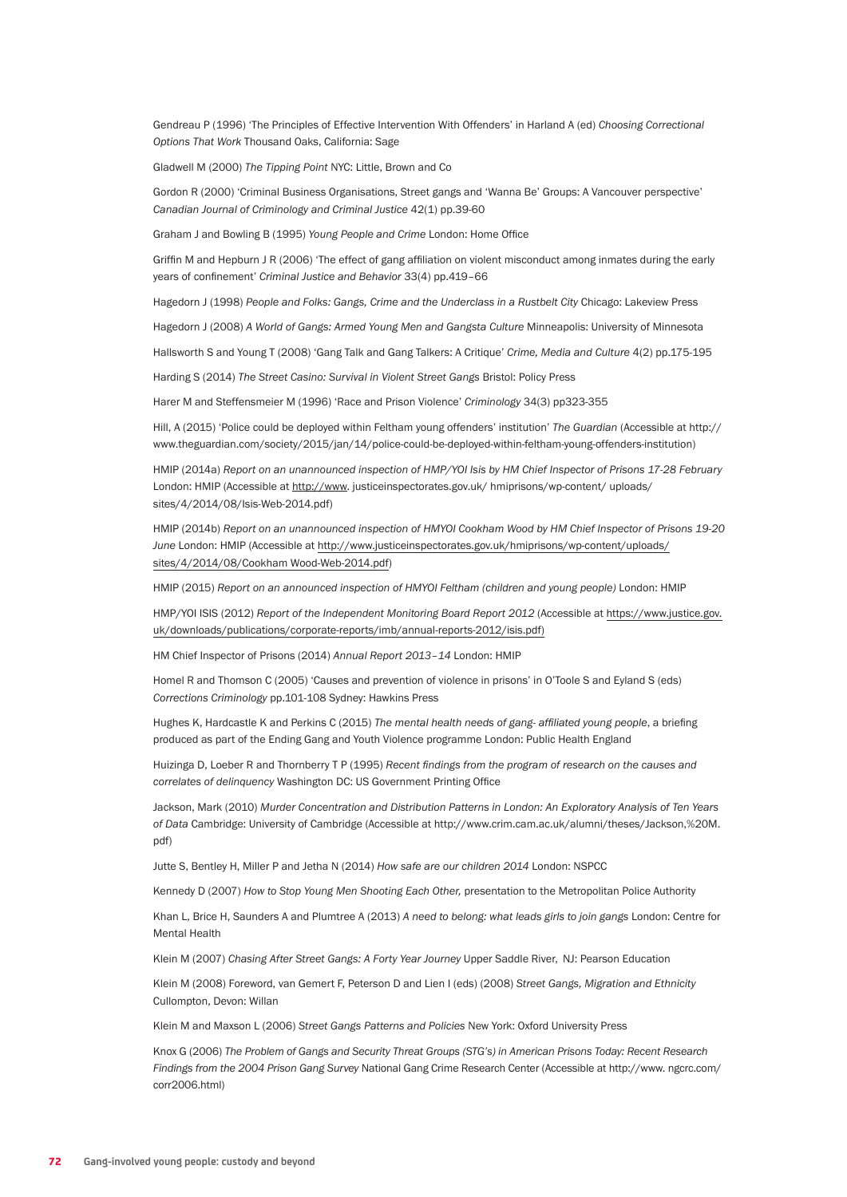Gendreau P (1996) 'The Principles of Effective Intervention With Offenders' in Harland A (ed) *Choosing Correctional Options That Work* Thousand Oaks, California: Sage

Gladwell M (2000) *The Tipping Point* NYC: Little, Brown and Co

Gordon R (2000) 'Criminal Business Organisations, Street gangs and 'Wanna Be' Groups: A Vancouver perspective' *Canadian Journal of Criminology and Criminal Justice* 42(1) pp.39-60

Graham J and Bowling B (1995) *Young People and Crime* London: Home Office

Griffin M and Hepburn J R (2006) 'The effect of gang affiliation on violent misconduct among inmates during the early years of confinement' *Criminal Justice and Behavior* 33(4) pp.419–66

Hagedorn J (1998) *People and Folks: Gangs, Crime and the Underclass in a Rustbelt City* Chicago: Lakeview Press

Hagedorn J (2008) *A World of Gangs: Armed Young Men and Gangsta Culture* Minneapolis: University of Minnesota

Hallsworth S and Young T (2008) 'Gang Talk and Gang Talkers: A Critique' *Crime, Media and Culture* 4(2) pp.175-195

Harding S (2014) *The Street Casino: Survival in Violent Street Gangs* Bristol: Policy Press

Harer M and Steffensmeier M (1996) 'Race and Prison Violence' *Criminology* 34(3) pp323-355

Hill, A (2015) 'Police could be deployed within Feltham young offenders' institution' *The Guardian* (Accessible at http://www.theguardian.com/society/2015/jan/14/police-could-be-deployed-within-feltham-young-offenders-institution)

HMIP (2014a) *Report on an unannounced inspection of HMP/YOI Isis by HM Chief Inspector of Prisons 17-28 February* London: HMIP (Accessible at http://www. justiceinspectorates.gov.uk/ hmiprisons/wp-content/ uploads/ sites/4/2014/08/Isis-Web-2014.pdf)

HMIP (2014b) *Report on an unannounced inspection of HMYOI Cookham Wood by HM Chief Inspector of Prisons 19-20 June* London: HMIP (Accessible at http://www.justiceinspectorates.gov.uk/hmiprisons/wp-content/uploads/sites/4/2014/08/Cookham Wood-Web-2014.pdf)

HMIP (2015) *Report on an announced inspection of HMYOI Feltham (children and young people)* London: HMIP

HMP/YOI ISIS (2012) *Report of the Independent Monitoring Board Report 2012* (Accessible at https://www.justice.gov.uk/downloads/publications/corporate-reports/imb/annual-reports-2012/isis.pdf)

HM Chief Inspector of Prisons (2014) *Annual Report 2013–14* London: HMIP

Homel R and Thomson C (2005) 'Causes and prevention of violence in prisons' in O'Toole S and Eyland S (eds) *Corrections Criminology* pp.101-108 Sydney: Hawkins Press

Hughes K, Hardcastle K and Perkins C (2015) *The mental health needs of gang- affiliated young people*, a briefing produced as part of the Ending Gang and Youth Violence programme London: Public Health England

Huizinga D, Loeber R and Thornberry T P (1995) *Recent findings from the program of research on the causes and correlates of delinquency* Washington DC: US Government Printing Office

Jackson, Mark (2010) *Murder Concentration and Distribution Patterns in London: An Exploratory Analysis of Ten Years of Data* Cambridge: University of Cambridge (Accessible at http://www.crim.cam.ac.uk/alumni/theses/Jackson,%20M.pdf)

Jutte S, Bentley H, Miller P and Jetha N (2014) *How safe are our children 2014* London: NSPCC

Kennedy D (2007) *How to Stop Young Men Shooting Each Other,* presentation to the Metropolitan Police Authority

Khan L, Brice H, Saunders A and Plumtree A (2013) *A need to belong: what leads girls to join gangs* London: Centre for Mental Health

Klein M (2007) *Chasing After Street Gangs: A Forty Year Journey* Upper Saddle River, NJ: Pearson Education

Klein M (2008) Foreword, van Gemert F, Peterson D and Lien I (eds) (2008) *Street Gangs, Migration and Ethnicity* Cullompton, Devon: Willan

Klein M and Maxson L (2006) *Street Gangs Patterns and Policies* New York: Oxford University Press

Knox G (2006) *The Problem of Gangs and Security Threat Groups (STG's) in American Prisons Today: Recent Research Findings from the 2004 Prison Gang Survey* National Gang Crime Research Center (Accessible at http://www. ngcrc.com/corr2006.html)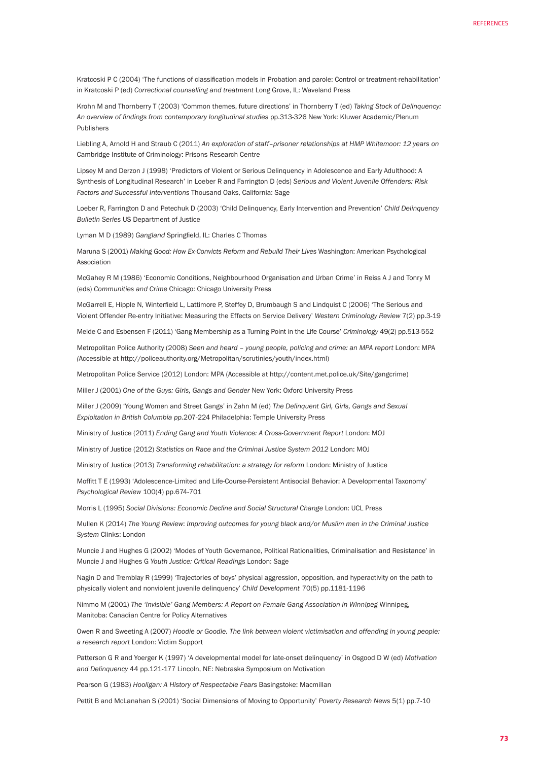Kratcoski P C (2004) 'The functions of classification models in Probation and parole: Control or treatment-rehabilitation' in Kratcoski P (ed) *Correctional counselling and treatment* Long Grove, IL: Waveland Press

Krohn M and Thornberry T (2003) 'Common themes, future directions' in Thornberry T (ed) *Taking Stock of Delinquency: An overview of findings from contemporary longitudinal studies* pp.313-326 New York: Kluwer Academic/Plenum Publishers

Liebling A, Arnold H and Straub C (2011) *An exploration of staff–prisoner relationships at HMP Whitemoor: 12 years on* Cambridge Institute of Criminology: Prisons Research Centre

Lipsey M and Derzon J (1998) 'Predictors of Violent or Serious Delinquency in Adolescence and Early Adulthood: A Synthesis of Longitudinal Research' in Loeber R and Farrington D (eds) *Serious and Violent Juvenile Offenders: Risk Factors and Successful Interventions* Thousand Oaks, California: Sage

Loeber R, Farrington D and Petechuk D (2003) 'Child Delinquency, Early Intervention and Prevention' *Child Delinquency Bulletin Series* US Department of Justice

Lyman M D (1989) *Gangland* Springfield, IL: Charles C Thomas

Maruna S (2001) *Making Good: How Ex-Convicts Reform and Rebuild Their Lives* Washington: American Psychological Association

McGahey R M (1986) 'Economic Conditions, Neighbourhood Organisation and Urban Crime' in Reiss A J and Tonry M (eds) *Communities and Crime* Chicago: Chicago University Press

McGarrell E, Hipple N, Winterfield L, Lattimore P, Steffey D, Brumbaugh S and Lindquist C (2006) 'The Serious and Violent Offender Re-entry Initiative: Measuring the Effects on Service Delivery' *Western Criminology Review* 7(2) pp.3-19

Melde C and Esbensen F (2011) 'Gang Membership as a Turning Point in the Life Course' *Criminology* 49(2) pp.513-552

Metropolitan Police Authority (2008) *Seen and heard – young people, policing and crime: an MPA report* London: MPA (Accessible at http://policeauthority.org/Metropolitan/scrutinies/youth/index.html)

Metropolitan Police Service (2012) London: MPA (Accessible at http://content.met.police.uk/Site/gangcrime)

Miller J (2001) *One of the Guys: Girls, Gangs and Gender* New York: Oxford University Press

Miller J (2009) 'Young Women and Street Gangs' in Zahn M (ed) *The Delinquent Girl, Girls, Gangs and Sexual Exploitation in British Columbia pp.*207-224 Philadelphia: Temple University Press

Ministry of Justice (2011) *Ending Gang and Youth Violence: A Cross-Government Report* London: MOJ

Ministry of Justice (2012) *Statistics on Race and the Criminal Justice System 2012* London: MOJ

Ministry of Justice (2013) *Transforming rehabilitation: a strategy for reform* London: Ministry of Justice

Moffitt T E (1993) 'Adolescence-Limited and Life-Course-Persistent Antisocial Behavior: A Developmental Taxonomy' *Psychological Review* 100(4) pp.674-701

Morris L (1995) *Social Divisions: Economic Decline and Social Structural Change* London: UCL Press

Mullen K (2014) *The Young Review: Improving outcomes for young black and/or Muslim men in the Criminal Justice System* Clinks: London

Muncie J and Hughes G (2002) 'Modes of Youth Governance, Political Rationalities, Criminalisation and Resistance' in Muncie J and Hughes G *Youth Justice: Critical Readings* London: Sage

Nagin D and Tremblay R (1999) 'Trajectories of boys' physical aggression, opposition, and hyperactivity on the path to physically violent and nonviolent juvenile delinquency' *Child Development* 70(5) pp.1181-1196

Nimmo M (2001) *The 'Invisible' Gang Members: A Report on Female Gang Association in Winnipeg* Winnipeg, Manitoba: Canadian Centre for Policy Alternatives

Owen R and Sweeting A (2007) *Hoodie or Goodie. The link between violent victimisation and offending in young people: a research report* London: Victim Support

Patterson G R and Yoerger K (1997) 'A developmental model for late-onset delinquency' in Osgood D W (ed) *Motivation and Delinquency* 44 pp.121-177 Lincoln, NE: Nebraska Symposium on Motivation

Pearson G (1983) *Hooligan: A History of Respectable Fears* Basingstoke: Macmillan

Pettit B and McLanahan S (2001) 'Social Dimensions of Moving to Opportunity' *Poverty Research News* 5(1) pp.7-10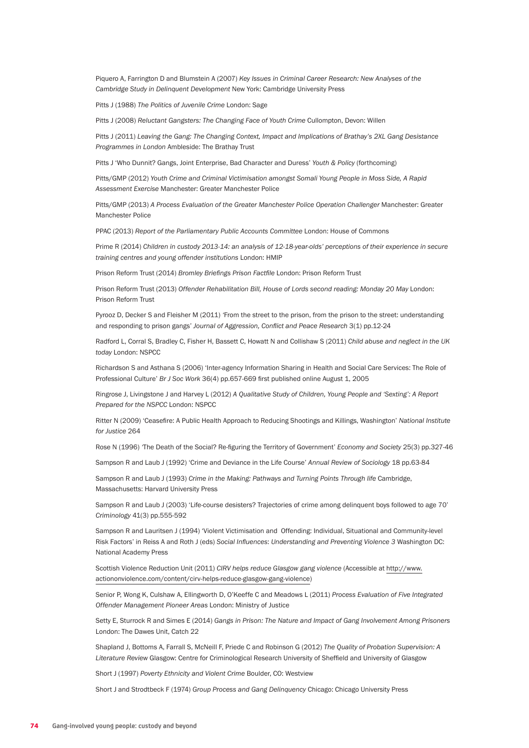Piquero A, Farrington D and Blumstein A (2007) *Key Issues in Criminal Career Research: New Analyses of the Cambridge Study in Delinquent Development* New York: Cambridge University Press

Pitts J (1988) *The Politics of Juvenile Crime* London: Sage

Pitts J (2008) *Reluctant Gangsters: The Changing Face of Youth Crime* Cullompton, Devon: Willen

Pitts J (2011) *Leaving the Gang: The Changing Context, Impact and Implications of Brathay's 2XL Gang Desistance Programmes in London* Ambleside: The Brathay Trust

Pitts J 'Who Dunnit? Gangs, Joint Enterprise, Bad Character and Duress' *Youth & Policy* (forthcoming)

Pitts/GMP (2012) *Youth Crime and Criminal Victimisation amongst Somali Young People in Moss Side, A Rapid Assessment Exercise* Manchester: Greater Manchester Police

Pitts/GMP (2013) *A Process Evaluation of the Greater Manchester Police Operation Challenger* Manchester: Greater Manchester Police

PPAC (2013) *Report of the Parliamentary Public Accounts Committee* London: House of Commons

Prime R (2014) *Children in custody 2013-14: an analysis of 12-18-year-olds' perceptions of their experience in secure training centres and young offender institutions* London: HMIP

Prison Reform Trust (2014) *Bromley Briefings Prison Factfile* London: Prison Reform Trust

Prison Reform Trust (2013) *Offender Rehabilitation Bill, House of Lords second reading: Monday 20 May* London: Prison Reform Trust

Pyrooz D, Decker S and Fleisher M (2011) 'From the street to the prison, from the prison to the street: understanding and responding to prison gangs' *Journal of Aggression, Conflict and Peace Research* 3(1) pp.12-24

Radford L, Corral S, Bradley C, Fisher H, Bassett C, Howatt N and Collishaw S (2011) *Child abuse and neglect in the UK today* London: NSPCC

Richardson S and Asthana S (2006) 'Inter-agency Information Sharing in Health and Social Care Services: The Role of Professional Culture' *Br J Soc Work* 36(4) pp.657-669 first published online August 1, 2005

Ringrose J, Livingstone J and Harvey L (2012) *A Qualitative Study of Children, Young People and 'Sexting': A Report Prepared for the NSPCC* London: NSPCC

Ritter N (2009) 'Ceasefire: A Public Health Approach to Reducing Shootings and Killings, Washington' *National Institute for Justice* 264

Rose N (1996) 'The Death of the Social? Re-figuring the Territory of Government' *Economy and Society* 25(3) pp.327-46

Sampson R and Laub J (1992) 'Crime and Deviance in the Life Course' *Annual Review of Sociology* 18 pp.63-84

Sampson R and Laub J (1993) *Crime in the Making: Pathways and Turning Points Through life* Cambridge, Massachusetts: Harvard University Press

Sampson R and Laub J (2003) 'Life-course desisters? Trajectories of crime among delinquent boys followed to age 70' *Criminology* 41(3) pp.555-592

Sampson R and Lauritsen J (1994) 'Violent Victimisation and Offending: Individual, Situational and Community-level Risk Factors' in Reiss A and Roth J (eds) *Social Influences: Understanding and Preventing Violence 3* Washington DC: National Academy Press

Scottish Violence Reduction Unit (2011) *CIRV helps reduce Glasgow gang violence* (Accessible at http://www.actiononviolence.com/content/cirv-helps-reduce-glasgow-gang-violence)

Senior P, Wong K, Culshaw A, Ellingworth D, O'Keeffe C and Meadows L (2011) *Process Evaluation of Five Integrated Offender Management Pioneer Areas* London: Ministry of Justice

Setty E, Sturrock R and Simes E (2014) *Gangs in Prison: The Nature and Impact of Gang Involvement Among Prisoners* London: The Dawes Unit, Catch 22

Shapland J, Bottoms A, Farrall S, McNeill F, Priede C and Robinson G (2012) *The Quality of Probation Supervision: A Literature Review* Glasgow: Centre for Criminological Research University of Sheffield and University of Glasgow

Short J (1997) *Poverty Ethnicity and Violent Crime* Boulder, CO: Westview

Short J and Strodtbeck F (1974) *Group Process and Gang Delinquency* Chicago: Chicago University Press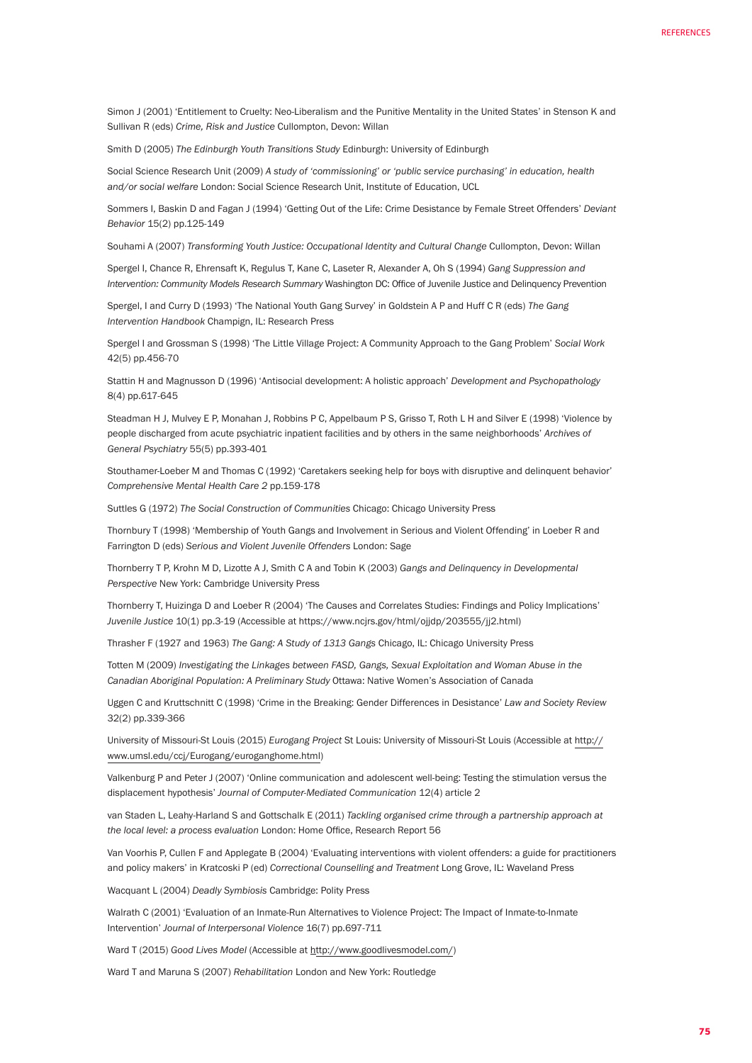Simon J (2001) 'Entitlement to Cruelty: Neo-Liberalism and the Punitive Mentality in the United States' in Stenson K and Sullivan R (eds) *Crime, Risk and Justice* Cullompton, Devon: Willan

Smith D (2005) *The Edinburgh Youth Transitions Study* Edinburgh: University of Edinburgh

Social Science Research Unit (2009) *A study of 'commissioning' or 'public service purchasing' in education, health and/or social welfare* London: Social Science Research Unit, Institute of Education, UCL

Sommers I, Baskin D and Fagan J (1994) 'Getting Out of the Life: Crime Desistance by Female Street Offenders' *Deviant Behavior* 15(2) pp.125-149

Souhami A (2007) *Transforming Youth Justice: Occupational Identity and Cultural Change* Cullompton, Devon: Willan

Spergel I, Chance R, Ehrensaft K, Regulus T, Kane C, Laseter R, Alexander A, Oh S (1994) *Gang Suppression and Intervention: Community Models Research Summary* Washington DC: Office of Juvenile Justice and Delinquency Prevention

Spergel, I and Curry D (1993) 'The National Youth Gang Survey' in Goldstein A P and Huff C R (eds) *The Gang Intervention Handbook* Champign, IL: Research Press

Spergel I and Grossman S (1998) 'The Little Village Project: A Community Approach to the Gang Problem' *Social Work* 42(5) pp.456-70

Stattin H and Magnusson D (1996) 'Antisocial development: A holistic approach' *Development and Psychopathology* 8(4) pp.617-645

Steadman H J, Mulvey E P, Monahan J, Robbins P C, Appelbaum P S, Grisso T, Roth L H and Silver E (1998) 'Violence by people discharged from acute psychiatric inpatient facilities and by others in the same neighborhoods' *Archives of General Psychiatry* 55(5) pp.393-401

Stouthamer-Loeber M and Thomas C (1992) 'Caretakers seeking help for boys with disruptive and delinquent behavior' *Comprehensive Mental Health Care 2* pp.159-178

Suttles G (1972) *The Social Construction of Communities* Chicago: Chicago University Press

Thornbury T (1998) 'Membership of Youth Gangs and Involvement in Serious and Violent Offending' in Loeber R and Farrington D (eds) *Serious and Violent Juvenile Offenders* London: Sage

Thornberry T P, Krohn M D, Lizotte A J, Smith C A and Tobin K (2003) *Gangs and Delinquency in Developmental Perspective* New York: Cambridge University Press

Thornberry T, Huizinga D and Loeber R (2004) 'The Causes and Correlates Studies: Findings and Policy Implications' *Juvenile Justice* 10(1) pp.3-19 (Accessible at https://www.ncjrs.gov/html/ojjdp/203555/jj2.html)

Thrasher F (1927 and 1963) *The Gang: A Study of 1313 Gangs* Chicago, IL: Chicago University Press

Totten M (2009) *Investigating the Linkages between FASD, Gangs, Sexual Exploitation and Woman Abuse in the Canadian Aboriginal Population: A Preliminary Study* Ottawa: Native Women's Association of Canada

Uggen C and Kruttschnitt C (1998) 'Crime in the Breaking: Gender Differences in Desistance' *Law and Society Review* 32(2) pp.339-366

University of Missouri-St Louis (2015) *Eurogang Project* St Louis: University of Missouri-St Louis (Accessible at http://www.umsl.edu/ccj/Eurogang/euroganghome.html)

Valkenburg P and Peter J (2007) 'Online communication and adolescent well-being: Testing the stimulation versus the displacement hypothesis' *Journal of Computer-Mediated Communication* 12(4) article 2

van Staden L, Leahy-Harland S and Gottschalk E (2011) *Tackling organised crime through a partnership approach at the local level: a process evaluation* London: Home Office, Research Report 56

Van Voorhis P, Cullen F and Applegate B (2004) 'Evaluating interventions with violent offenders: a guide for practitioners and policy makers' in Kratcoski P (ed) *Correctional Counselling and Treatment* Long Grove, IL: Waveland Press

Wacquant L (2004) *Deadly Symbiosis* Cambridge: Polity Press

Walrath C (2001) 'Evaluation of an Inmate-Run Alternatives to Violence Project: The Impact of Inmate-to-Inmate Intervention' *Journal of Interpersonal Violence* 16(7) pp.697-711

Ward T (2015) *Good Lives Model* (Accessible at http://www.goodliveslmodel.com/)

Ward T and Maruna S (2007) *Rehabilitation* London and New York: Routledge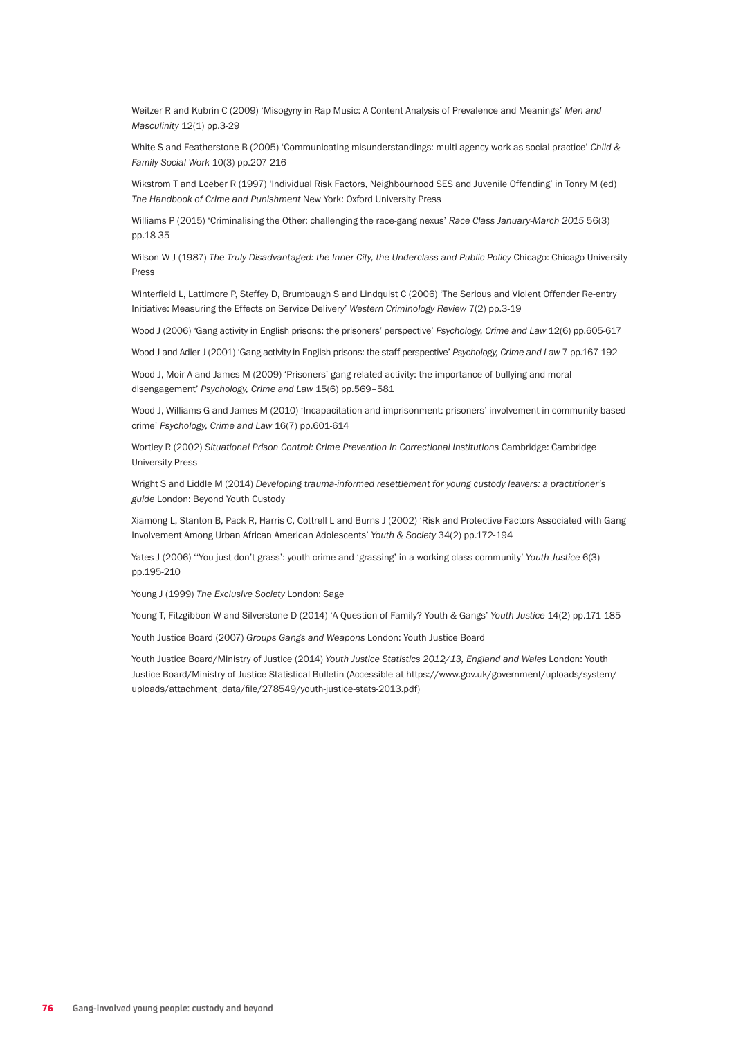Weitzer R and Kubrin C (2009) 'Misogyny in Rap Music: A Content Analysis of Prevalence and Meanings' *Men and Masculinity* 12(1) pp.3-29

White S and Featherstone B (2005) 'Communicating misunderstandings: multi-agency work as social practice' *Child & Family Social Work* 10(3) pp.207-216

Wikstrom T and Loeber R (1997) 'Individual Risk Factors, Neighbourhood SES and Juvenile Offending' in Tonry M (ed) *The Handbook of Crime and Punishment* New York: Oxford University Press

Williams P (2015) 'Criminalising the Other: challenging the race-gang nexus' *Race Class January-March 2015* 56(3) pp.18-35

Wilson W J (1987) *The Truly Disadvantaged: the Inner City, the Underclass and Public Policy* Chicago: Chicago University Press

Winterfield L, Lattimore P, Steffey D, Brumbaugh S and Lindquist C (2006) 'The Serious and Violent Offender Re-entry Initiative: Measuring the Effects on Service Delivery' *Western Criminology Review* 7(2) pp.3-19

Wood J (2006) 'Gang activity in English prisons: the prisoners' perspective' *Psychology, Crime and Law* 12(6) pp.605-617

Wood J and Adler J (2001) 'Gang activity in English prisons: the staff perspective' *Psychology, Crime and Law* 7 pp.167-192

Wood J, Moir A and James M (2009) 'Prisoners' gang-related activity: the importance of bullying and moral disengagement' *Psychology, Crime and Law* 15(6) pp.569–581

Wood J, Williams G and James M (2010) 'Incapacitation and imprisonment: prisoners' involvement in community-based crime' *Psychology, Crime and Law* 16(7) pp.601-614

Wortley R (2002) *Situational Prison Control: Crime Prevention in Correctional Institutions* Cambridge: Cambridge University Press

Wright S and Liddle M (2014) *Developing trauma-informed resettlement for young custody leavers: a practitioner's guide* London: Beyond Youth Custody

Xiamong L, Stanton B, Pack R, Harris C, Cottrell L and Burns J (2002) 'Risk and Protective Factors Associated with Gang Involvement Among Urban African American Adolescents' *Youth & Society* 34(2) pp.172-194

Yates J (2006) ''You just don't grass': youth crime and 'grassing' in a working class community' *Youth Justice* 6(3) pp.195-210

Young J (1999) *The Exclusive Society* London: Sage

Young T, Fitzgibbon W and Silverstone D (2014) 'A Question of Family? Youth & Gangs' *Youth Justice* 14(2) pp.171-185

Youth Justice Board (2007) *Groups Gangs and Weapons* London: Youth Justice Board

Youth Justice Board/Ministry of Justice (2014) *Youth Justice Statistics 2012/13, England and Wales* London: Youth Justice Board/Ministry of Justice Statistical Bulletin (Accessible at https://www.gov.uk/government/uploads/system/uploads/attachment_data/file/278549/youth-justice-stats-2013.pdf)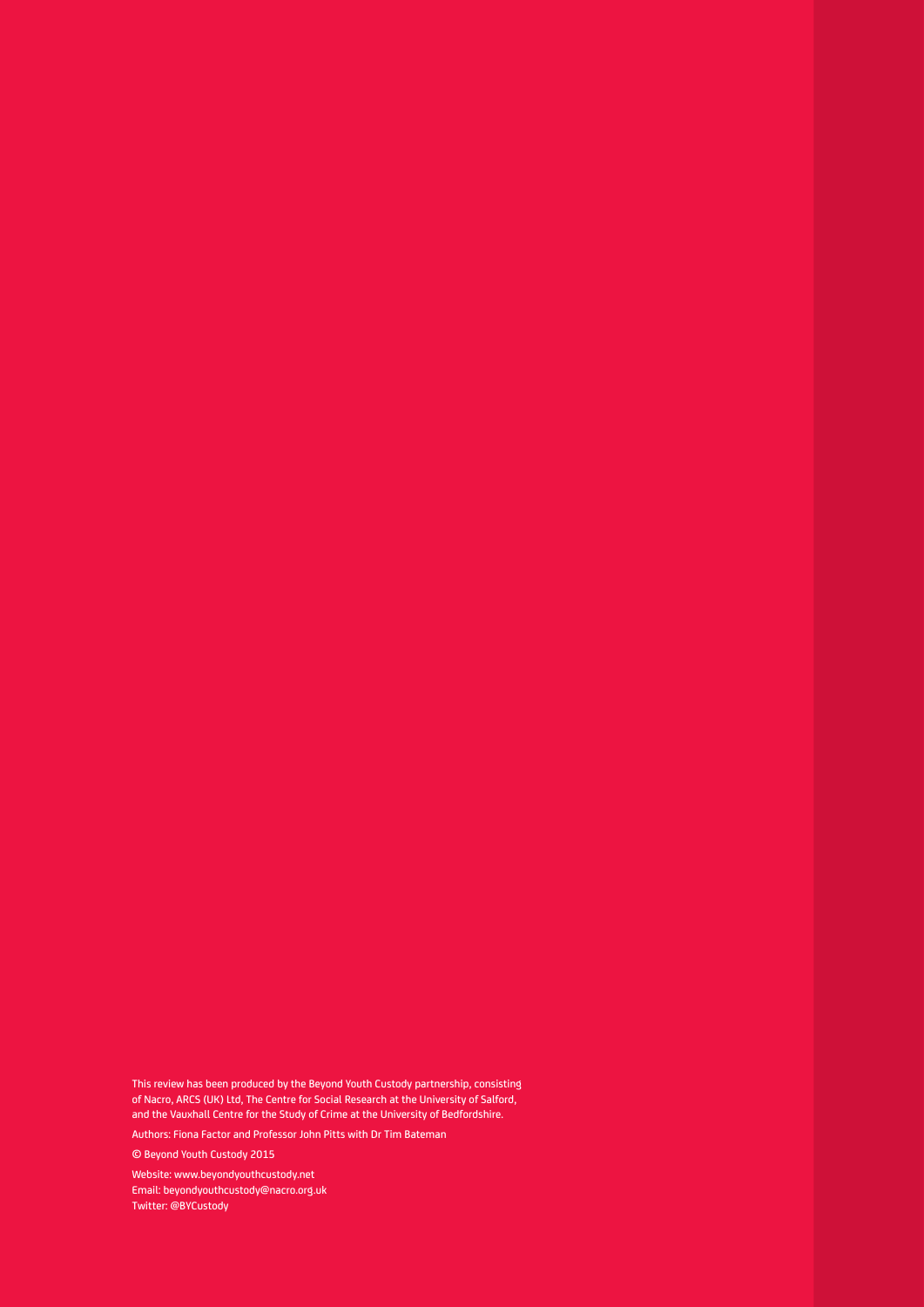This review has been produced by the Beyond Youth Custody partnership, consisting of Nacro, ARCS (UK) Ltd, The Centre for Social Research at the University of Salford, and the Vauxhall Centre for the Study of Crime at the University of Bedfordshire.

Authors: Fiona Factor and Professor John Pitts with Dr Tim Bateman

© Beyond Youth Custody 2015

Website: www.beyondyouthcustody.net
Email: beyondyouthcustody@nacro.org.uk
Twitter: @BYCustody